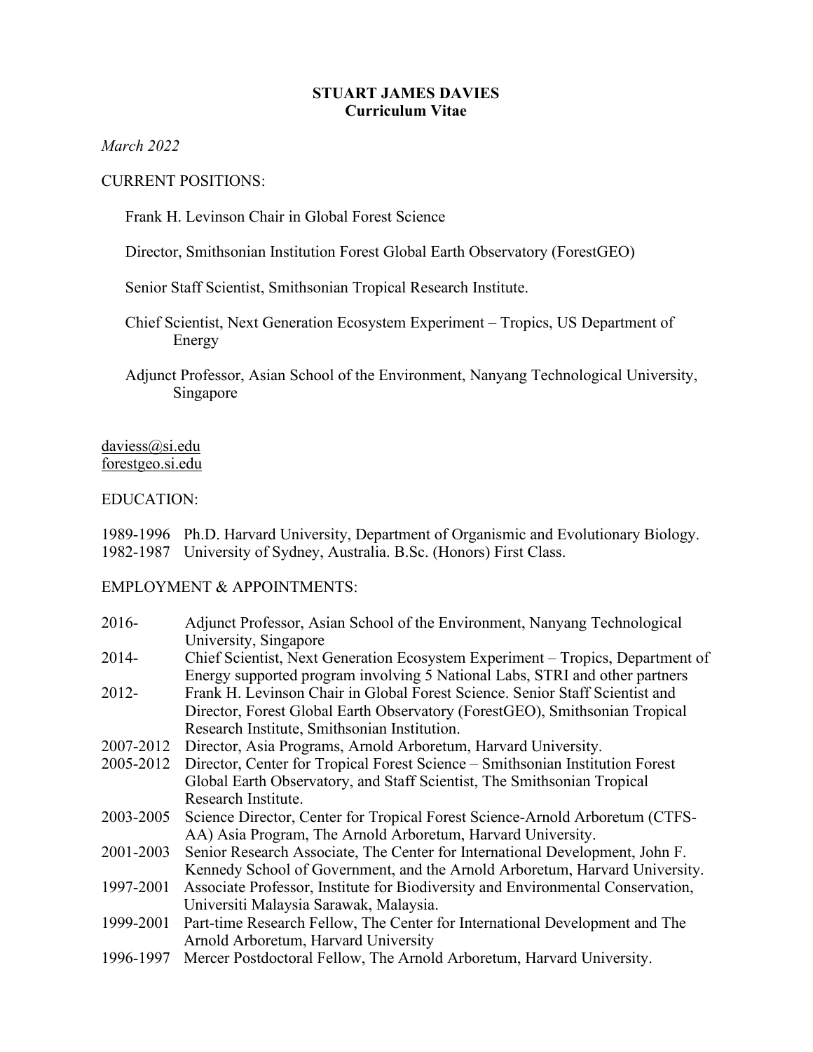# STUART JAMES DAVIES
## Curriculum Vitae

*March 2022*

CURRENT POSITIONS:

Frank H. Levinson Chair in Global Forest Science

Director, Smithsonian Institution Forest Global Earth Observatory (ForestGEO)

Senior Staff Scientist, Smithsonian Tropical Research Institute.

Chief Scientist, Next Generation Ecosystem Experiment – Tropics, US Department of Energy

Adjunct Professor, Asian School of the Environment, Nanyang Technological University, Singapore

daviess@si.edu
forestgeo.si.edu

EDUCATION:

1989-1996 Ph.D. Harvard University, Department of Organismic and Evolutionary Biology.
1982-1987 University of Sydney, Australia. B.Sc. (Honors) First Class.

EMPLOYMENT & APPOINTMENTS:

2016- Adjunct Professor, Asian School of the Environment, Nanyang Technological University, Singapore

2014- Chief Scientist, Next Generation Ecosystem Experiment – Tropics, Department of Energy supported program involving 5 National Labs, STRI and other partners

2012- Frank H. Levinson Chair in Global Forest Science. Senior Staff Scientist and Director, Forest Global Earth Observatory (ForestGEO), Smithsonian Tropical Research Institute, Smithsonian Institution.

2007-2012 Director, Asia Programs, Arnold Arboretum, Harvard University.

2005-2012 Director, Center for Tropical Forest Science – Smithsonian Institution Forest Global Earth Observatory, and Staff Scientist, The Smithsonian Tropical Research Institute.

2003-2005 Science Director, Center for Tropical Forest Science-Arnold Arboretum (CTFS-AA) Asia Program, The Arnold Arboretum, Harvard University.

2001-2003 Senior Research Associate, The Center for International Development, John F. Kennedy School of Government, and the Arnold Arboretum, Harvard University.

1997-2001 Associate Professor, Institute for Biodiversity and Environmental Conservation, Universiti Malaysia Sarawak, Malaysia.

1999-2001 Part-time Research Fellow, The Center for International Development and The Arnold Arboretum, Harvard University

1996-1997 Mercer Postdoctoral Fellow, The Arnold Arboretum, Harvard University.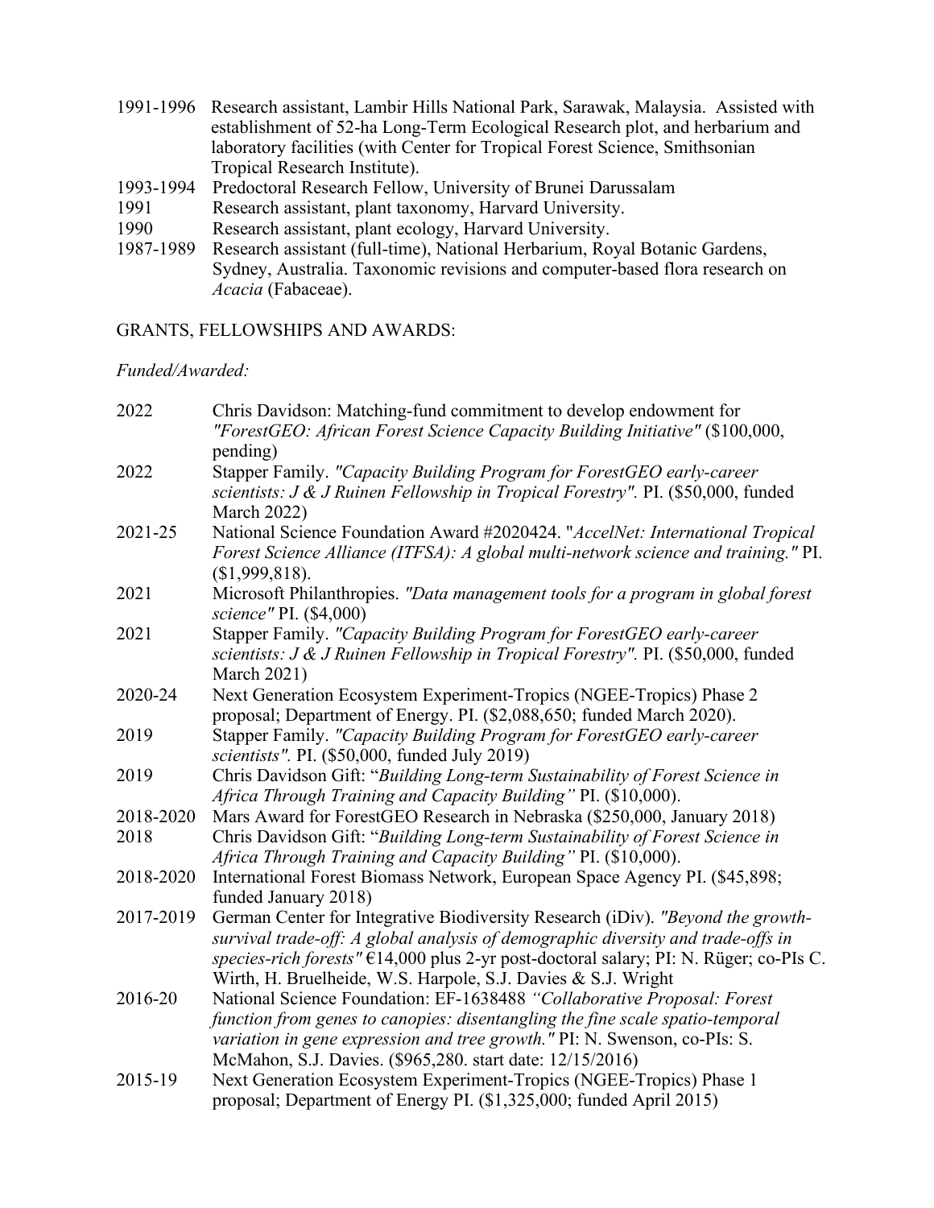1991-1996 Research assistant, Lambir Hills National Park, Sarawak, Malaysia. Assisted with establishment of 52-ha Long-Term Ecological Research plot, and herbarium and laboratory facilities (with Center for Tropical Forest Science, Smithsonian Tropical Research Institute).

1993-1994 Predoctoral Research Fellow, University of Brunei Darussalam

1991 Research assistant, plant taxonomy, Harvard University.

1990 Research assistant, plant ecology, Harvard University.

1987-1989 Research assistant (full-time), National Herbarium, Royal Botanic Gardens, Sydney, Australia. Taxonomic revisions and computer-based flora research on *Acacia* (Fabaceae).

## GRANTS, FELLOWSHIPS AND AWARDS:

*Funded/Awarded:*

2022 Chris Davidson: Matching-fund commitment to develop endowment for *"ForestGEO: African Forest Science Capacity Building Initiative"* ($100,000, pending)

2022 Stapper Family. *"Capacity Building Program for ForestGEO early-career scientists: J & J Ruinen Fellowship in Tropical Forestry".* PI. ($50,000, funded March 2022)

2021-25 National Science Foundation Award #2020424. "*AccelNet: International Tropical Forest Science Alliance (ITFSA): A global multi-network science and training."* PI. ($1,999,818).

2021 Microsoft Philanthropies. *"Data management tools for a program in global forest science"* PI. ($4,000)

2021 Stapper Family. *"Capacity Building Program for ForestGEO early-career scientists: J & J Ruinen Fellowship in Tropical Forestry".* PI. ($50,000, funded March 2021)

2020-24 Next Generation Ecosystem Experiment-Tropics (NGEE-Tropics) Phase 2 proposal; Department of Energy. PI. ($2,088,650; funded March 2020).

2019 Stapper Family. *"Capacity Building Program for ForestGEO early-career scientists".* PI. ($50,000, funded July 2019)

2019 Chris Davidson Gift: "*Building Long-term Sustainability of Forest Science in Africa Through Training and Capacity Building"* PI. ($10,000).

2018-2020 Mars Award for ForestGEO Research in Nebraska ($250,000, January 2018)

2018 Chris Davidson Gift: "*Building Long-term Sustainability of Forest Science in Africa Through Training and Capacity Building"* PI. ($10,000).

2018-2020 International Forest Biomass Network, European Space Agency PI. ($45,898; funded January 2018)

2017-2019 German Center for Integrative Biodiversity Research (iDiv). *"Beyond the growth-survival trade-off: A global analysis of demographic diversity and trade-offs in species-rich forests"* €14,000 plus 2-yr post-doctoral salary; PI: N. Rüger; co-PIs C. Wirth, H. Bruelheide, W.S. Harpole, S.J. Davies & S.J. Wright

2016-20 National Science Foundation: EF-1638488 *"Collaborative Proposal: Forest function from genes to canopies: disentangling the fine scale spatio-temporal variation in gene expression and tree growth."* PI: N. Swenson, co-PIs: S. McMahon, S.J. Davies. ($965,280. start date: 12/15/2016)

2015-19 Next Generation Ecosystem Experiment-Tropics (NGEE-Tropics) Phase 1 proposal; Department of Energy PI. ($1,325,000; funded April 2015)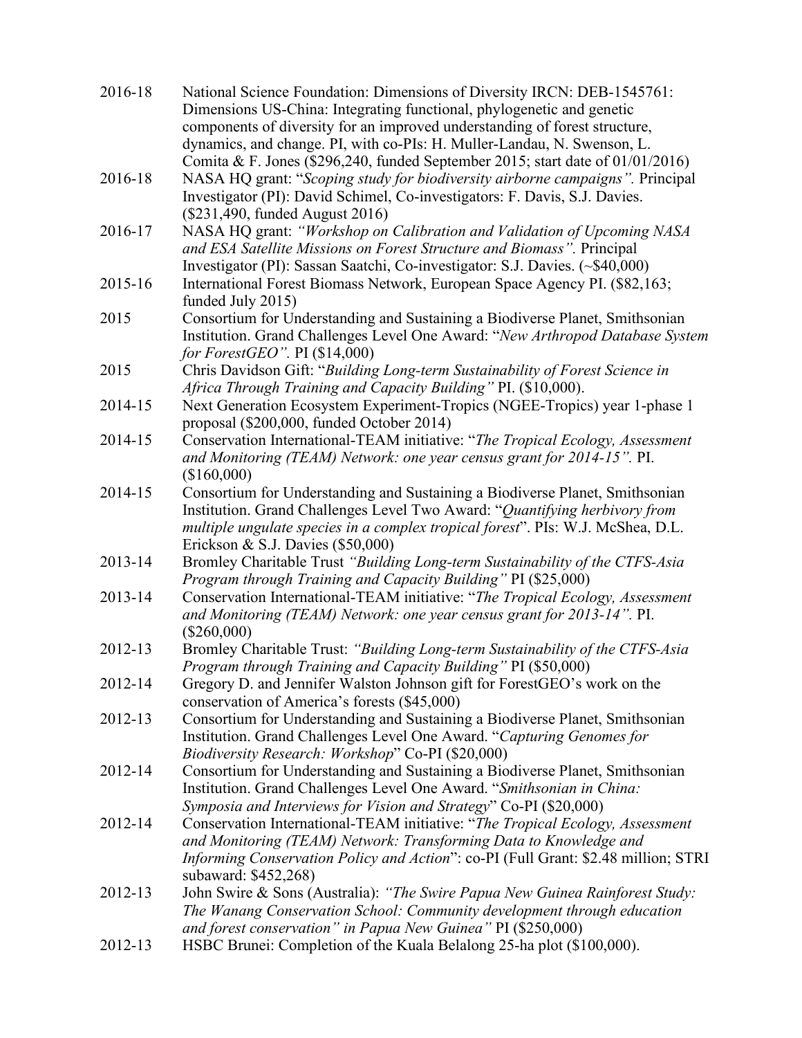2016-18 National Science Foundation: Dimensions of Diversity IRCN: DEB-1545761: Dimensions US-China: Integrating functional, phylogenetic and genetic components of diversity for an improved understanding of forest structure, dynamics, and change. PI, with co-PIs: H. Muller-Landau, N. Swenson, L. Comita & F. Jones ($296,240, funded September 2015; start date of 01/01/2016)

2016-18 NASA HQ grant: "*Scoping study for biodiversity airborne campaigns".* Principal Investigator (PI): David Schimel, Co-investigators: F. Davis, S.J. Davies. ($231,490, funded August 2016)

2016-17 NASA HQ grant: *"Workshop on Calibration and Validation of Upcoming NASA and ESA Satellite Missions on Forest Structure and Biomass".* Principal Investigator (PI): Sassan Saatchi, Co-investigator: S.J. Davies. (~$40,000)

2015-16 International Forest Biomass Network, European Space Agency PI. ($82,163; funded July 2015)

2015 Consortium for Understanding and Sustaining a Biodiverse Planet, Smithsonian Institution. Grand Challenges Level One Award: "*New Arthropod Database System for ForestGEO".* PI ($14,000)

2015 Chris Davidson Gift: "*Building Long-term Sustainability of Forest Science in Africa Through Training and Capacity Building"* PI. ($10,000).

2014-15 Next Generation Ecosystem Experiment-Tropics (NGEE-Tropics) year 1-phase 1 proposal ($200,000, funded October 2014)

2014-15 Conservation International-TEAM initiative: "*The Tropical Ecology, Assessment and Monitoring (TEAM) Network: one year census grant for 2014-15".* PI. ($160,000)

2014-15 Consortium for Understanding and Sustaining a Biodiverse Planet, Smithsonian Institution. Grand Challenges Level Two Award: "*Quantifying herbivory from multiple ungulate species in a complex tropical forest*". PIs: W.J. McShea, D.L. Erickson & S.J. Davies ($50,000)

2013-14 Bromley Charitable Trust *"Building Long-term Sustainability of the CTFS-Asia Program through Training and Capacity Building"* PI ($25,000)

2013-14 Conservation International-TEAM initiative: "*The Tropical Ecology, Assessment and Monitoring (TEAM) Network: one year census grant for 2013-14".* PI. ($260,000)

2012-13 Bromley Charitable Trust: *"Building Long-term Sustainability of the CTFS-Asia Program through Training and Capacity Building"* PI ($50,000)

2012-14 Gregory D. and Jennifer Walston Johnson gift for ForestGEO's work on the conservation of America's forests ($45,000)

2012-13 Consortium for Understanding and Sustaining a Biodiverse Planet, Smithsonian Institution. Grand Challenges Level One Award. "*Capturing Genomes for Biodiversity Research: Workshop*" Co-PI ($20,000)

2012-14 Consortium for Understanding and Sustaining a Biodiverse Planet, Smithsonian Institution. Grand Challenges Level One Award. "*Smithsonian in China: Symposia and Interviews for Vision and Strategy*" Co-PI ($20,000)

2012-14 Conservation International-TEAM initiative: "*The Tropical Ecology, Assessment and Monitoring (TEAM) Network: Transforming Data to Knowledge and Informing Conservation Policy and Action*": co-PI (Full Grant: $2.48 million; STRI subaward: $452,268)

2012-13 John Swire & Sons (Australia): *"The Swire Papua New Guinea Rainforest Study: The Wanang Conservation School: Community development through education and forest conservation" in Papua New Guinea"* PI ($250,000)

2012-13 HSBC Brunei: Completion of the Kuala Belalong 25-ha plot ($100,000).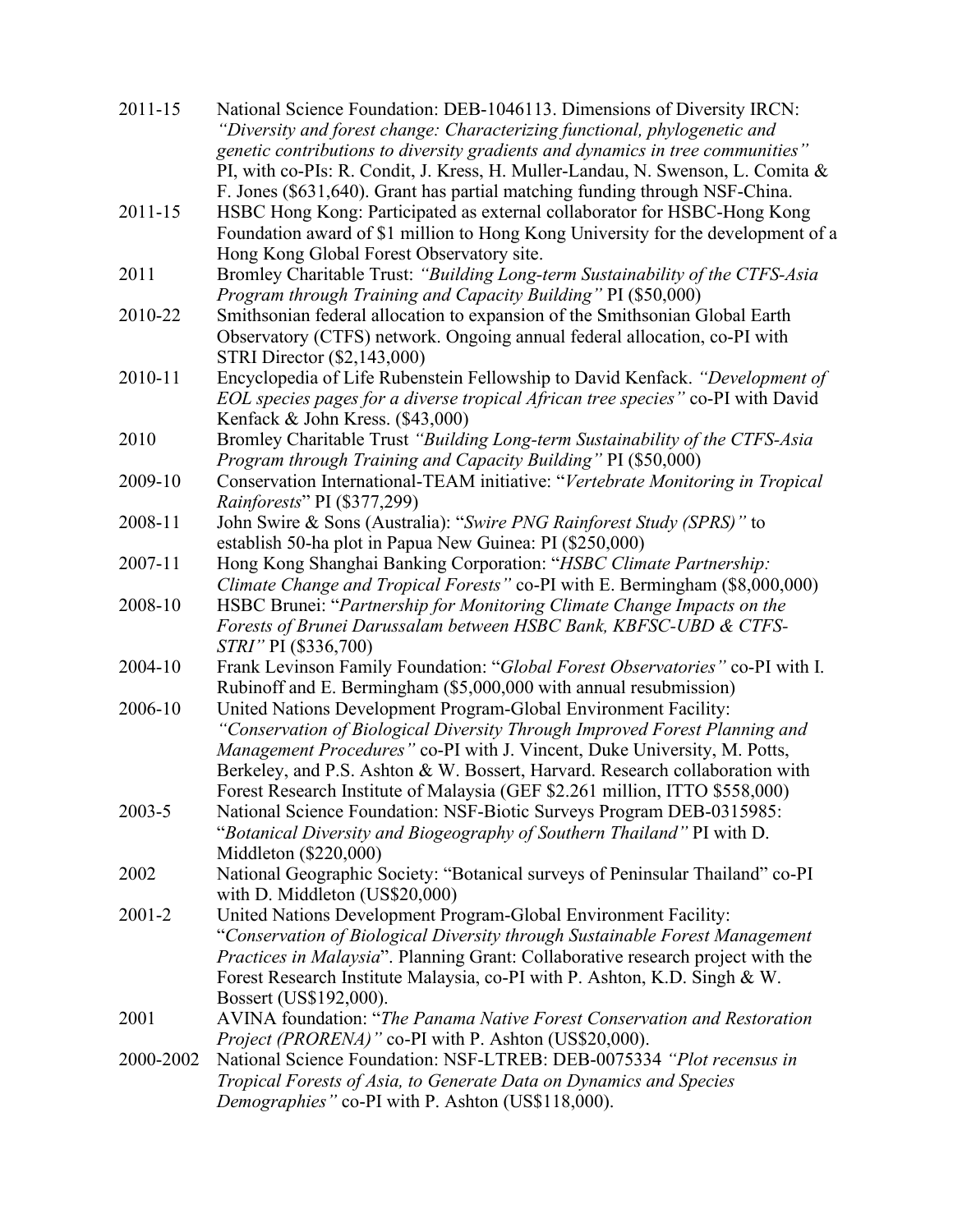2011-15 National Science Foundation: DEB-1046113. Dimensions of Diversity IRCN: *"Diversity and forest change: Characterizing functional, phylogenetic and genetic contributions to diversity gradients and dynamics in tree communities"* PI, with co-PIs: R. Condit, J. Kress, H. Muller-Landau, N. Swenson, L. Comita & F. Jones ($631,640). Grant has partial matching funding through NSF-China.

2011-15 HSBC Hong Kong: Participated as external collaborator for HSBC-Hong Kong Foundation award of $1 million to Hong Kong University for the development of a Hong Kong Global Forest Observatory site.

2011 Bromley Charitable Trust: *"Building Long-term Sustainability of the CTFS-Asia Program through Training and Capacity Building"* PI ($50,000)

2010-22 Smithsonian federal allocation to expansion of the Smithsonian Global Earth Observatory (CTFS) network. Ongoing annual federal allocation, co-PI with STRI Director ($2,143,000)

2010-11 Encyclopedia of Life Rubenstein Fellowship to David Kenfack. *"Development of EOL species pages for a diverse tropical African tree species"* co-PI with David Kenfack & John Kress. ($43,000)

2010 Bromley Charitable Trust *"Building Long-term Sustainability of the CTFS-Asia Program through Training and Capacity Building"* PI ($50,000)

2009-10 Conservation International-TEAM initiative: "*Vertebrate Monitoring in Tropical Rainforests*" PI ($377,299)

2008-11 John Swire & Sons (Australia): "*Swire PNG Rainforest Study (SPRS)"* to establish 50-ha plot in Papua New Guinea: PI ($250,000)

2007-11 Hong Kong Shanghai Banking Corporation: "*HSBC Climate Partnership: Climate Change and Tropical Forests"* co-PI with E. Bermingham ($8,000,000)

2008-10 HSBC Brunei: "*Partnership for Monitoring Climate Change Impacts on the Forests of Brunei Darussalam between HSBC Bank, KBFSC-UBD & CTFS-STRI"* PI ($336,700)

2004-10 Frank Levinson Family Foundation: "*Global Forest Observatories"* co-PI with I. Rubinoff and E. Bermingham ($5,000,000 with annual resubmission)

2006-10 United Nations Development Program-Global Environment Facility: *"Conservation of Biological Diversity Through Improved Forest Planning and Management Procedures"* co-PI with J. Vincent, Duke University, M. Potts, Berkeley, and P.S. Ashton & W. Bossert, Harvard. Research collaboration with Forest Research Institute of Malaysia (GEF $2.261 million, ITTO $558,000)

2003-5 National Science Foundation: NSF-Biotic Surveys Program DEB-0315985: "*Botanical Diversity and Biogeography of Southern Thailand"* PI with D. Middleton ($220,000)

2002 National Geographic Society: "Botanical surveys of Peninsular Thailand" co-PI with D. Middleton (US$20,000)

2001-2 United Nations Development Program-Global Environment Facility: "*Conservation of Biological Diversity through Sustainable Forest Management Practices in Malaysia*". Planning Grant: Collaborative research project with the Forest Research Institute Malaysia, co-PI with P. Ashton, K.D. Singh & W. Bossert (US$192,000).

2001 AVINA foundation: "*The Panama Native Forest Conservation and Restoration Project (PRORENA)"* co-PI with P. Ashton (US$20,000).

2000-2002 National Science Foundation: NSF-LTREB: DEB-0075334 *"Plot recensus in Tropical Forests of Asia, to Generate Data on Dynamics and Species Demographies"* co-PI with P. Ashton (US$118,000).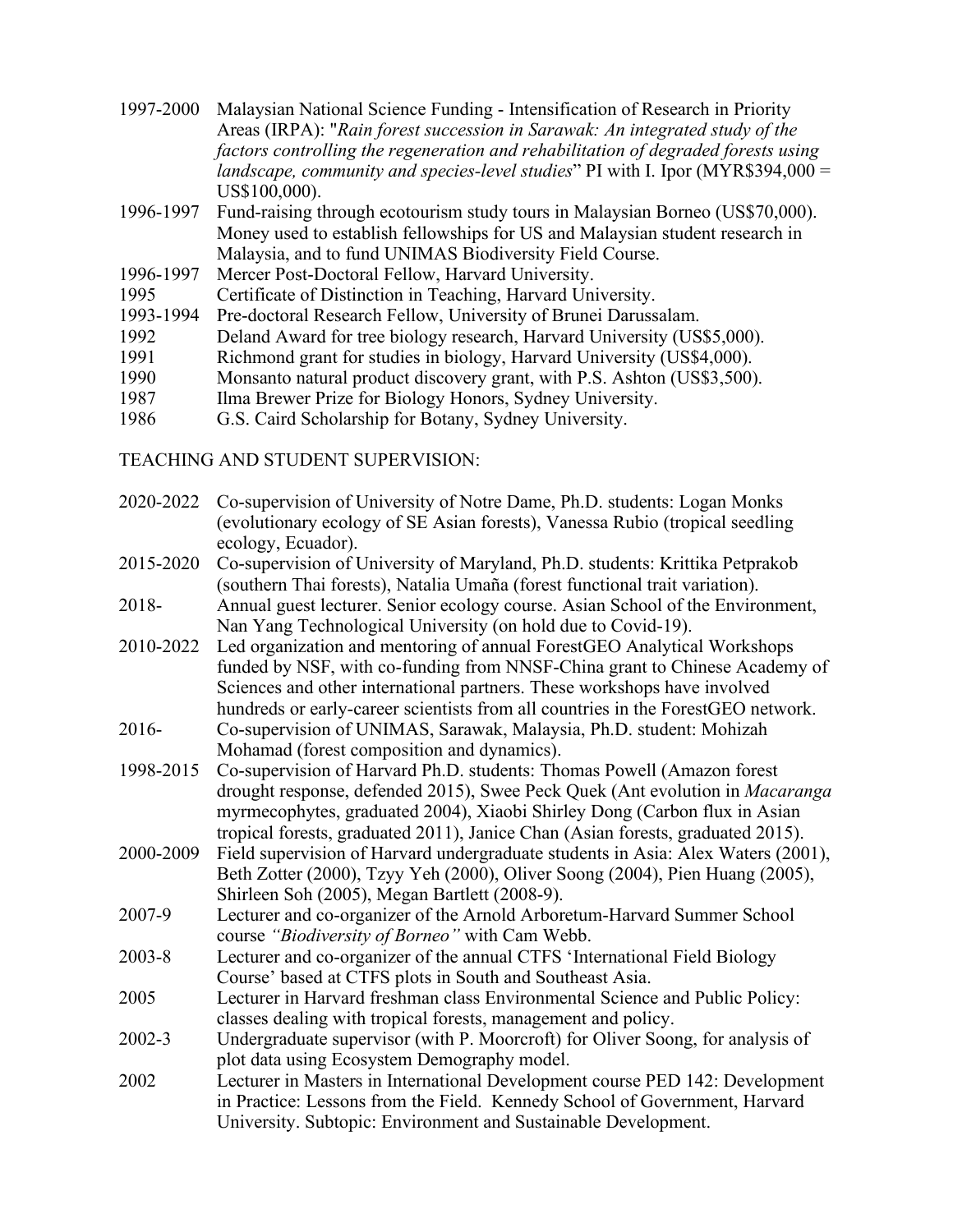1997-2000 Malaysian National Science Funding - Intensification of Research in Priority Areas (IRPA): "*Rain forest succession in Sarawak: An integrated study of the factors controlling the regeneration and rehabilitation of degraded forests using landscape, community and species-level studies*" PI with I. Ipor (MYR$394,000 = US$100,000).

1996-1997 Fund-raising through ecotourism study tours in Malaysian Borneo (US$70,000). Money used to establish fellowships for US and Malaysian student research in Malaysia, and to fund UNIMAS Biodiversity Field Course.

1996-1997 Mercer Post-Doctoral Fellow, Harvard University.

1995 Certificate of Distinction in Teaching, Harvard University.

1993-1994 Pre-doctoral Research Fellow, University of Brunei Darussalam.

1992 Deland Award for tree biology research, Harvard University (US$5,000).

1991 Richmond grant for studies in biology, Harvard University (US$4,000).

1990 Monsanto natural product discovery grant, with P.S. Ashton (US$3,500).

1987 Ilma Brewer Prize for Biology Honors, Sydney University.

1986 G.S. Caird Scholarship for Botany, Sydney University.

## TEACHING AND STUDENT SUPERVISION:

2020-2022 Co-supervision of University of Notre Dame, Ph.D. students: Logan Monks (evolutionary ecology of SE Asian forests), Vanessa Rubio (tropical seedling ecology, Ecuador).

2015-2020 Co-supervision of University of Maryland, Ph.D. students: Krittika Petprakob (southern Thai forests), Natalia Umaña (forest functional trait variation).

2018- Annual guest lecturer. Senior ecology course. Asian School of the Environment, Nan Yang Technological University (on hold due to Covid-19).

2010-2022 Led organization and mentoring of annual ForestGEO Analytical Workshops funded by NSF, with co-funding from NNSF-China grant to Chinese Academy of Sciences and other international partners. These workshops have involved hundreds or early-career scientists from all countries in the ForestGEO network.

2016- Co-supervision of UNIMAS, Sarawak, Malaysia, Ph.D. student: Mohizah Mohamad (forest composition and dynamics).

1998-2015 Co-supervision of Harvard Ph.D. students: Thomas Powell (Amazon forest drought response, defended 2015), Swee Peck Quek (Ant evolution in *Macaranga* myrmecophytes, graduated 2004), Xiaobi Shirley Dong (Carbon flux in Asian tropical forests, graduated 2011), Janice Chan (Asian forests, graduated 2015).

2000-2009 Field supervision of Harvard undergraduate students in Asia: Alex Waters (2001), Beth Zotter (2000), Tzyy Yeh (2000), Oliver Soong (2004), Pien Huang (2005), Shirleen Soh (2005), Megan Bartlett (2008-9).

2007-9 Lecturer and co-organizer of the Arnold Arboretum-Harvard Summer School course *"Biodiversity of Borneo"* with Cam Webb.

2003-8 Lecturer and co-organizer of the annual CTFS 'International Field Biology Course' based at CTFS plots in South and Southeast Asia.

2005 Lecturer in Harvard freshman class Environmental Science and Public Policy: classes dealing with tropical forests, management and policy.

2002-3 Undergraduate supervisor (with P. Moorcroft) for Oliver Soong, for analysis of plot data using Ecosystem Demography model.

2002 Lecturer in Masters in International Development course PED 142: Development in Practice: Lessons from the Field. Kennedy School of Government, Harvard University. Subtopic: Environment and Sustainable Development.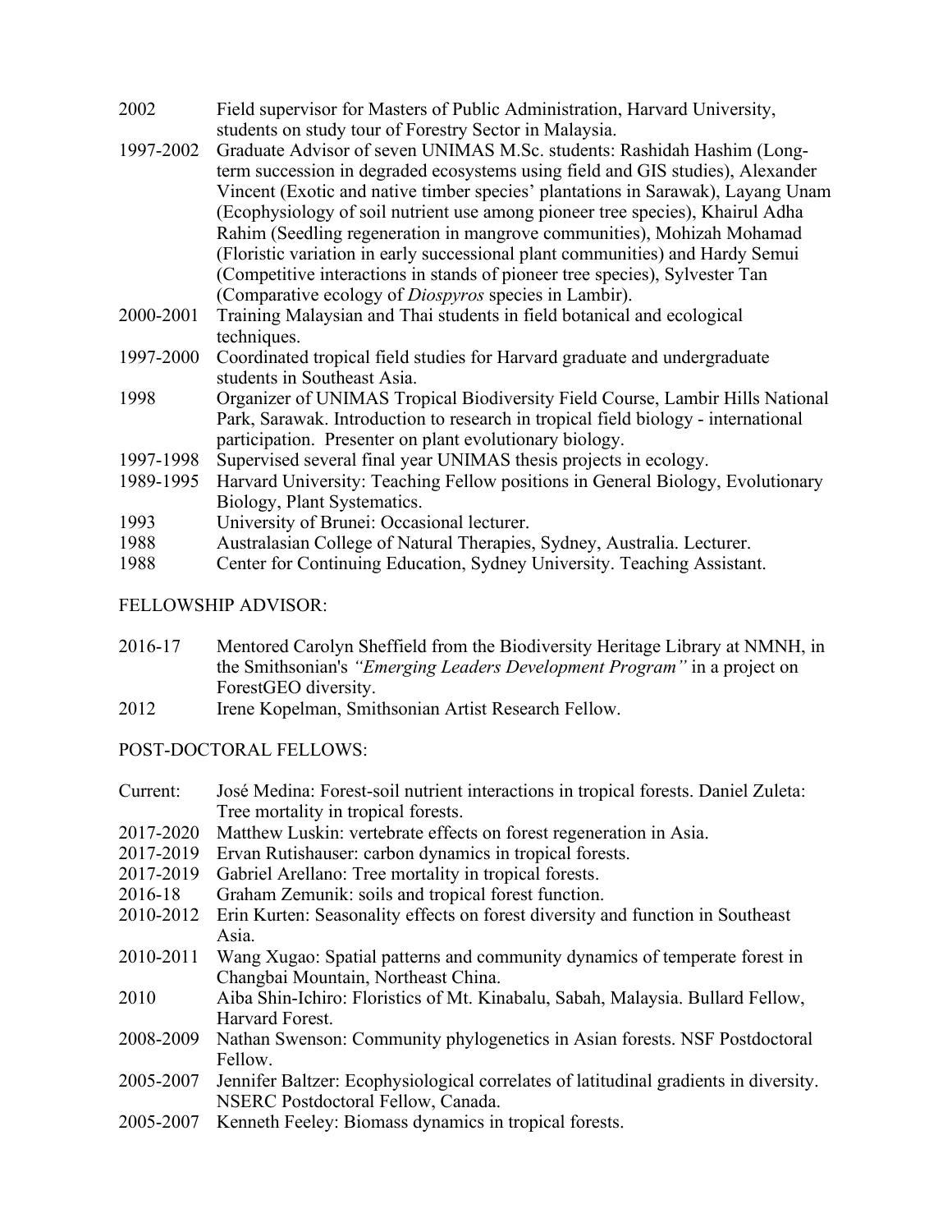2002 Field supervisor for Masters of Public Administration, Harvard University, students on study tour of Forestry Sector in Malaysia.

1997-2002 Graduate Advisor of seven UNIMAS M.Sc. students: Rashidah Hashim (Long-term succession in degraded ecosystems using field and GIS studies), Alexander Vincent (Exotic and native timber species' plantations in Sarawak), Layang Unam (Ecophysiology of soil nutrient use among pioneer tree species), Khairul Adha Rahim (Seedling regeneration in mangrove communities), Mohizah Mohamad (Floristic variation in early successional plant communities) and Hardy Semui (Competitive interactions in stands of pioneer tree species), Sylvester Tan (Comparative ecology of *Diospyros* species in Lambir).

2000-2001 Training Malaysian and Thai students in field botanical and ecological techniques.

1997-2000 Coordinated tropical field studies for Harvard graduate and undergraduate students in Southeast Asia.

1998 Organizer of UNIMAS Tropical Biodiversity Field Course, Lambir Hills National Park, Sarawak. Introduction to research in tropical field biology - international participation. Presenter on plant evolutionary biology.

1997-1998 Supervised several final year UNIMAS thesis projects in ecology.

1989-1995 Harvard University: Teaching Fellow positions in General Biology, Evolutionary Biology, Plant Systematics.

1993 University of Brunei: Occasional lecturer.

1988 Australasian College of Natural Therapies, Sydney, Australia. Lecturer.

1988 Center for Continuing Education, Sydney University. Teaching Assistant.

FELLOWSHIP ADVISOR:

2016-17 Mentored Carolyn Sheffield from the Biodiversity Heritage Library at NMNH, in the Smithsonian's *"Emerging Leaders Development Program"* in a project on ForestGEO diversity.

2012 Irene Kopelman, Smithsonian Artist Research Fellow.

POST-DOCTORAL FELLOWS:

Current: José Medina: Forest-soil nutrient interactions in tropical forests. Daniel Zuleta: Tree mortality in tropical forests.

2017-2020 Matthew Luskin: vertebrate effects on forest regeneration in Asia.

2017-2019 Ervan Rutishauser: carbon dynamics in tropical forests.

2017-2019 Gabriel Arellano: Tree mortality in tropical forests.

2016-18 Graham Zemunik: soils and tropical forest function.

2010-2012 Erin Kurten: Seasonality effects on forest diversity and function in Southeast Asia.

2010-2011 Wang Xugao: Spatial patterns and community dynamics of temperate forest in Changbai Mountain, Northeast China.

2010 Aiba Shin-Ichiro: Floristics of Mt. Kinabalu, Sabah, Malaysia. Bullard Fellow, Harvard Forest.

2008-2009 Nathan Swenson: Community phylogenetics in Asian forests. NSF Postdoctoral Fellow.

2005-2007 Jennifer Baltzer: Ecophysiological correlates of latitudinal gradients in diversity. NSERC Postdoctoral Fellow, Canada.

2005-2007 Kenneth Feeley: Biomass dynamics in tropical forests.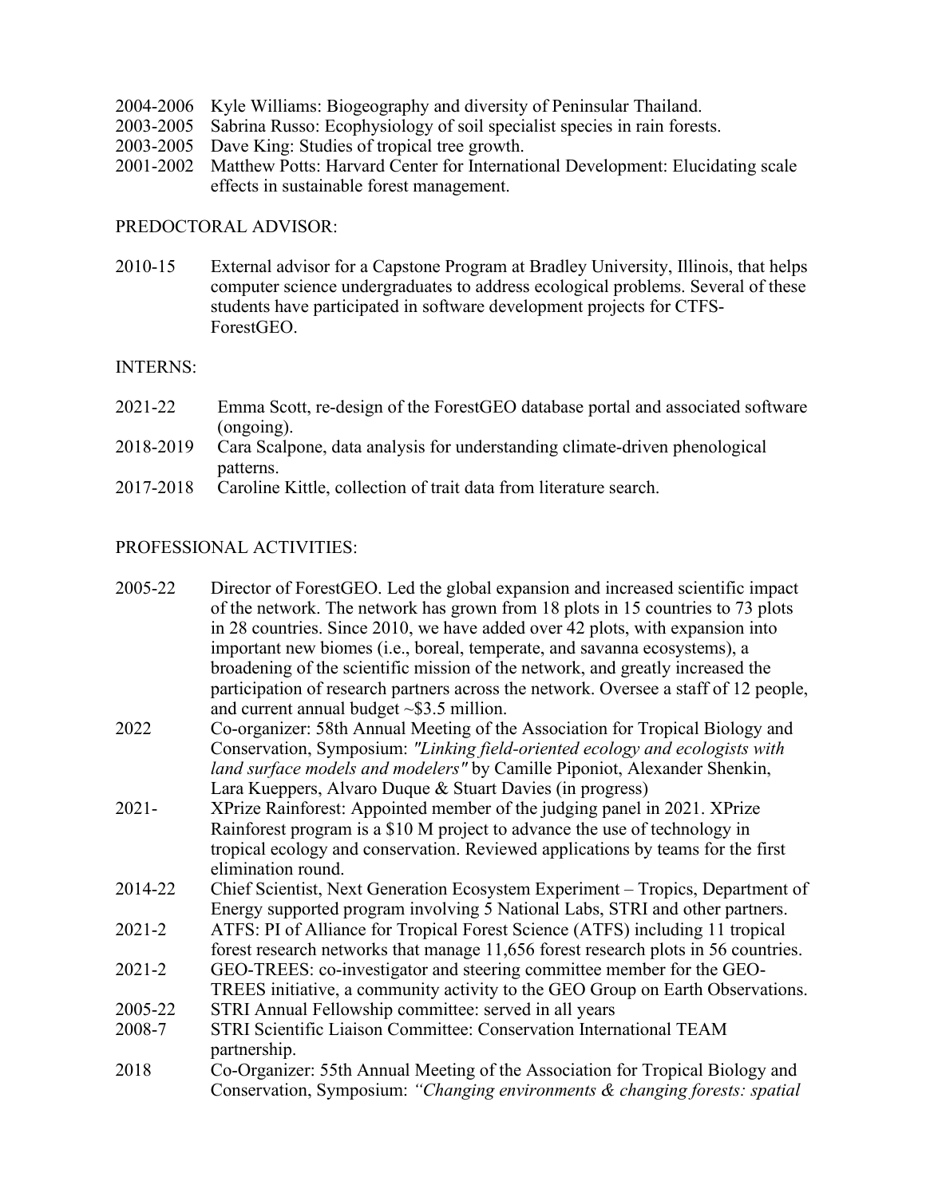2004-2006 Kyle Williams: Biogeography and diversity of Peninsular Thailand.
2003-2005 Sabrina Russo: Ecophysiology of soil specialist species in rain forests.
2003-2005 Dave King: Studies of tropical tree growth.
2001-2002 Matthew Potts: Harvard Center for International Development: Elucidating scale effects in sustainable forest management.

PREDOCTORAL ADVISOR:

2010-15 External advisor for a Capstone Program at Bradley University, Illinois, that helps computer science undergraduates to address ecological problems. Several of these students have participated in software development projects for CTFS-ForestGEO.

INTERNS:

2021-22 Emma Scott, re-design of the ForestGEO database portal and associated software (ongoing).
2018-2019 Cara Scalpone, data analysis for understanding climate-driven phenological patterns.
2017-2018 Caroline Kittle, collection of trait data from literature search.

PROFESSIONAL ACTIVITIES:

2005-22 Director of ForestGEO. Led the global expansion and increased scientific impact of the network. The network has grown from 18 plots in 15 countries to 73 plots in 28 countries. Since 2010, we have added over 42 plots, with expansion into important new biomes (i.e., boreal, temperate, and savanna ecosystems), a broadening of the scientific mission of the network, and greatly increased the participation of research partners across the network. Oversee a staff of 12 people, and current annual budget ~$3.5 million.
2022 Co-organizer: 58th Annual Meeting of the Association for Tropical Biology and Conservation, Symposium: *"Linking field-oriented ecology and ecologists with land surface models and modelers"* by Camille Piponiot, Alexander Shenkin, Lara Kueppers, Alvaro Duque & Stuart Davies (in progress)
2021- XPrize Rainforest: Appointed member of the judging panel in 2021. XPrize Rainforest program is a $10 M project to advance the use of technology in tropical ecology and conservation. Reviewed applications by teams for the first elimination round.
2014-22 Chief Scientist, Next Generation Ecosystem Experiment – Tropics, Department of Energy supported program involving 5 National Labs, STRI and other partners.
2021-2 ATFS: PI of Alliance for Tropical Forest Science (ATFS) including 11 tropical forest research networks that manage 11,656 forest research plots in 56 countries.
2021-2 GEO-TREES: co-investigator and steering committee member for the GEO-TREES initiative, a community activity to the GEO Group on Earth Observations.
2005-22 STRI Annual Fellowship committee: served in all years
2008-7 STRI Scientific Liaison Committee: Conservation International TEAM partnership.
2018 Co-Organizer: 55th Annual Meeting of the Association for Tropical Biology and Conservation, Symposium: *"Changing environments & changing forests: spatial*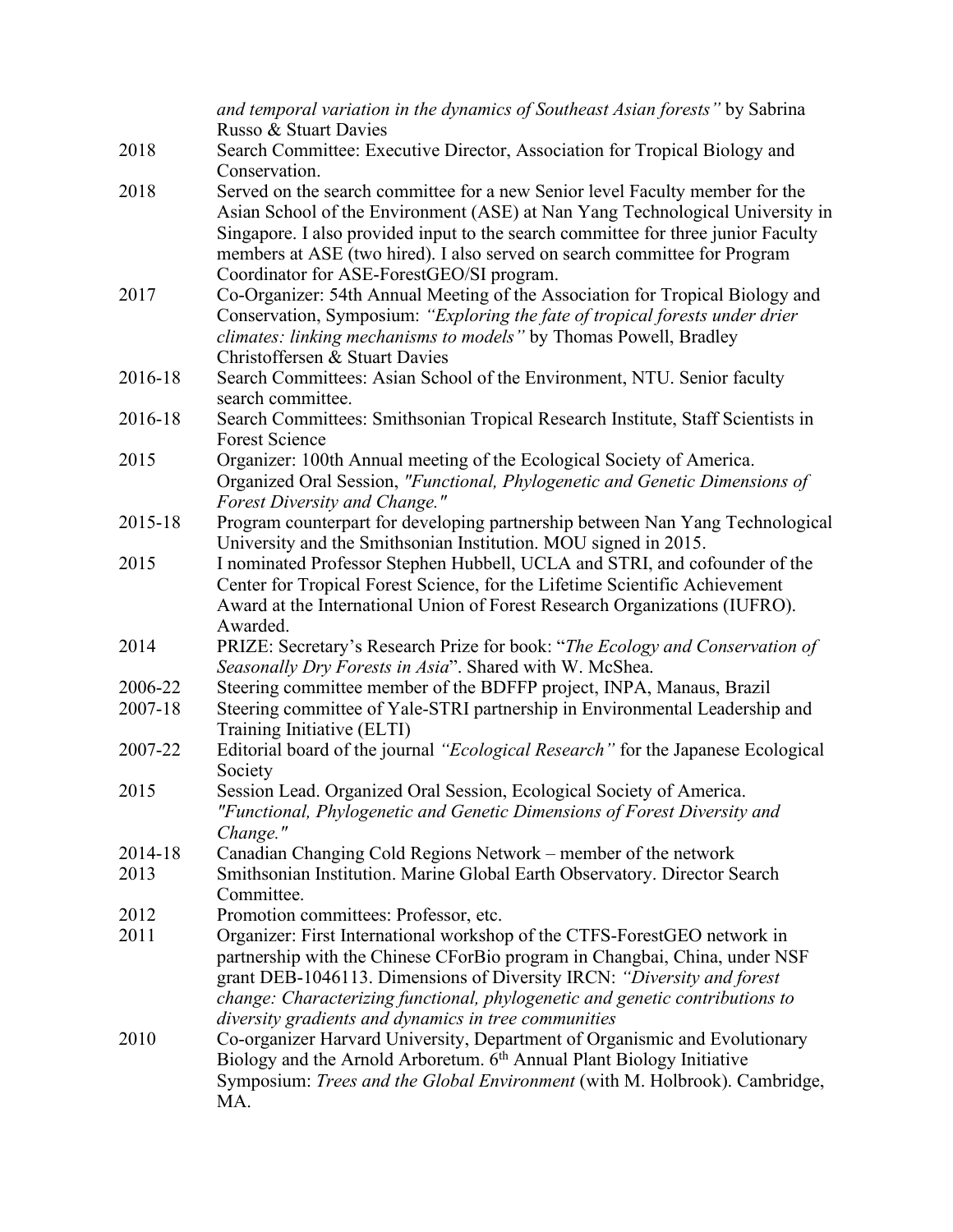*and temporal variation in the dynamics of Southeast Asian forests"* by Sabrina Russo & Stuart Davies

2018 Search Committee: Executive Director, Association for Tropical Biology and Conservation.

2018 Served on the search committee for a new Senior level Faculty member for the Asian School of the Environment (ASE) at Nan Yang Technological University in Singapore. I also provided input to the search committee for three junior Faculty members at ASE (two hired). I also served on search committee for Program Coordinator for ASE-ForestGEO/SI program.

2017 Co-Organizer: 54th Annual Meeting of the Association for Tropical Biology and Conservation, Symposium: *"Exploring the fate of tropical forests under drier climates: linking mechanisms to models"* by Thomas Powell, Bradley Christoffersen & Stuart Davies

2016-18 Search Committees: Asian School of the Environment, NTU. Senior faculty search committee.

2016-18 Search Committees: Smithsonian Tropical Research Institute, Staff Scientists in Forest Science

2015 Organizer: 100th Annual meeting of the Ecological Society of America. Organized Oral Session, *"Functional, Phylogenetic and Genetic Dimensions of Forest Diversity and Change."*

2015-18 Program counterpart for developing partnership between Nan Yang Technological University and the Smithsonian Institution. MOU signed in 2015.

2015 I nominated Professor Stephen Hubbell, UCLA and STRI, and cofounder of the Center for Tropical Forest Science, for the Lifetime Scientific Achievement Award at the International Union of Forest Research Organizations (IUFRO). Awarded.

2014 PRIZE: Secretary's Research Prize for book: "*The Ecology and Conservation of Seasonally Dry Forests in Asia*". Shared with W. McShea.

2006-22 Steering committee member of the BDFFP project, INPA, Manaus, Brazil

2007-18 Steering committee of Yale-STRI partnership in Environmental Leadership and Training Initiative (ELTI)

2007-22 Editorial board of the journal *"Ecological Research"* for the Japanese Ecological Society

2015 Session Lead. Organized Oral Session, Ecological Society of America. *"Functional, Phylogenetic and Genetic Dimensions of Forest Diversity and Change."*

2014-18 Canadian Changing Cold Regions Network – member of the network

2013 Smithsonian Institution. Marine Global Earth Observatory. Director Search Committee.

2012 Promotion committees: Professor, etc.

2011 Organizer: First International workshop of the CTFS-ForestGEO network in partnership with the Chinese CForBio program in Changbai, China, under NSF grant DEB-1046113. Dimensions of Diversity IRCN: *"Diversity and forest change: Characterizing functional, phylogenetic and genetic contributions to diversity gradients and dynamics in tree communities*

2010 Co-organizer Harvard University, Department of Organismic and Evolutionary Biology and the Arnold Arboretum. 6th Annual Plant Biology Initiative Symposium: *Trees and the Global Environment* (with M. Holbrook). Cambridge, MA.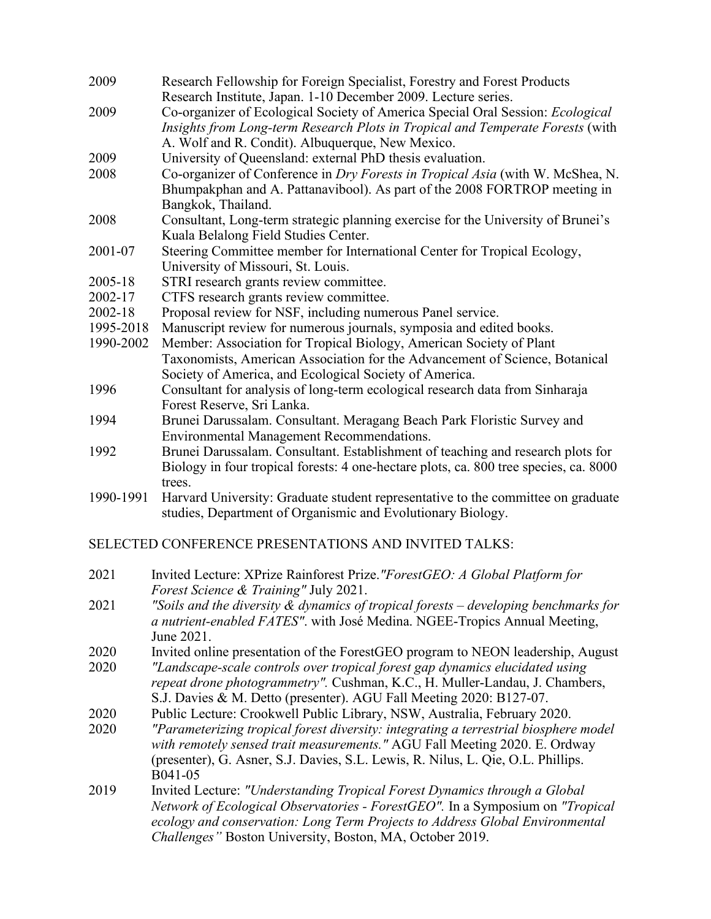2009 Research Fellowship for Foreign Specialist, Forestry and Forest Products Research Institute, Japan. 1-10 December 2009. Lecture series.

2009 Co-organizer of Ecological Society of America Special Oral Session: *Ecological Insights from Long-term Research Plots in Tropical and Temperate Forests* (with A. Wolf and R. Condit). Albuquerque, New Mexico.

2009 University of Queensland: external PhD thesis evaluation.

2008 Co-organizer of Conference in *Dry Forests in Tropical Asia* (with W. McShea, N. Bhumpakphan and A. Pattanavibool). As part of the 2008 FORTROP meeting in Bangkok, Thailand.

2008 Consultant, Long-term strategic planning exercise for the University of Brunei's Kuala Belalong Field Studies Center.

2001-07 Steering Committee member for International Center for Tropical Ecology, University of Missouri, St. Louis.

2005-18 STRI research grants review committee.

2002-17 CTFS research grants review committee.

2002-18 Proposal review for NSF, including numerous Panel service.

1995-2018 Manuscript review for numerous journals, symposia and edited books.

1990-2002 Member: Association for Tropical Biology, American Society of Plant Taxonomists, American Association for the Advancement of Science, Botanical Society of America, and Ecological Society of America.

1996 Consultant for analysis of long-term ecological research data from Sinharaja Forest Reserve, Sri Lanka.

1994 Brunei Darussalam. Consultant. Meragang Beach Park Floristic Survey and Environmental Management Recommendations.

1992 Brunei Darussalam. Consultant. Establishment of teaching and research plots for Biology in four tropical forests: 4 one-hectare plots, ca. 800 tree species, ca. 8000 trees.

1990-1991 Harvard University: Graduate student representative to the committee on graduate studies, Department of Organismic and Evolutionary Biology.

## SELECTED CONFERENCE PRESENTATIONS AND INVITED TALKS:

2021 Invited Lecture: XPrize Rainforest Prize.*"ForestGEO: A Global Platform for Forest Science & Training"* July 2021.

2021 *"Soils and the diversity & dynamics of tropical forests – developing benchmarks for a nutrient-enabled FATES"*. with José Medina. NGEE-Tropics Annual Meeting, June 2021.

2020 Invited online presentation of the ForestGEO program to NEON leadership, August

2020 *"Landscape-scale controls over tropical forest gap dynamics elucidated using repeat drone photogrammetry".* Cushman, K.C., H. Muller-Landau, J. Chambers, S.J. Davies & M. Detto (presenter). AGU Fall Meeting 2020: B127-07.

2020 Public Lecture: Crookwell Public Library, NSW, Australia, February 2020.

2020 *"Parameterizing tropical forest diversity: integrating a terrestrial biosphere model with remotely sensed trait measurements."* AGU Fall Meeting 2020. E. Ordway (presenter), G. Asner, S.J. Davies, S.L. Lewis, R. Nilus, L. Qie, O.L. Phillips. B041-05

2019 Invited Lecture: *"Understanding Tropical Forest Dynamics through a Global Network of Ecological Observatories - ForestGEO".* In a Symposium on *"Tropical ecology and conservation: Long Term Projects to Address Global Environmental Challenges"* Boston University, Boston, MA, October 2019.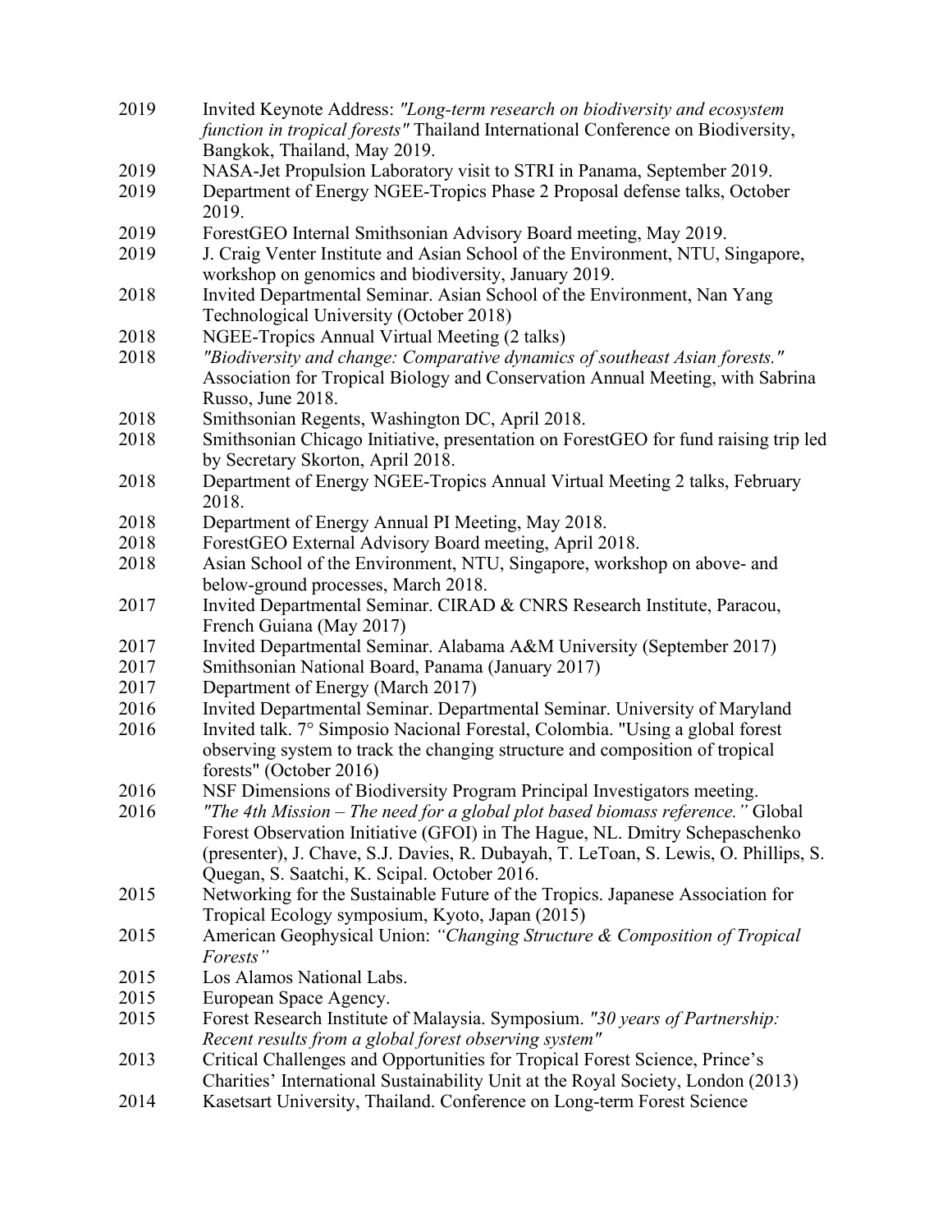2019 Invited Keynote Address: *"Long-term research on biodiversity and ecosystem function in tropical forests"* Thailand International Conference on Biodiversity, Bangkok, Thailand, May 2019.

2019 NASA-Jet Propulsion Laboratory visit to STRI in Panama, September 2019.

2019 Department of Energy NGEE-Tropics Phase 2 Proposal defense talks, October 2019.

2019 ForestGEO Internal Smithsonian Advisory Board meeting, May 2019.

2019 J. Craig Venter Institute and Asian School of the Environment, NTU, Singapore, workshop on genomics and biodiversity, January 2019.

2018 Invited Departmental Seminar. Asian School of the Environment, Nan Yang Technological University (October 2018)

2018 NGEE-Tropics Annual Virtual Meeting (2 talks)

2018 *"Biodiversity and change: Comparative dynamics of southeast Asian forests."* Association for Tropical Biology and Conservation Annual Meeting, with Sabrina Russo, June 2018.

2018 Smithsonian Regents, Washington DC, April 2018.

2018 Smithsonian Chicago Initiative, presentation on ForestGEO for fund raising trip led by Secretary Skorton, April 2018.

2018 Department of Energy NGEE-Tropics Annual Virtual Meeting 2 talks, February 2018.

2018 Department of Energy Annual PI Meeting, May 2018.

2018 ForestGEO External Advisory Board meeting, April 2018.

2018 Asian School of the Environment, NTU, Singapore, workshop on above- and below-ground processes, March 2018.

2017 Invited Departmental Seminar. CIRAD & CNRS Research Institute, Paracou, French Guiana (May 2017)

2017 Invited Departmental Seminar. Alabama A&M University (September 2017)

2017 Smithsonian National Board, Panama (January 2017)

2017 Department of Energy (March 2017)

2016 Invited Departmental Seminar. Departmental Seminar. University of Maryland

2016 Invited talk. 7° Simposio Nacional Forestal, Colombia. "Using a global forest observing system to track the changing structure and composition of tropical forests" (October 2016)

2016 NSF Dimensions of Biodiversity Program Principal Investigators meeting.

2016 *"The 4th Mission – The need for a global plot based biomass reference."* Global Forest Observation Initiative (GFOI) in The Hague, NL. Dmitry Schepaschenko (presenter), J. Chave, S.J. Davies, R. Dubayah, T. LeToan, S. Lewis, O. Phillips, S. Quegan, S. Saatchi, K. Scipal. October 2016.

2015 Networking for the Sustainable Future of the Tropics. Japanese Association for Tropical Ecology symposium, Kyoto, Japan (2015)

2015 American Geophysical Union: *"Changing Structure & Composition of Tropical Forests"*

2015 Los Alamos National Labs.

2015 European Space Agency.

2015 Forest Research Institute of Malaysia. Symposium. *"30 years of Partnership: Recent results from a global forest observing system"*

2013 Critical Challenges and Opportunities for Tropical Forest Science, Prince's Charities' International Sustainability Unit at the Royal Society, London (2013)

2014 Kasetsart University, Thailand. Conference on Long-term Forest Science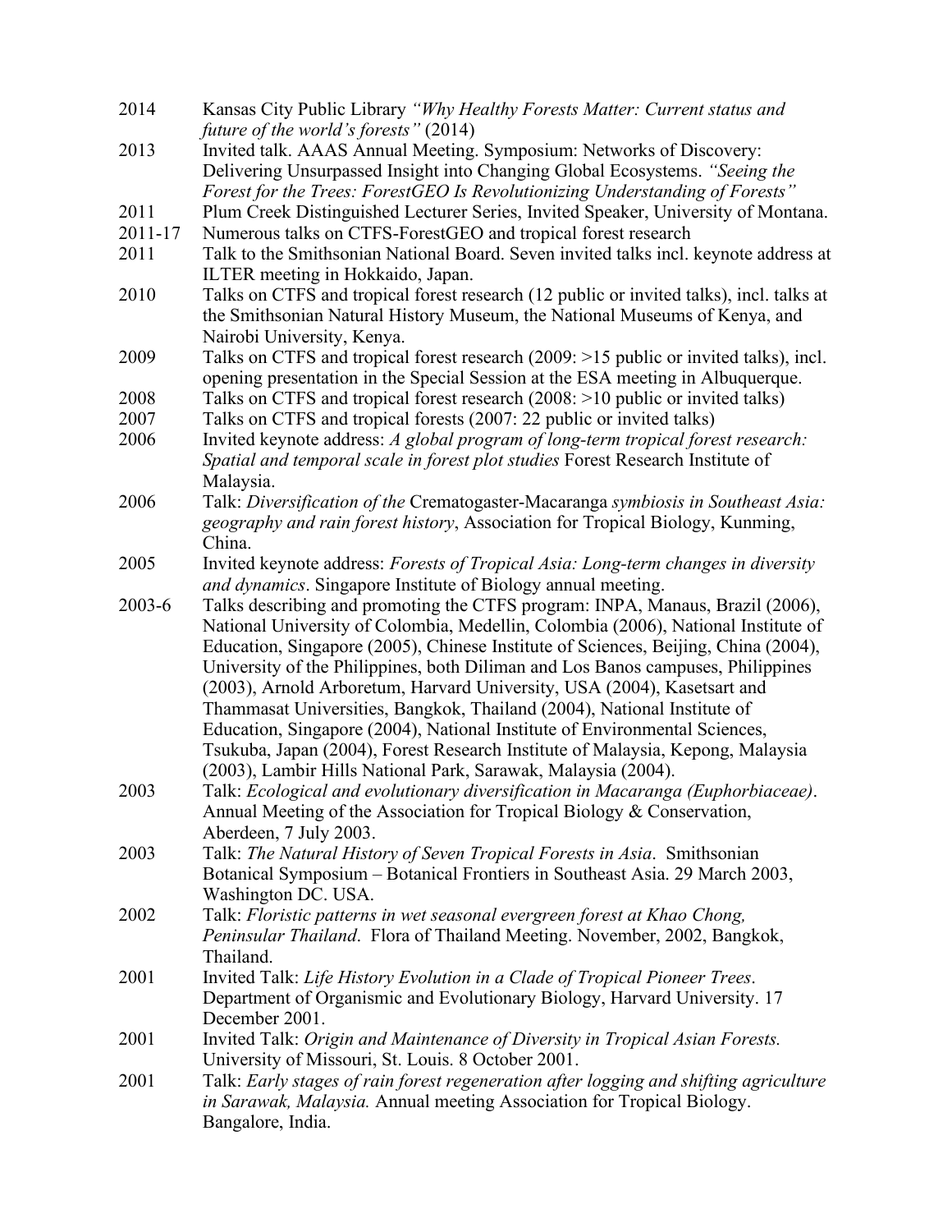2014 Kansas City Public Library *"Why Healthy Forests Matter: Current status and future of the world's forests"* (2014)

2013 Invited talk. AAAS Annual Meeting. Symposium: Networks of Discovery: Delivering Unsurpassed Insight into Changing Global Ecosystems. *"Seeing the Forest for the Trees: ForestGEO Is Revolutionizing Understanding of Forests"*

2011 Plum Creek Distinguished Lecturer Series, Invited Speaker, University of Montana.

2011-17 Numerous talks on CTFS-ForestGEO and tropical forest research

2011 Talk to the Smithsonian National Board. Seven invited talks incl. keynote address at ILTER meeting in Hokkaido, Japan.

2010 Talks on CTFS and tropical forest research (12 public or invited talks), incl. talks at the Smithsonian Natural History Museum, the National Museums of Kenya, and Nairobi University, Kenya.

2009 Talks on CTFS and tropical forest research (2009: >15 public or invited talks), incl. opening presentation in the Special Session at the ESA meeting in Albuquerque.

2008 Talks on CTFS and tropical forest research (2008: >10 public or invited talks)

2007 Talks on CTFS and tropical forests (2007: 22 public or invited talks)

2006 Invited keynote address: *A global program of long-term tropical forest research: Spatial and temporal scale in forest plot studies* Forest Research Institute of Malaysia.

2006 Talk: *Diversification of the* Crematogaster-Macaranga *symbiosis in Southeast Asia: geography and rain forest history*, Association for Tropical Biology, Kunming, China.

2005 Invited keynote address: *Forests of Tropical Asia: Long-term changes in diversity and dynamics*. Singapore Institute of Biology annual meeting.

2003-6 Talks describing and promoting the CTFS program: INPA, Manaus, Brazil (2006), National University of Colombia, Medellin, Colombia (2006), National Institute of Education, Singapore (2005), Chinese Institute of Sciences, Beijing, China (2004), University of the Philippines, both Diliman and Los Banos campuses, Philippines (2003), Arnold Arboretum, Harvard University, USA (2004), Kasetsart and Thammasat Universities, Bangkok, Thailand (2004), National Institute of Education, Singapore (2004), National Institute of Environmental Sciences, Tsukuba, Japan (2004), Forest Research Institute of Malaysia, Kepong, Malaysia (2003), Lambir Hills National Park, Sarawak, Malaysia (2004).

2003 Talk: *Ecological and evolutionary diversification in Macaranga (Euphorbiaceae)*. Annual Meeting of the Association for Tropical Biology & Conservation, Aberdeen, 7 July 2003.

2003 Talk: *The Natural History of Seven Tropical Forests in Asia*. Smithsonian Botanical Symposium – Botanical Frontiers in Southeast Asia. 29 March 2003, Washington DC. USA.

2002 Talk: *Floristic patterns in wet seasonal evergreen forest at Khao Chong, Peninsular Thailand*. Flora of Thailand Meeting. November, 2002, Bangkok, Thailand.

2001 Invited Talk: *Life History Evolution in a Clade of Tropical Pioneer Trees*. Department of Organismic and Evolutionary Biology, Harvard University. 17 December 2001.

2001 Invited Talk: *Origin and Maintenance of Diversity in Tropical Asian Forests.* University of Missouri, St. Louis. 8 October 2001.

2001 Talk: *Early stages of rain forest regeneration after logging and shifting agriculture in Sarawak, Malaysia.* Annual meeting Association for Tropical Biology. Bangalore, India.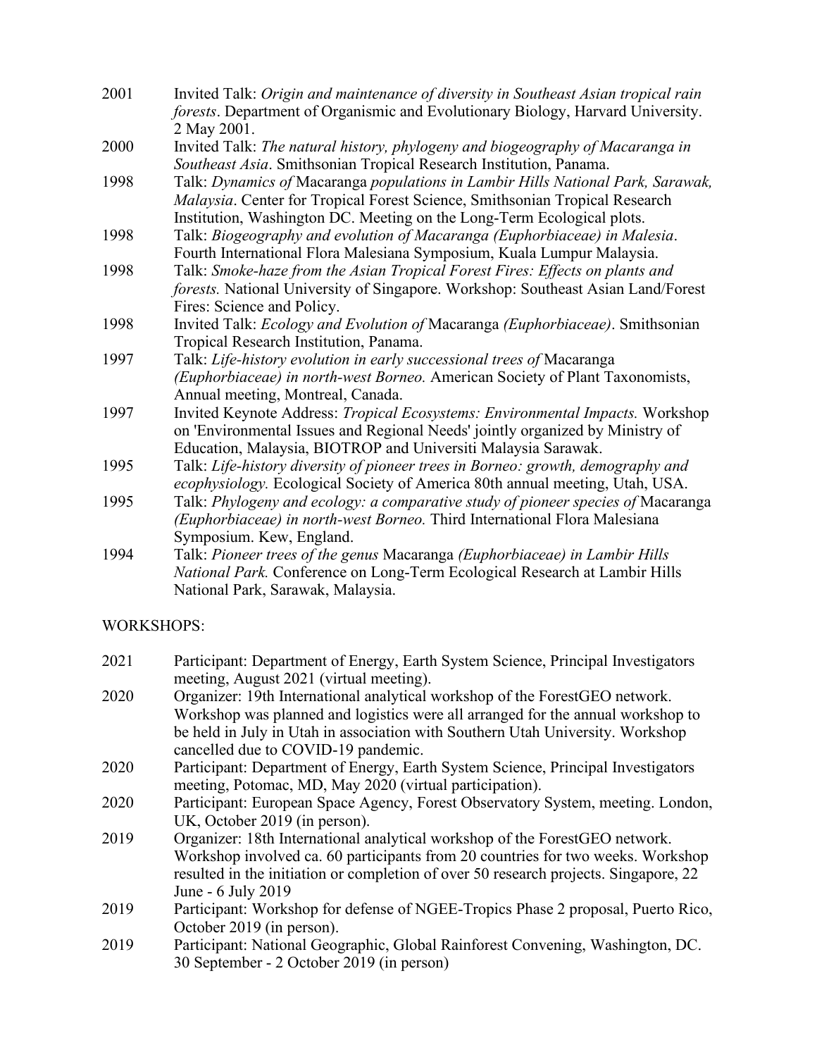2001 Invited Talk: *Origin and maintenance of diversity in Southeast Asian tropical rain forests*. Department of Organismic and Evolutionary Biology, Harvard University. 2 May 2001.

2000 Invited Talk: *The natural history, phylogeny and biogeography of Macaranga in Southeast Asia*. Smithsonian Tropical Research Institution, Panama.

1998 Talk: *Dynamics of* Macaranga *populations in Lambir Hills National Park, Sarawak, Malaysia*. Center for Tropical Forest Science, Smithsonian Tropical Research Institution, Washington DC. Meeting on the Long-Term Ecological plots.

1998 Talk: *Biogeography and evolution of Macaranga (Euphorbiaceae) in Malesia*. Fourth International Flora Malesiana Symposium, Kuala Lumpur Malaysia.

1998 Talk: *Smoke-haze from the Asian Tropical Forest Fires: Effects on plants and forests.* National University of Singapore. Workshop: Southeast Asian Land/Forest Fires: Science and Policy.

1998 Invited Talk: *Ecology and Evolution of* Macaranga *(Euphorbiaceae)*. Smithsonian Tropical Research Institution, Panama.

1997 Talk: *Life-history evolution in early successional trees of* Macaranga *(Euphorbiaceae) in north-west Borneo.* American Society of Plant Taxonomists, Annual meeting, Montreal, Canada.

1997 Invited Keynote Address: *Tropical Ecosystems: Environmental Impacts.* Workshop on 'Environmental Issues and Regional Needs' jointly organized by Ministry of Education, Malaysia, BIOTROP and Universiti Malaysia Sarawak.

1995 Talk: *Life-history diversity of pioneer trees in Borneo: growth, demography and ecophysiology.* Ecological Society of America 80th annual meeting, Utah, USA.

1995 Talk: *Phylogeny and ecology: a comparative study of pioneer species of* Macaranga *(Euphorbiaceae) in north-west Borneo.* Third International Flora Malesiana Symposium. Kew, England.

1994 Talk: *Pioneer trees of the genus* Macaranga *(Euphorbiaceae) in Lambir Hills National Park.* Conference on Long-Term Ecological Research at Lambir Hills National Park, Sarawak, Malaysia.

WORKSHOPS:

2021 Participant: Department of Energy, Earth System Science, Principal Investigators meeting, August 2021 (virtual meeting).

2020 Organizer: 19th International analytical workshop of the ForestGEO network. Workshop was planned and logistics were all arranged for the annual workshop to be held in July in Utah in association with Southern Utah University. Workshop cancelled due to COVID-19 pandemic.

2020 Participant: Department of Energy, Earth System Science, Principal Investigators meeting, Potomac, MD, May 2020 (virtual participation).

2020 Participant: European Space Agency, Forest Observatory System, meeting. London, UK, October 2019 (in person).

2019 Organizer: 18th International analytical workshop of the ForestGEO network. Workshop involved ca. 60 participants from 20 countries for two weeks. Workshop resulted in the initiation or completion of over 50 research projects. Singapore, 22 June - 6 July 2019

2019 Participant: Workshop for defense of NGEE-Tropics Phase 2 proposal, Puerto Rico, October 2019 (in person).

2019 Participant: National Geographic, Global Rainforest Convening, Washington, DC. 30 September - 2 October 2019 (in person)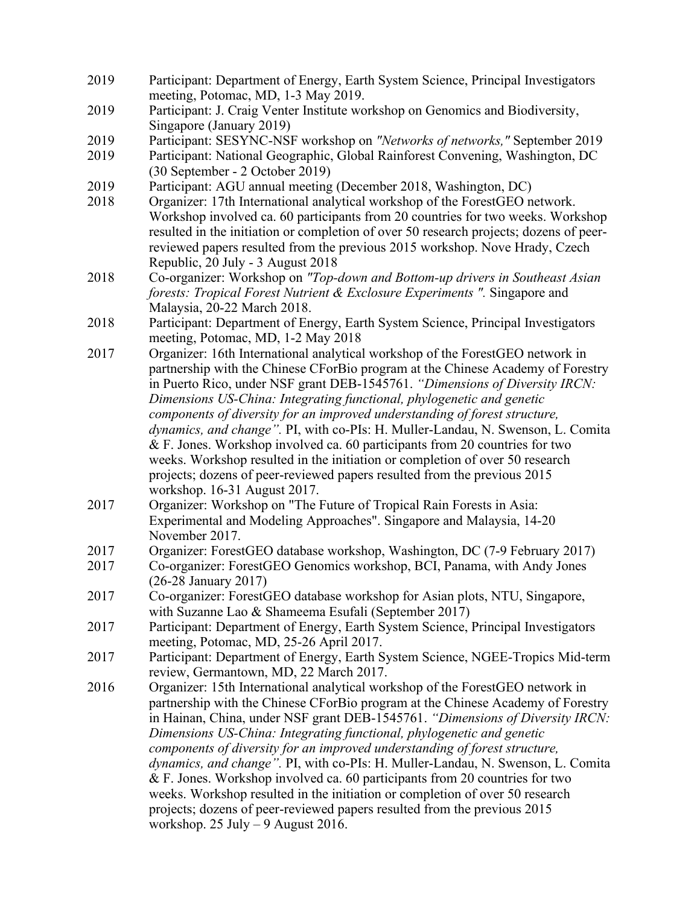2019 Participant: Department of Energy, Earth System Science, Principal Investigators meeting, Potomac, MD, 1-3 May 2019.

2019 Participant: J. Craig Venter Institute workshop on Genomics and Biodiversity, Singapore (January 2019)

2019 Participant: SESYNC-NSF workshop on *"Networks of networks,"* September 2019

2019 Participant: National Geographic, Global Rainforest Convening, Washington, DC (30 September - 2 October 2019)

2019 Participant: AGU annual meeting (December 2018, Washington, DC)

2018 Organizer: 17th International analytical workshop of the ForestGEO network. Workshop involved ca. 60 participants from 20 countries for two weeks. Workshop resulted in the initiation or completion of over 50 research projects; dozens of peer-reviewed papers resulted from the previous 2015 workshop. Nove Hrady, Czech Republic, 20 July - 3 August 2018

2018 Co-organizer: Workshop on *"Top-down and Bottom-up drivers in Southeast Asian forests: Tropical Forest Nutrient & Exclosure Experiments ".* Singapore and Malaysia, 20-22 March 2018.

2018 Participant: Department of Energy, Earth System Science, Principal Investigators meeting, Potomac, MD, 1-2 May 2018

2017 Organizer: 16th International analytical workshop of the ForestGEO network in partnership with the Chinese CForBio program at the Chinese Academy of Forestry in Puerto Rico, under NSF grant DEB-1545761. *"Dimensions of Diversity IRCN: Dimensions US-China: Integrating functional, phylogenetic and genetic components of diversity for an improved understanding of forest structure, dynamics, and change".* PI, with co-PIs: H. Muller-Landau, N. Swenson, L. Comita & F. Jones. Workshop involved ca. 60 participants from 20 countries for two weeks. Workshop resulted in the initiation or completion of over 50 research projects; dozens of peer-reviewed papers resulted from the previous 2015 workshop. 16-31 August 2017.

2017 Organizer: Workshop on "The Future of Tropical Rain Forests in Asia: Experimental and Modeling Approaches". Singapore and Malaysia, 14-20 November 2017.

2017 Organizer: ForestGEO database workshop, Washington, DC (7-9 February 2017)

2017 Co-organizer: ForestGEO Genomics workshop, BCI, Panama, with Andy Jones (26-28 January 2017)

2017 Co-organizer: ForestGEO database workshop for Asian plots, NTU, Singapore, with Suzanne Lao & Shameema Esufali (September 2017)

2017 Participant: Department of Energy, Earth System Science, Principal Investigators meeting, Potomac, MD, 25-26 April 2017.

2017 Participant: Department of Energy, Earth System Science, NGEE-Tropics Mid-term review, Germantown, MD, 22 March 2017.

2016 Organizer: 15th International analytical workshop of the ForestGEO network in partnership with the Chinese CForBio program at the Chinese Academy of Forestry in Hainan, China, under NSF grant DEB-1545761. *"Dimensions of Diversity IRCN: Dimensions US-China: Integrating functional, phylogenetic and genetic components of diversity for an improved understanding of forest structure, dynamics, and change".* PI, with co-PIs: H. Muller-Landau, N. Swenson, L. Comita & F. Jones. Workshop involved ca. 60 participants from 20 countries for two weeks. Workshop resulted in the initiation or completion of over 50 research projects; dozens of peer-reviewed papers resulted from the previous 2015 workshop. 25 July – 9 August 2016.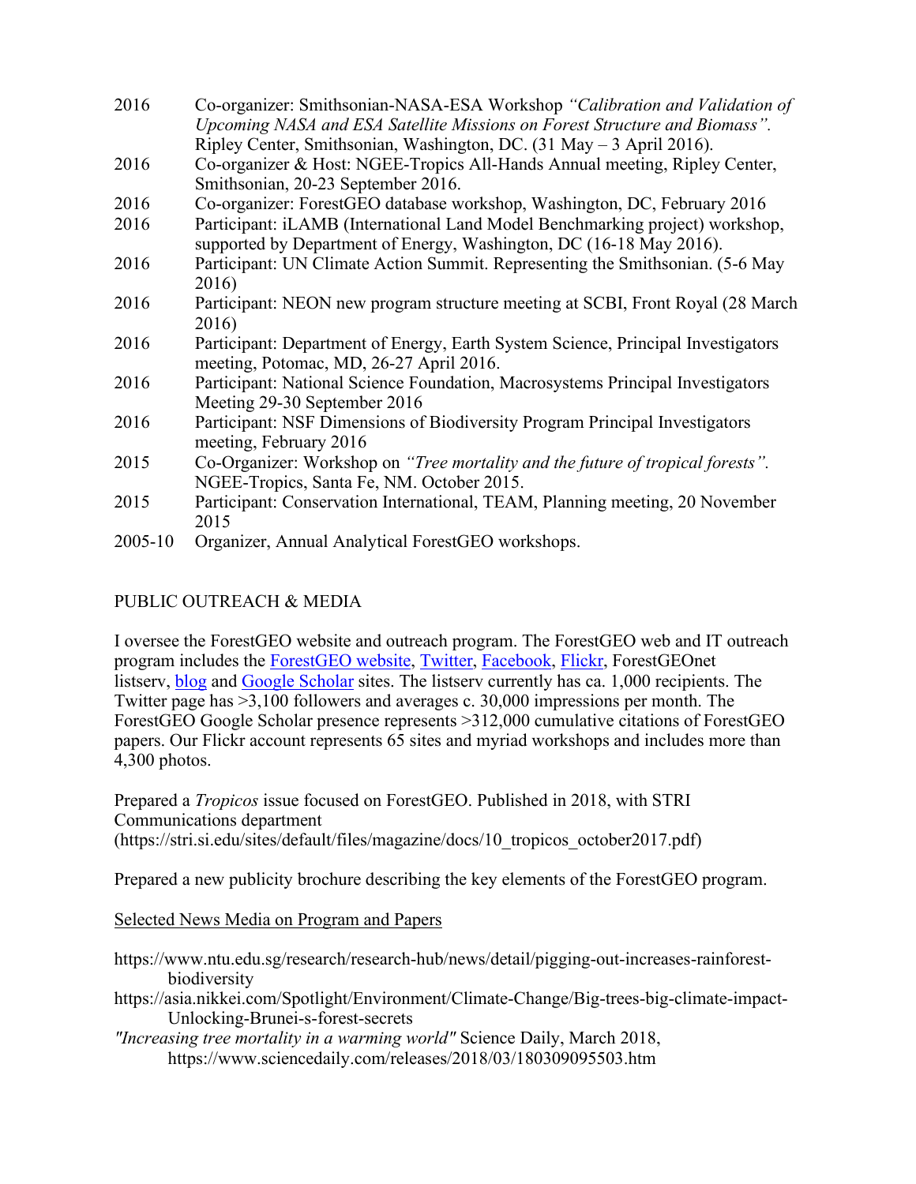2016 Co-organizer: Smithsonian-NASA-ESA Workshop *"Calibration and Validation of Upcoming NASA and ESA Satellite Missions on Forest Structure and Biomass"*. Ripley Center, Smithsonian, Washington, DC. (31 May – 3 April 2016).

2016 Co-organizer & Host: NGEE-Tropics All-Hands Annual meeting, Ripley Center, Smithsonian, 20-23 September 2016.

2016 Co-organizer: ForestGEO database workshop, Washington, DC, February 2016

2016 Participant: iLAMB (International Land Model Benchmarking project) workshop, supported by Department of Energy, Washington, DC (16-18 May 2016).

2016 Participant: UN Climate Action Summit. Representing the Smithsonian. (5-6 May 2016)

2016 Participant: NEON new program structure meeting at SCBI, Front Royal (28 March 2016)

2016 Participant: Department of Energy, Earth System Science, Principal Investigators meeting, Potomac, MD, 26-27 April 2016.

2016 Participant: National Science Foundation, Macrosystems Principal Investigators Meeting 29-30 September 2016

2016 Participant: NSF Dimensions of Biodiversity Program Principal Investigators meeting, February 2016

2015 Co-Organizer: Workshop on *"Tree mortality and the future of tropical forests"*. NGEE-Tropics, Santa Fe, NM. October 2015.

2015 Participant: Conservation International, TEAM, Planning meeting, 20 November 2015

2005-10 Organizer, Annual Analytical ForestGEO workshops.

## PUBLIC OUTREACH & MEDIA

I oversee the ForestGEO website and outreach program. The ForestGEO web and IT outreach program includes the ForestGEO website, Twitter, Facebook, Flickr, ForestGEOnet listserv, blog and Google Scholar sites. The listserv currently has ca. 1,000 recipients. The Twitter page has >3,100 followers and averages c. 30,000 impressions per month. The ForestGEO Google Scholar presence represents >312,000 cumulative citations of ForestGEO papers. Our Flickr account represents 65 sites and myriad workshops and includes more than 4,300 photos.

Prepared a *Tropicos* issue focused on ForestGEO. Published in 2018, with STRI Communications department (https://stri.si.edu/sites/default/files/magazine/docs/10_tropicos_october2017.pdf)

Prepared a new publicity brochure describing the key elements of the ForestGEO program.

Selected News Media on Program and Papers

https://www.ntu.edu.sg/research/research-hub/news/detail/pigging-out-increases-rainforest-biodiversity

https://asia.nikkei.com/Spotlight/Environment/Climate-Change/Big-trees-big-climate-impact-Unlocking-Brunei-s-forest-secrets

*"Increasing tree mortality in a warming world"* Science Daily, March 2018, https://www.sciencedaily.com/releases/2018/03/180309095503.htm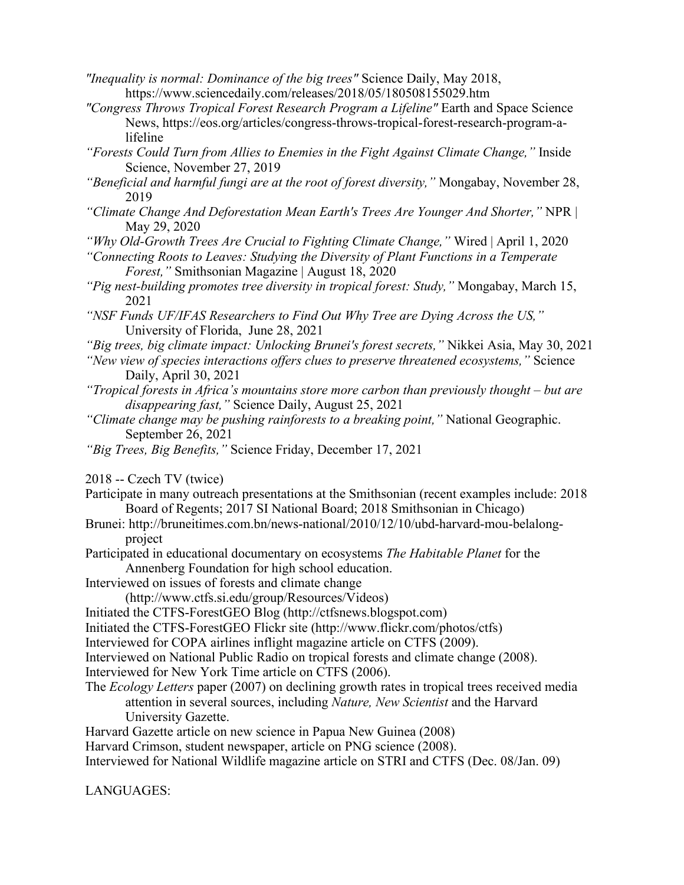*"Inequality is normal: Dominance of the big trees"* Science Daily, May 2018, https://www.sciencedaily.com/releases/2018/05/180508155029.htm

*"Congress Throws Tropical Forest Research Program a Lifeline"* Earth and Space Science News, https://eos.org/articles/congress-throws-tropical-forest-research-program-a-lifeline

*"Forests Could Turn from Allies to Enemies in the Fight Against Climate Change,"* Inside Science, November 27, 2019

*"Beneficial and harmful fungi are at the root of forest diversity,"* Mongabay, November 28, 2019

*"Climate Change And Deforestation Mean Earth's Trees Are Younger And Shorter,"* NPR | May 29, 2020

*"Why Old-Growth Trees Are Crucial to Fighting Climate Change,"* Wired | April 1, 2020

*"Connecting Roots to Leaves: Studying the Diversity of Plant Functions in a Temperate Forest,"* Smithsonian Magazine | August 18, 2020

*"Pig nest-building promotes tree diversity in tropical forest: Study,"* Mongabay, March 15, 2021

*"NSF Funds UF/IFAS Researchers to Find Out Why Tree are Dying Across the US,"* University of Florida, June 28, 2021

*"Big trees, big climate impact: Unlocking Brunei's forest secrets,"* Nikkei Asia, May 30, 2021

*"New view of species interactions offers clues to preserve threatened ecosystems,"* Science Daily, April 30, 2021

*"Tropical forests in Africa's mountains store more carbon than previously thought – but are disappearing fast,"* Science Daily, August 25, 2021

*"Climate change may be pushing rainforests to a breaking point,"* National Geographic. September 26, 2021

*"Big Trees, Big Benefits,"* Science Friday, December 17, 2021

2018 -- Czech TV (twice)

Participate in many outreach presentations at the Smithsonian (recent examples include: 2018 Board of Regents; 2017 SI National Board; 2018 Smithsonian in Chicago)

Brunei: http://bruneitimes.com.bn/news-national/2010/12/10/ubd-harvard-mou-belalong-project

Participated in educational documentary on ecosystems *The Habitable Planet* for the Annenberg Foundation for high school education.

Interviewed on issues of forests and climate change (http://www.ctfs.si.edu/group/Resources/Videos)

Initiated the CTFS-ForestGEO Blog (http://ctfsnews.blogspot.com)

Initiated the CTFS-ForestGEO Flickr site (http://www.flickr.com/photos/ctfs)

Interviewed for COPA airlines inflight magazine article on CTFS (2009).

Interviewed on National Public Radio on tropical forests and climate change (2008).

Interviewed for New York Time article on CTFS (2006).

The *Ecology Letters* paper (2007) on declining growth rates in tropical trees received media attention in several sources, including *Nature, New Scientist* and the Harvard University Gazette.

Harvard Gazette article on new science in Papua New Guinea (2008)

Harvard Crimson, student newspaper, article on PNG science (2008).

Interviewed for National Wildlife magazine article on STRI and CTFS (Dec. 08/Jan. 09)

LANGUAGES: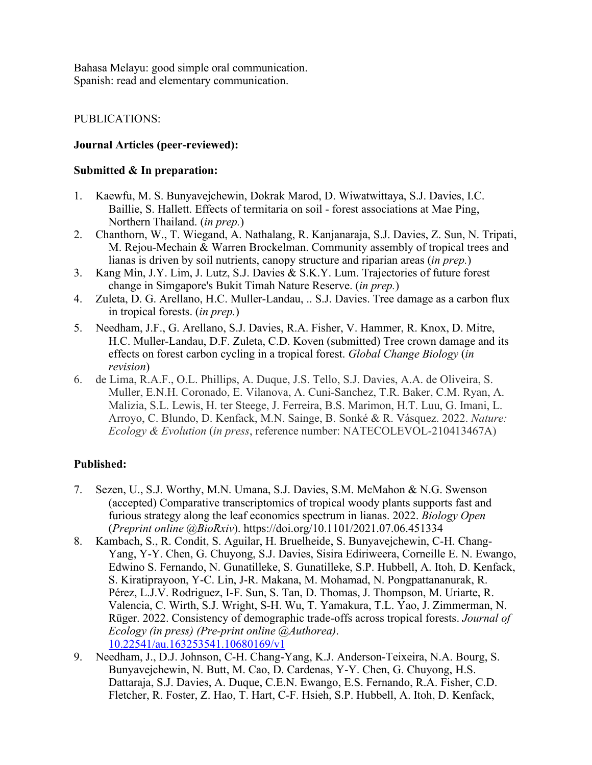Bahasa Melayu: good simple oral communication.
Spanish: read and elementary communication.

PUBLICATIONS:

**Journal Articles (peer-reviewed):**

**Submitted & In preparation:**

1. Kaewfu, M. S. Bunyavejchewin, Dokrak Marod, D. Wiwatwittaya, S.J. Davies, I.C. Baillie, S. Hallett. Effects of termitaria on soil - forest associations at Mae Ping, Northern Thailand. (*in prep.*)
2. Chanthorn, W., T. Wiegand, A. Nathalang, R. Kanjanaraja, S.J. Davies, Z. Sun, N. Tripati, M. Rejou-Mechain & Warren Brockelman. Community assembly of tropical trees and lianas is driven by soil nutrients, canopy structure and riparian areas (*in prep.*)
3. Kang Min, J.Y. Lim, J. Lutz, S.J. Davies & S.K.Y. Lum. Trajectories of future forest change in Simgapore's Bukit Timah Nature Reserve. (*in prep.*)
4. Zuleta, D. G. Arellano, H.C. Muller-Landau, .. S.J. Davies. Tree damage as a carbon flux in tropical forests. (*in prep.*)
5. Needham, J.F., G. Arellano, S.J. Davies, R.A. Fisher, V. Hammer, R. Knox, D. Mitre, H.C. Muller-Landau, D.F. Zuleta, C.D. Koven (submitted) Tree crown damage and its effects on forest carbon cycling in a tropical forest. *Global Change Biology* (*in revision*)
6. de Lima, R.A.F., O.L. Phillips, A. Duque, J.S. Tello, S.J. Davies, A.A. de Oliveira, S. Muller, E.N.H. Coronado, E. Vilanova, A. Cuni-Sanchez, T.R. Baker, C.M. Ryan, A. Malizia, S.L. Lewis, H. ter Steege, J. Ferreira, B.S. Marimon, H.T. Luu, G. Imani, L. Arroyo, C. Blundo, D. Kenfack, M.N. Sainge, B. Sonké & R. Vásquez. 2022. *Nature: Ecology & Evolution* (*in press*, reference number: NATECOLEVOL-210413467A)

**Published:**

7. Sezen, U., S.J. Worthy, M.N. Umana, S.J. Davies, S.M. McMahon & N.G. Swenson (accepted) Comparative transcriptomics of tropical woody plants supports fast and furious strategy along the leaf economics spectrum in lianas. 2022. *Biology Open* (*Preprint online @BioRxiv*). https://doi.org/10.1101/2021.07.06.451334
8. Kambach, S., R. Condit, S. Aguilar, H. Bruelheide, S. Bunyavejchewin, C-H. Chang-Yang, Y-Y. Chen, G. Chuyong, S.J. Davies, Sisira Ediriweera, Corneille E. N. Ewango, Edwino S. Fernando, N. Gunatilleke, S. Gunatilleke, S.P. Hubbell, A. Itoh, D. Kenfack, S. Kiratiprayoon, Y-C. Lin, J-R. Makana, M. Mohamad, N. Pongpattananurak, R. Pérez, L.J.V. Rodriguez, I-F. Sun, S. Tan, D. Thomas, J. Thompson, M. Uriarte, R. Valencia, C. Wirth, S.J. Wright, S-H. Wu, T. Yamakura, T.L. Yao, J. Zimmerman, N. Rüger. 2022. Consistency of demographic trade-offs across tropical forests. *Journal of Ecology (in press) (Pre-print online @Authorea)*. 10.22541/au.163253541.10680169/v1
9. Needham, J., D.J. Johnson, C-H. Chang-Yang, K.J. Anderson-Teixeira, N.A. Bourg, S. Bunyavejchewin, N. Butt, M. Cao, D. Cardenas, Y-Y. Chen, G. Chuyong, H.S. Dattaraja, S.J. Davies, A. Duque, C.E.N. Ewango, E.S. Fernando, R.A. Fisher, C.D. Fletcher, R. Foster, Z. Hao, T. Hart, C-F. Hsieh, S.P. Hubbell, A. Itoh, D. Kenfack,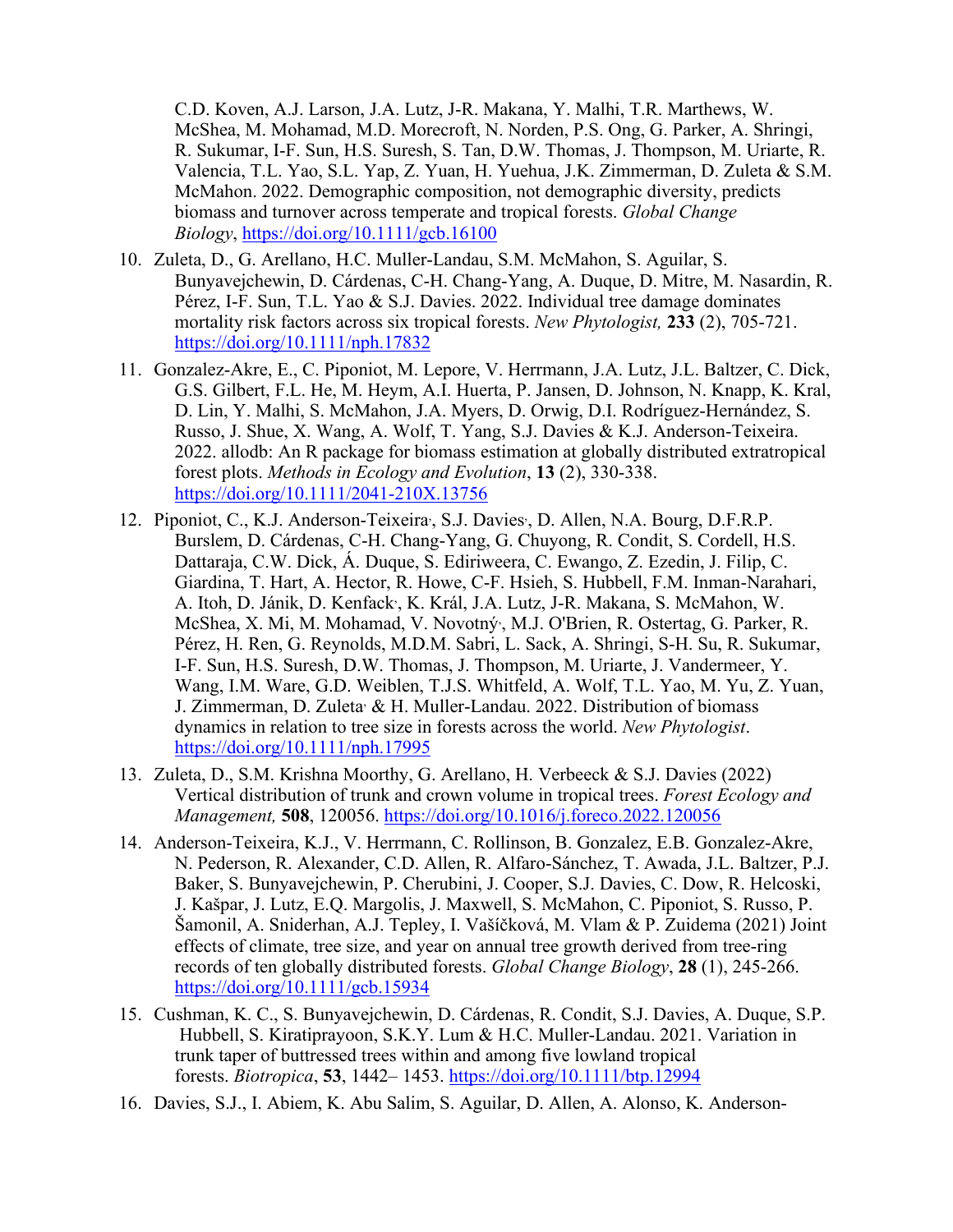C.D. Koven, A.J. Larson, J.A. Lutz, J-R. Makana, Y. Malhi, T.R. Marthews, W. McShea, M. Mohamad, M.D. Morecroft, N. Norden, P.S. Ong, G. Parker, A. Shringi, R. Sukumar, I-F. Sun, H.S. Suresh, S. Tan, D.W. Thomas, J. Thompson, M. Uriarte, R. Valencia, T.L. Yao, S.L. Yap, Z. Yuan, H. Yuehua, J.K. Zimmerman, D. Zuleta & S.M. McMahon. 2022. Demographic composition, not demographic diversity, predicts biomass and turnover across temperate and tropical forests. *Global Change Biology*, https://doi.org/10.1111/gcb.16100

10. Zuleta, D., G. Arellano, H.C. Muller-Landau, S.M. McMahon, S. Aguilar, S. Bunyavejchewin, D. Cárdenas, C-H. Chang-Yang, A. Duque, D. Mitre, M. Nasardin, R. Pérez, I-F. Sun, T.L. Yao & S.J. Davies. 2022. Individual tree damage dominates mortality risk factors across six tropical forests. *New Phytologist,* **233** (2), 705-721. https://doi.org/10.1111/nph.17832

11. Gonzalez-Akre, E., C. Piponiot, M. Lepore, V. Herrmann, J.A. Lutz, J.L. Baltzer, C. Dick, G.S. Gilbert, F.L. He, M. Heym, A.I. Huerta, P. Jansen, D. Johnson, N. Knapp, K. Kral, D. Lin, Y. Malhi, S. McMahon, J.A. Myers, D. Orwig, D.I. Rodríguez-Hernández, S. Russo, J. Shue, X. Wang, A. Wolf, T. Yang, S.J. Davies & K.J. Anderson-Teixeira. 2022. allodb: An R package for biomass estimation at globally distributed extratropical forest plots. *Methods in Ecology and Evolution*, **13** (2), 330-338. https://doi.org/10.1111/2041-210X.13756

12. Piponiot, C., K.J. Anderson-Teixeira, S.J. Davies, D. Allen, N.A. Bourg, D.F.R.P. Burslem, D. Cárdenas, C-H. Chang-Yang, G. Chuyong, R. Condit, S. Cordell, H.S. Dattaraja, C.W. Dick, Á. Duque, S. Ediriweera, C. Ewango, Z. Ezedin, J. Filip, C. Giardina, T. Hart, A. Hector, R. Howe, C-F. Hsieh, S. Hubbell, F.M. Inman-Narahari, A. Itoh, D. Jánik, D. Kenfack, K. Král, J.A. Lutz, J-R. Makana, S. McMahon, W. McShea, X. Mi, M. Mohamad, V. Novotný, M.J. O'Brien, R. Ostertag, G. Parker, R. Pérez, H. Ren, G. Reynolds, M.D.M. Sabri, L. Sack, A. Shringi, S-H. Su, R. Sukumar, I-F. Sun, H.S. Suresh, D.W. Thomas, J. Thompson, M. Uriarte, J. Vandermeer, Y. Wang, I.M. Ware, G.D. Weiblen, T.J.S. Whitfeld, A. Wolf, T.L. Yao, M. Yu, Z. Yuan, J. Zimmerman, D. Zuleta & H. Muller-Landau. 2022. Distribution of biomass dynamics in relation to tree size in forests across the world. *New Phytologist*. https://doi.org/10.1111/nph.17995

13. Zuleta, D., S.M. Krishna Moorthy, G. Arellano, H. Verbeeck & S.J. Davies (2022) Vertical distribution of trunk and crown volume in tropical trees. *Forest Ecology and Management,* **508**, 120056. https://doi.org/10.1016/j.foreco.2022.120056

14. Anderson-Teixeira, K.J., V. Herrmann, C. Rollinson, B. Gonzalez, E.B. Gonzalez-Akre, N. Pederson, R. Alexander, C.D. Allen, R. Alfaro-Sánchez, T. Awada, J.L. Baltzer, P.J. Baker, S. Bunyavejchewin, P. Cherubini, J. Cooper, S.J. Davies, C. Dow, R. Helcoski, J. Kašpar, J. Lutz, E.Q. Margolis, J. Maxwell, S. McMahon, C. Piponiot, S. Russo, P. Šamonil, A. Sniderhan, A.J. Tepley, I. Vašíčková, M. Vlam & P. Zuidema (2021) Joint effects of climate, tree size, and year on annual tree growth derived from tree-ring records of ten globally distributed forests. *Global Change Biology*, **28** (1), 245-266. https://doi.org/10.1111/gcb.15934

15. Cushman, K. C., S. Bunyavejchewin, D. Cárdenas, R. Condit, S.J. Davies, A. Duque, S.P. Hubbell, S. Kiratiprayoon, S.K.Y. Lum & H.C. Muller-Landau. 2021. Variation in trunk taper of buttressed trees within and among five lowland tropical forests. *Biotropica*, **53**, 1442– 1453. https://doi.org/10.1111/btp.12994

16. Davies, S.J., I. Abiem, K. Abu Salim, S. Aguilar, D. Allen, A. Alonso, K. Anderson-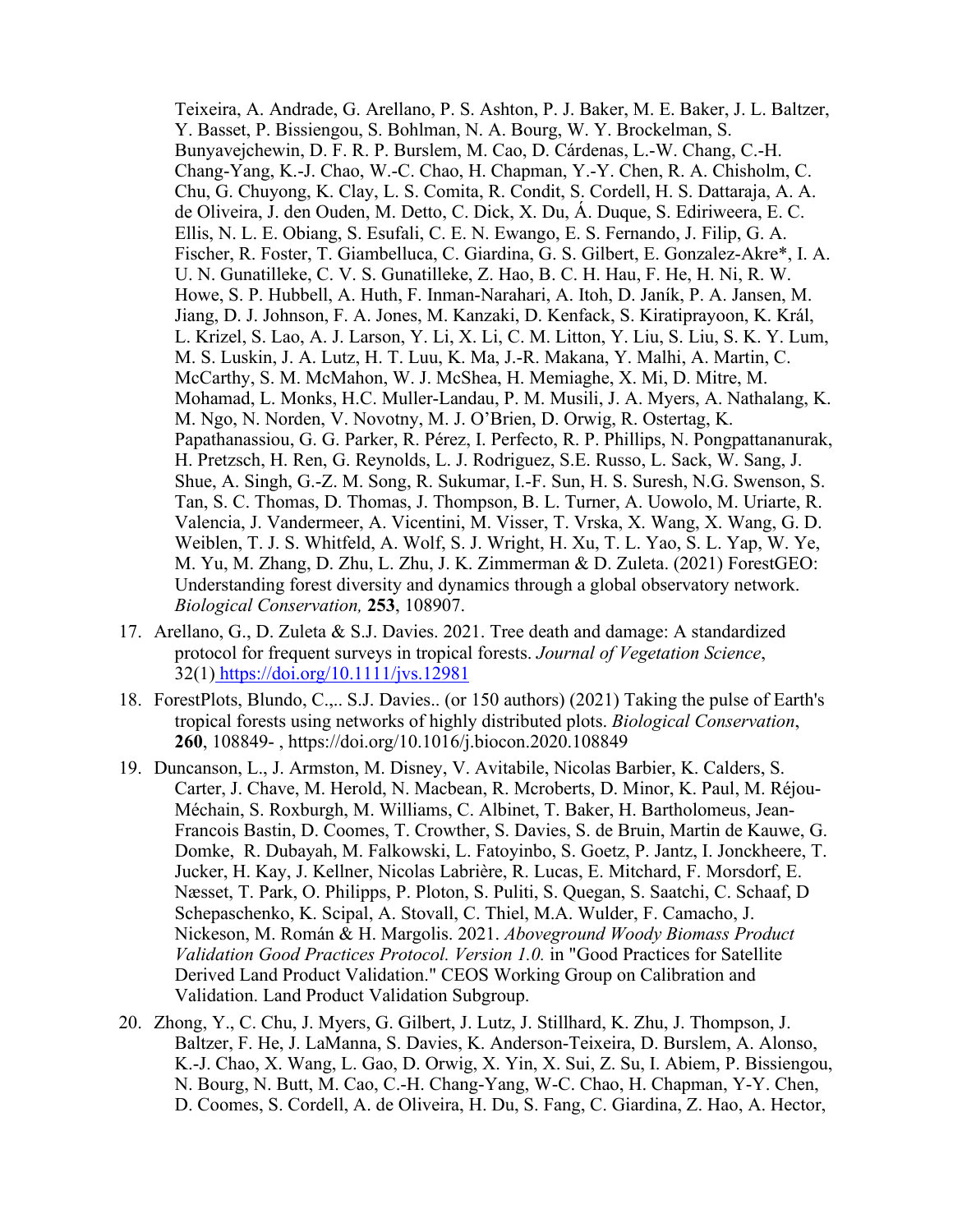Teixeira, A. Andrade, G. Arellano, P. S. Ashton, P. J. Baker, M. E. Baker, J. L. Baltzer, Y. Basset, P. Bissiengou, S. Bohlman, N. A. Bourg, W. Y. Brockelman, S. Bunyavejchewin, D. F. R. P. Burslem, M. Cao, D. Cárdenas, L.-W. Chang, C.-H. Chang-Yang, K.-J. Chao, W.-C. Chao, H. Chapman, Y.-Y. Chen, R. A. Chisholm, C. Chu, G. Chuyong, K. Clay, L. S. Comita, R. Condit, S. Cordell, H. S. Dattaraja, A. A. de Oliveira, J. den Ouden, M. Detto, C. Dick, X. Du, Á. Duque, S. Ediriweera, E. C. Ellis, N. L. E. Obiang, S. Esufali, C. E. N. Ewango, E. S. Fernando, J. Filip, G. A. Fischer, R. Foster, T. Giambelluca, C. Giardina, G. S. Gilbert, E. Gonzalez-Akre*, I. A. U. N. Gunatilleke, C. V. S. Gunatilleke, Z. Hao, B. C. H. Hau, F. He, H. Ni, R. W. Howe, S. P. Hubbell, A. Huth, F. Inman-Narahari, A. Itoh, D. Janík, P. A. Jansen, M. Jiang, D. J. Johnson, F. A. Jones, M. Kanzaki, D. Kenfack, S. Kiratiprayoon, K. Král, L. Krizel, S. Lao, A. J. Larson, Y. Li, X. Li, C. M. Litton, Y. Liu, S. Liu, S. K. Y. Lum, M. S. Luskin, J. A. Lutz, H. T. Luu, K. Ma, J.-R. Makana, Y. Malhi, A. Martin, C. McCarthy, S. M. McMahon, W. J. McShea, H. Memiaghe, X. Mi, D. Mitre, M. Mohamad, L. Monks, H.C. Muller-Landau, P. M. Musili, J. A. Myers, A. Nathalang, K. M. Ngo, N. Norden, V. Novotny, M. J. O'Brien, D. Orwig, R. Ostertag, K. Papathanassiou, G. G. Parker, R. Pérez, I. Perfecto, R. P. Phillips, N. Pongpattananurak, H. Pretzsch, H. Ren, G. Reynolds, L. J. Rodriguez, S.E. Russo, L. Sack, W. Sang, J. Shue, A. Singh, G.-Z. M. Song, R. Sukumar, I.-F. Sun, H. S. Suresh, N.G. Swenson, S. Tan, S. C. Thomas, D. Thomas, J. Thompson, B. L. Turner, A. Uowolo, M. Uriarte, R. Valencia, J. Vandermeer, A. Vicentini, M. Visser, T. Vrska, X. Wang, X. Wang, G. D. Weiblen, T. J. S. Whitfeld, A. Wolf, S. J. Wright, H. Xu, T. L. Yao, S. L. Yap, W. Ye, M. Yu, M. Zhang, D. Zhu, L. Zhu, J. K. Zimmerman & D. Zuleta. (2021) ForestGEO: Understanding forest diversity and dynamics through a global observatory network. *Biological Conservation,* **253**, 108907.

17. Arellano, G., D. Zuleta & S.J. Davies. 2021. Tree death and damage: A standardized protocol for frequent surveys in tropical forests. *Journal of Vegetation Science*, 32(1) https://doi.org/10.1111/jvs.12981

18. ForestPlots, Blundo, C.,.. S.J. Davies.. (or 150 authors) (2021) Taking the pulse of Earth's tropical forests using networks of highly distributed plots. *Biological Conservation*, **260**, 108849- , https://doi.org/10.1016/j.biocon.2020.108849

19. Duncanson, L., J. Armston, M. Disney, V. Avitabile, Nicolas Barbier, K. Calders, S. Carter, J. Chave, M. Herold, N. Macbean, R. Mcroberts, D. Minor, K. Paul, M. Réjou-Méchain, S. Roxburgh, M. Williams, C. Albinet, T. Baker, H. Bartholomeus, Jean-Francois Bastin, D. Coomes, T. Crowther, S. Davies, S. de Bruin, Martin de Kauwe, G. Domke, R. Dubayah, M. Falkowski, L. Fatoyinbo, S. Goetz, P. Jantz, I. Jonckheere, T. Jucker, H. Kay, J. Kellner, Nicolas Labrière, R. Lucas, E. Mitchard, F. Morsdorf, E. Næsset, T. Park, O. Philipps, P. Ploton, S. Puliti, S. Quegan, S. Saatchi, C. Schaaf, D Schepaschenko, K. Scipal, A. Stovall, C. Thiel, M.A. Wulder, F. Camacho, J. Nickeson, M. Román & H. Margolis. 2021. *Aboveground Woody Biomass Product Validation Good Practices Protocol. Version 1.0.* in "Good Practices for Satellite Derived Land Product Validation." CEOS Working Group on Calibration and Validation. Land Product Validation Subgroup.

20. Zhong, Y., C. Chu, J. Myers, G. Gilbert, J. Lutz, J. Stillhard, K. Zhu, J. Thompson, J. Baltzer, F. He, J. LaManna, S. Davies, K. Anderson-Teixeira, D. Burslem, A. Alonso, K.-J. Chao, X. Wang, L. Gao, D. Orwig, X. Yin, X. Sui, Z. Su, I. Abiem, P. Bissiengou, N. Bourg, N. Butt, M. Cao, C.-H. Chang-Yang, W-C. Chao, H. Chapman, Y-Y. Chen, D. Coomes, S. Cordell, A. de Oliveira, H. Du, S. Fang, C. Giardina, Z. Hao, A. Hector,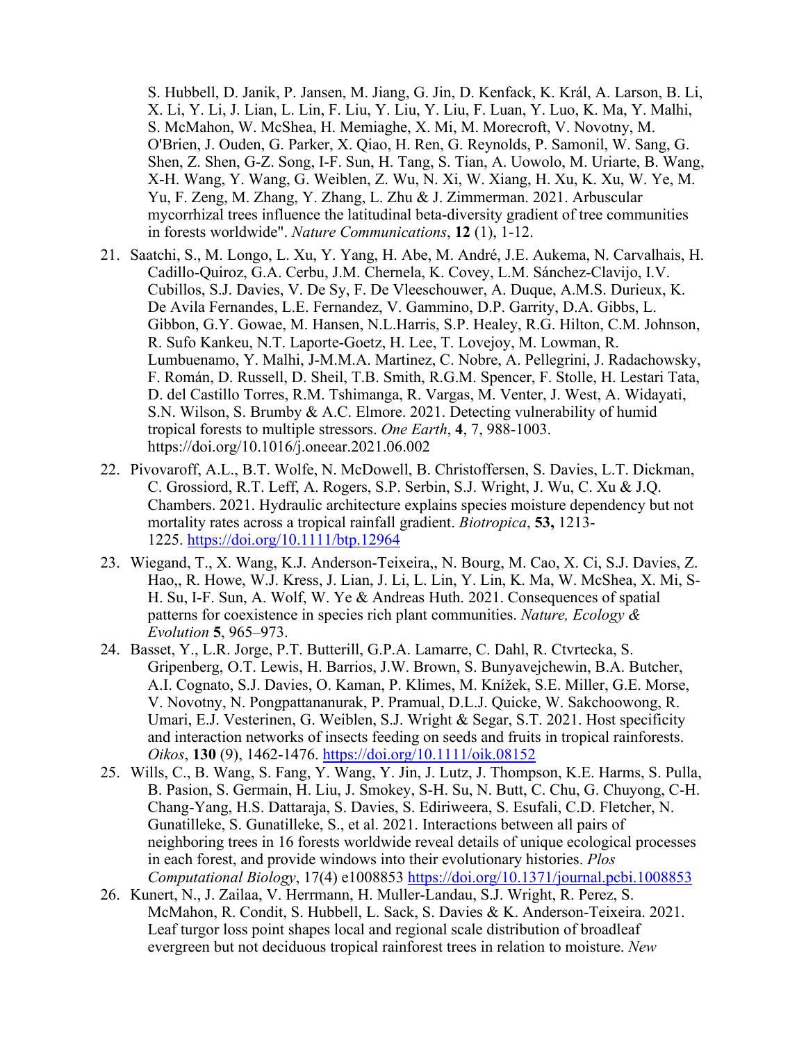S. Hubbell, D. Janik, P. Jansen, M. Jiang, G. Jin, D. Kenfack, K. Král, A. Larson, B. Li, X. Li, Y. Li, J. Lian, L. Lin, F. Liu, Y. Liu, Y. Liu, F. Luan, Y. Luo, K. Ma, Y. Malhi, S. McMahon, W. McShea, H. Memiaghe, X. Mi, M. Morecroft, V. Novotny, M. O'Brien, J. Ouden, G. Parker, X. Qiao, H. Ren, G. Reynolds, P. Samonil, W. Sang, G. Shen, Z. Shen, G-Z. Song, I-F. Sun, H. Tang, S. Tian, A. Uowolo, M. Uriarte, B. Wang, X-H. Wang, Y. Wang, G. Weiblen, Z. Wu, N. Xi, W. Xiang, H. Xu, K. Xu, W. Ye, M. Yu, F. Zeng, M. Zhang, Y. Zhang, L. Zhu & J. Zimmerman. 2021. Arbuscular mycorrhizal trees influence the latitudinal beta-diversity gradient of tree communities in forests worldwide". *Nature Communications*, **12** (1), 1-12.

21. Saatchi, S., M. Longo, L. Xu, Y. Yang, H. Abe, M. André, J.E. Aukema, N. Carvalhais, H. Cadillo-Quiroz, G.A. Cerbu, J.M. Chernela, K. Covey, L.M. Sánchez-Clavijo, I.V. Cubillos, S.J. Davies, V. De Sy, F. De Vleeschouwer, A. Duque, A.M.S. Durieux, K. De Avila Fernandes, L.E. Fernandez, V. Gammino, D.P. Garrity, D.A. Gibbs, L. Gibbon, G.Y. Gowae, M. Hansen, N.L.Harris, S.P. Healey, R.G. Hilton, C.M. Johnson, R. Sufo Kankeu, N.T. Laporte-Goetz, H. Lee, T. Lovejoy, M. Lowman, R. Lumbuenamo, Y. Malhi, J-M.M.A. Martinez, C. Nobre, A. Pellegrini, J. Radachowsky, F. Román, D. Russell, D. Sheil, T.B. Smith, R.G.M. Spencer, F. Stolle, H. Lestari Tata, D. del Castillo Torres, R.M. Tshimanga, R. Vargas, M. Venter, J. West, A. Widayati, S.N. Wilson, S. Brumby & A.C. Elmore. 2021. Detecting vulnerability of humid tropical forests to multiple stressors. *One Earth*, **4**, 7, 988-1003. https://doi.org/10.1016/j.oneear.2021.06.002

22. Pivovaroff, A.L., B.T. Wolfe, N. McDowell, B. Christoffersen, S. Davies, L.T. Dickman, C. Grossiord, R.T. Leff, A. Rogers, S.P. Serbin, S.J. Wright, J. Wu, C. Xu & J.Q. Chambers. 2021. Hydraulic architecture explains species moisture dependency but not mortality rates across a tropical rainfall gradient. *Biotropica*, **53,** 1213-1225. https://doi.org/10.1111/btp.12964

23. Wiegand, T., X. Wang, K.J. Anderson-Teixeira,, N. Bourg, M. Cao, X. Ci, S.J. Davies, Z. Hao,, R. Howe, W.J. Kress, J. Lian, J. Li, L. Lin, Y. Lin, K. Ma, W. McShea, X. Mi, S-H. Su, I-F. Sun, A. Wolf, W. Ye & Andreas Huth. 2021. Consequences of spatial patterns for coexistence in species rich plant communities. *Nature, Ecology & Evolution* **5**, 965–973.

24. Basset, Y., L.R. Jorge, P.T. Butterill, G.P.A. Lamarre, C. Dahl, R. Ctvrtecka, S. Gripenberg, O.T. Lewis, H. Barrios, J.W. Brown, S. Bunyavejchewin, B.A. Butcher, A.I. Cognato, S.J. Davies, O. Kaman, P. Klimes, M. Knížek, S.E. Miller, G.E. Morse, V. Novotny, N. Pongpattananurak, P. Pramual, D.L.J. Quicke, W. Sakchoowong, R. Umari, E.J. Vesterinen, G. Weiblen, S.J. Wright & Segar, S.T. 2021. Host specificity and interaction networks of insects feeding on seeds and fruits in tropical rainforests. *Oikos*, **130** (9), 1462-1476. https://doi.org/10.1111/oik.08152

25. Wills, C., B. Wang, S. Fang, Y. Wang, Y. Jin, J. Lutz, J. Thompson, K.E. Harms, S. Pulla, B. Pasion, S. Germain, H. Liu, J. Smokey, S-H. Su, N. Butt, C. Chu, G. Chuyong, C-H. Chang-Yang, H.S. Dattaraja, S. Davies, S. Ediriweera, S. Esufali, C.D. Fletcher, N. Gunatilleke, S. Gunatilleke, S., et al. 2021. Interactions between all pairs of neighboring trees in 16 forests worldwide reveal details of unique ecological processes in each forest, and provide windows into their evolutionary histories. *Plos Computational Biology*, 17(4) e1008853 https://doi.org/10.1371/journal.pcbi.1008853

26. Kunert, N., J. Zailaa, V. Herrmann, H. Muller-Landau, S.J. Wright, R. Perez, S. McMahon, R. Condit, S. Hubbell, L. Sack, S. Davies & K. Anderson-Teixeira. 2021. Leaf turgor loss point shapes local and regional scale distribution of broadleaf evergreen but not deciduous tropical rainforest trees in relation to moisture. *New*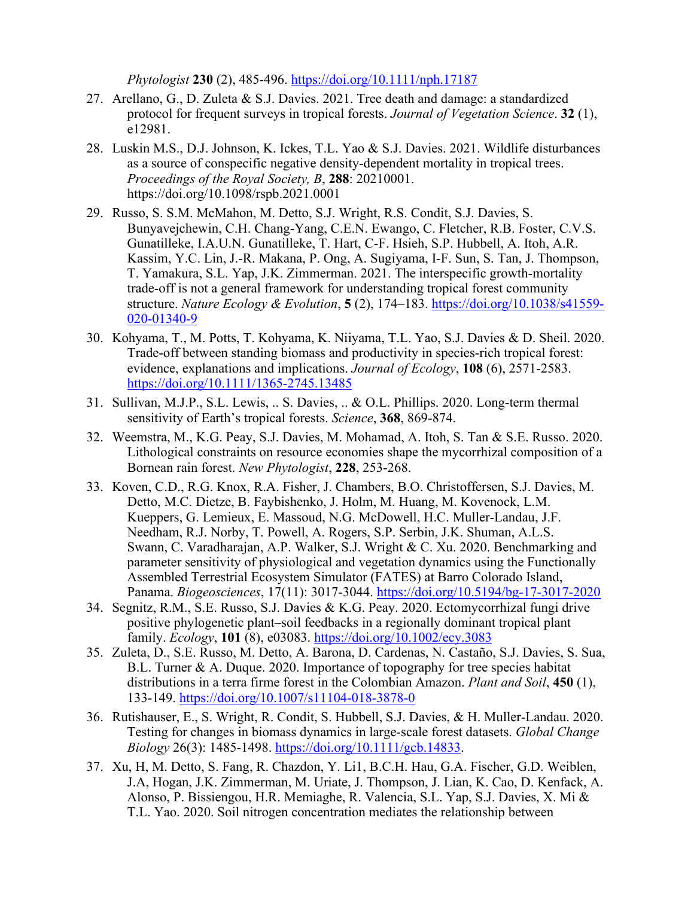*Phytologist* **230** (2), 485-496. https://doi.org/10.1111/nph.17187

27. Arellano, G., D. Zuleta & S.J. Davies. 2021. Tree death and damage: a standardized protocol for frequent surveys in tropical forests. *Journal of Vegetation Science*. **32** (1), e12981.
28. Luskin M.S., D.J. Johnson, K. Ickes, T.L. Yao & S.J. Davies. 2021. Wildlife disturbances as a source of conspecific negative density-dependent mortality in tropical trees. *Proceedings of the Royal Society, B*, **288**: 20210001. https://doi.org/10.1098/rspb.2021.0001
29. Russo, S. S.M. McMahon, M. Detto, S.J. Wright, R.S. Condit, S.J. Davies, S. Bunyavejchewin, C.H. Chang-Yang, C.E.N. Ewango, C. Fletcher, R.B. Foster, C.V.S. Gunatilleke, I.A.U.N. Gunatilleke, T. Hart, C-F. Hsieh, S.P. Hubbell, A. Itoh, A.R. Kassim, Y.C. Lin, J.-R. Makana, P. Ong, A. Sugiyama, I-F. Sun, S. Tan, J. Thompson, T. Yamakura, S.L. Yap, J.K. Zimmerman. 2021. The interspecific growth-mortality trade-off is not a general framework for understanding tropical forest community structure. *Nature Ecology & Evolution*, **5** (2), 174–183. https://doi.org/10.1038/s41559-020-01340-9
30. Kohyama, T., M. Potts, T. Kohyama, K. Niiyama, T.L. Yao, S.J. Davies & D. Sheil. 2020. Trade-off between standing biomass and productivity in species-rich tropical forest: evidence, explanations and implications. *Journal of Ecology*, **108** (6), 2571-2583. https://doi.org/10.1111/1365-2745.13485
31. Sullivan, M.J.P., S.L. Lewis, .. S. Davies, .. & O.L. Phillips. 2020. Long-term thermal sensitivity of Earth's tropical forests. *Science*, **368**, 869-874.
32. Weemstra, M., K.G. Peay, S.J. Davies, M. Mohamad, A. Itoh, S. Tan & S.E. Russo. 2020. Lithological constraints on resource economies shape the mycorrhizal composition of a Bornean rain forest. *New Phytologist*, **228**, 253-268.
33. Koven, C.D., R.G. Knox, R.A. Fisher, J. Chambers, B.O. Christoffersen, S.J. Davies, M. Detto, M.C. Dietze, B. Faybishenko, J. Holm, M. Huang, M. Kovenock, L.M. Kueppers, G. Lemieux, E. Massoud, N.G. McDowell, H.C. Muller-Landau, J.F. Needham, R.J. Norby, T. Powell, A. Rogers, S.P. Serbin, J.K. Shuman, A.L.S. Swann, C. Varadharajan, A.P. Walker, S.J. Wright & C. Xu. 2020. Benchmarking and parameter sensitivity of physiological and vegetation dynamics using the Functionally Assembled Terrestrial Ecosystem Simulator (FATES) at Barro Colorado Island, Panama. *Biogeosciences*, 17(11): 3017-3044. https://doi.org/10.5194/bg-17-3017-2020
34. Segnitz, R.M., S.E. Russo, S.J. Davies & K.G. Peay. 2020. Ectomycorrhizal fungi drive positive phylogenetic plant–soil feedbacks in a regionally dominant tropical plant family. *Ecology*, **101** (8), e03083. https://doi.org/10.1002/ecy.3083
35. Zuleta, D., S.E. Russo, M. Detto, A. Barona, D. Cardenas, N. Castaño, S.J. Davies, S. Sua, B.L. Turner & A. Duque. 2020. Importance of topography for tree species habitat distributions in a terra firme forest in the Colombian Amazon. *Plant and Soil*, **450** (1), 133-149. https://doi.org/10.1007/s11104-018-3878-0
36. Rutishauser, E., S. Wright, R. Condit, S. Hubbell, S.J. Davies, & H. Muller-Landau. 2020. Testing for changes in biomass dynamics in large-scale forest datasets. *Global Change Biology* 26(3): 1485-1498. https://doi.org/10.1111/gcb.14833.
37. Xu, H, M. Detto, S. Fang, R. Chazdon, Y. Li1, B.C.H. Hau, G.A. Fischer, G.D. Weiblen, J.A, Hogan, J.K. Zimmerman, M. Uriate, J. Thompson, J. Lian, K. Cao, D. Kenfack, A. Alonso, P. Bissiengou, H.R. Memiaghe, R. Valencia, S.L. Yap, S.J. Davies, X. Mi & T.L. Yao. 2020. Soil nitrogen concentration mediates the relationship between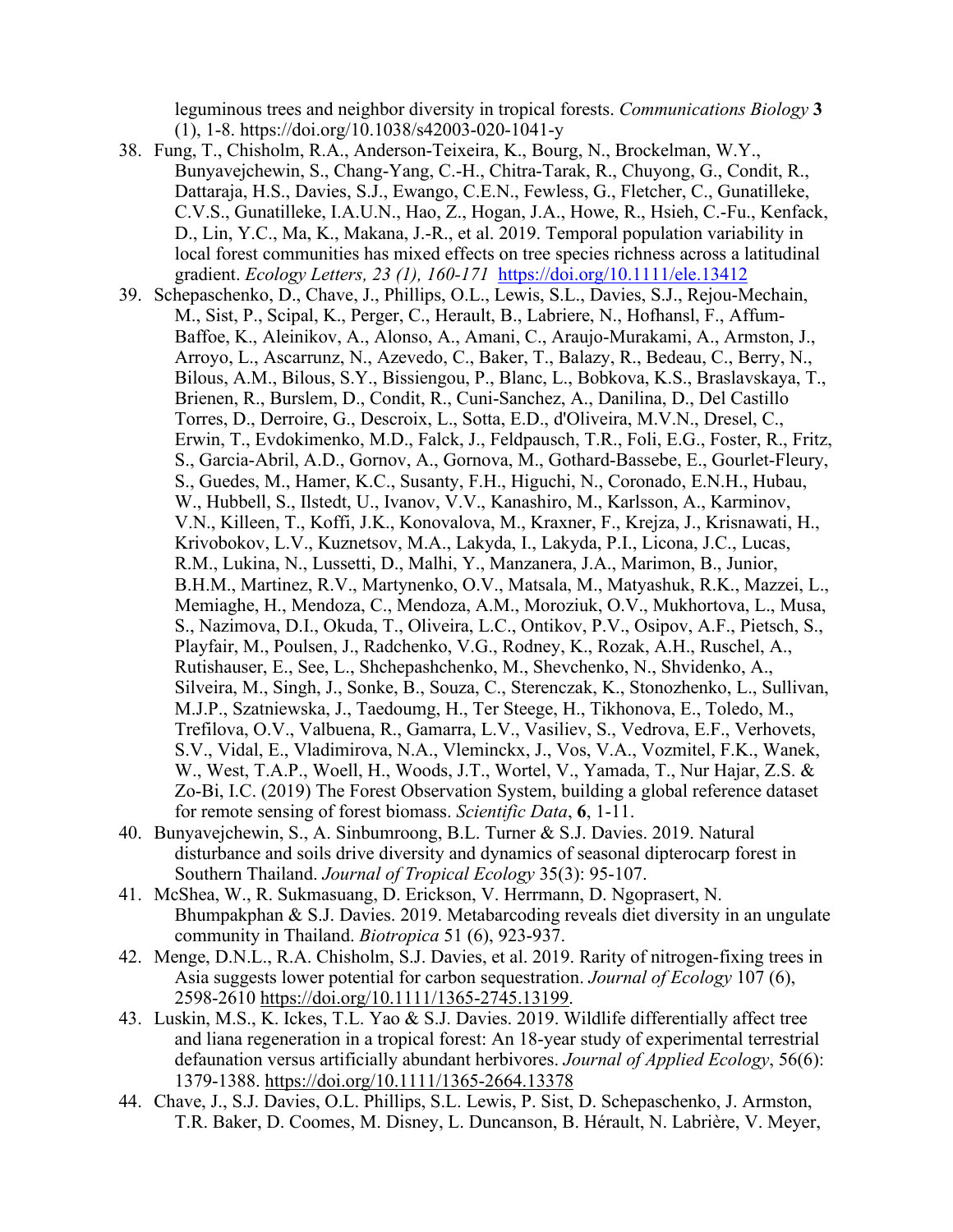leguminous trees and neighbor diversity in tropical forests. *Communications Biology* **3** (1), 1-8. https://doi.org/10.1038/s42003-020-1041-y

38. Fung, T., Chisholm, R.A., Anderson-Teixeira, K., Bourg, N., Brockelman, W.Y., Bunyavejchewin, S., Chang-Yang, C.-H., Chitra-Tarak, R., Chuyong, G., Condit, R., Dattaraja, H.S., Davies, S.J., Ewango, C.E.N., Fewless, G., Fletcher, C., Gunatilleke, C.V.S., Gunatilleke, I.A.U.N., Hao, Z., Hogan, J.A., Howe, R., Hsieh, C.-Fu., Kenfack, D., Lin, Y.C., Ma, K., Makana, J.-R., et al. 2019. Temporal population variability in local forest communities has mixed effects on tree species richness across a latitudinal gradient. *Ecology Letters, 23 (1), 160-171* https://doi.org/10.1111/ele.13412
39. Schepaschenko, D., Chave, J., Phillips, O.L., Lewis, S.L., Davies, S.J., Rejou-Mechain, M., Sist, P., Scipal, K., Perger, C., Herault, B., Labriere, N., Hofhansl, F., Affum-Baffoe, K., Aleinikov, A., Alonso, A., Amani, C., Araujo-Murakami, A., Armston, J., Arroyo, L., Ascarrunz, N., Azevedo, C., Baker, T., Balazy, R., Bedeau, C., Berry, N., Bilous, A.M., Bilous, S.Y., Bissiengou, P., Blanc, L., Bobkova, K.S., Braslavskaya, T., Brienen, R., Burslem, D., Condit, R., Cuni-Sanchez, A., Danilina, D., Del Castillo Torres, D., Derroire, G., Descroix, L., Sotta, E.D., d'Oliveira, M.V.N., Dresel, C., Erwin, T., Evdokimenko, M.D., Falck, J., Feldpausch, T.R., Foli, E.G., Foster, R., Fritz, S., Garcia-Abril, A.D., Gornov, A., Gornova, M., Gothard-Bassebe, E., Gourlet-Fleury, S., Guedes, M., Hamer, K.C., Susanty, F.H., Higuchi, N., Coronado, E.N.H., Hubau, W., Hubbell, S., Ilstedt, U., Ivanov, V.V., Kanashiro, M., Karlsson, A., Karminov, V.N., Killeen, T., Koffi, J.K., Konovalova, M., Kraxner, F., Krejza, J., Krisnawati, H., Krivobokov, L.V., Kuznetsov, M.A., Lakyda, I., Lakyda, P.I., Licona, J.C., Lucas, R.M., Lukina, N., Lussetti, D., Malhi, Y., Manzanera, J.A., Marimon, B., Junior, B.H.M., Martinez, R.V., Martynenko, O.V., Matsala, M., Matyashuk, R.K., Mazzei, L., Memiaghe, H., Mendoza, C., Mendoza, A.M., Moroziuk, O.V., Mukhortova, L., Musa, S., Nazimova, D.I., Okuda, T., Oliveira, L.C., Ontikov, P.V., Osipov, A.F., Pietsch, S., Playfair, M., Poulsen, J., Radchenko, V.G., Rodney, K., Rozak, A.H., Ruschel, A., Rutishauser, E., See, L., Shchepashchenko, M., Shevchenko, N., Shvidenko, A., Silveira, M., Singh, J., Sonke, B., Souza, C., Sterenczak, K., Stonozhenko, L., Sullivan, M.J.P., Szatniewska, J., Taedoumg, H., Ter Steege, H., Tikhonova, E., Toledo, M., Trefilova, O.V., Valbuena, R., Gamarra, L.V., Vasiliev, S., Vedrova, E.F., Verhovets, S.V., Vidal, E., Vladimirova, N.A., Vleminckx, J., Vos, V.A., Vozmitel, F.K., Wanek, W., West, T.A.P., Woell, H., Woods, J.T., Wortel, V., Yamada, T., Nur Hajar, Z.S. & Zo-Bi, I.C. (2019) The Forest Observation System, building a global reference dataset for remote sensing of forest biomass. *Scientific Data*, **6**, 1-11.
40. Bunyavejchewin, S., A. Sinbumroong, B.L. Turner & S.J. Davies. 2019. Natural disturbance and soils drive diversity and dynamics of seasonal dipterocarp forest in Southern Thailand. *Journal of Tropical Ecology* 35(3): 95-107.
41. McShea, W., R. Sukmasuang, D. Erickson, V. Herrmann, D. Ngoprasert, N. Bhumpakphan & S.J. Davies. 2019. Metabarcoding reveals diet diversity in an ungulate community in Thailand. *Biotropica* 51 (6), 923-937.
42. Menge, D.N.L., R.A. Chisholm, S.J. Davies, et al. 2019. Rarity of nitrogen-fixing trees in Asia suggests lower potential for carbon sequestration. *Journal of Ecology* 107 (6), 2598-2610 https://doi.org/10.1111/1365-2745.13199.
43. Luskin, M.S., K. Ickes, T.L. Yao & S.J. Davies. 2019. Wildlife differentially affect tree and liana regeneration in a tropical forest: An 18-year study of experimental terrestrial defaunation versus artificially abundant herbivores. *Journal of Applied Ecology*, 56(6): 1379-1388. https://doi.org/10.1111/1365-2664.13378
44. Chave, J., S.J. Davies, O.L. Phillips, S.L. Lewis, P. Sist, D. Schepaschenko, J. Armston, T.R. Baker, D. Coomes, M. Disney, L. Duncanson, B. Hérault, N. Labrière, V. Meyer,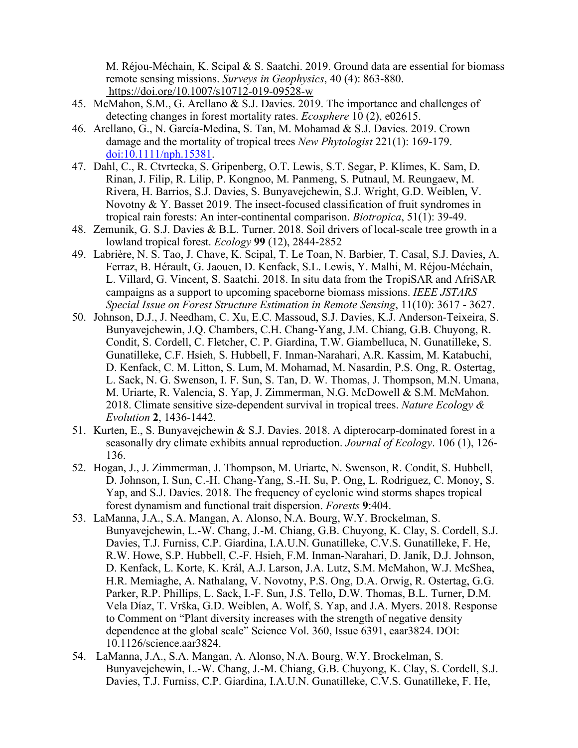M. Réjou-Méchain, K. Scipal & S. Saatchi. 2019. Ground data are essential for biomass remote sensing missions. *Surveys in Geophysics*, 40 (4): 863-880. https://doi.org/10.1007/s10712-019-09528-w

45. McMahon, S.M., G. Arellano & S.J. Davies. 2019. The importance and challenges of detecting changes in forest mortality rates. *Ecosphere* 10 (2), e02615.
46. Arellano, G., N. García-Medina, S. Tan, M. Mohamad & S.J. Davies. 2019. Crown damage and the mortality of tropical trees *New Phytologist* 221(1): 169-179. doi:10.1111/nph.15381.
47. Dahl, C., R. Ctvrtecka, S. Gripenberg, O.T. Lewis, S.T. Segar, P. Klimes, K. Sam, D. Rinan, J. Filip, R. Lilip, P. Kongnoo, M. Panmeng, S. Putnaul, M. Reungaew, M. Rivera, H. Barrios, S.J. Davies, S. Bunyavejchewin, S.J. Wright, G.D. Weiblen, V. Novotny & Y. Basset 2019. The insect-focused classification of fruit syndromes in tropical rain forests: An inter-continental comparison. *Biotropica*, 51(1): 39-49.
48. Zemunik, G. S.J. Davies & B.L. Turner. 2018. Soil drivers of local-scale tree growth in a lowland tropical forest. *Ecology* **99** (12), 2844-2852
49. Labrière, N. S. Tao, J. Chave, K. Scipal, T. Le Toan, N. Barbier, T. Casal, S.J. Davies, A. Ferraz, B. Hérault, G. Jaouen, D. Kenfack, S.L. Lewis, Y. Malhi, M. Réjou-Méchain, L. Villard, G. Vincent, S. Saatchi. 2018. In situ data from the TropiSAR and AfriSAR campaigns as a support to upcoming spaceborne biomass missions. *IEEE JSTARS Special Issue on Forest Structure Estimation in Remote Sensing*, 11(10): 3617 - 3627.
50. Johnson, D.J., J. Needham, C. Xu, E.C. Massoud, S.J. Davies, K.J. Anderson-Teixeira, S. Bunyavejchewin, J.Q. Chambers, C.H. Chang-Yang, J.M. Chiang, G.B. Chuyong, R. Condit, S. Cordell, C. Fletcher, C. P. Giardina, T.W. Giambelluca, N. Gunatilleke, S. Gunatilleke, C.F. Hsieh, S. Hubbell, F. Inman-Narahari, A.R. Kassim, M. Katabuchi, D. Kenfack, C. M. Litton, S. Lum, M. Mohamad, M. Nasardin, P.S. Ong, R. Ostertag, L. Sack, N. G. Swenson, I. F. Sun, S. Tan, D. W. Thomas, J. Thompson, M.N. Umana, M. Uriarte, R. Valencia, S. Yap, J. Zimmerman, N.G. McDowell & S.M. McMahon. 2018. Climate sensitive size-dependent survival in tropical trees. *Nature Ecology & Evolution* **2**, 1436-1442.
51. Kurten, E., S. Bunyavejchewin & S.J. Davies. 2018. A dipterocarp-dominated forest in a seasonally dry climate exhibits annual reproduction. *Journal of Ecology*. 106 (1), 126-136.
52. Hogan, J., J. Zimmerman, J. Thompson, M. Uriarte, N. Swenson, R. Condit, S. Hubbell, D. Johnson, I. Sun, C.-H. Chang-Yang, S.-H. Su, P. Ong, L. Rodriguez, C. Monoy, S. Yap, and S.J. Davies. 2018. The frequency of cyclonic wind storms shapes tropical forest dynamism and functional trait dispersion. *Forests* **9**:404.
53. LaManna, J.A., S.A. Mangan, A. Alonso, N.A. Bourg, W.Y. Brockelman, S. Bunyavejchewin, L.-W. Chang, J.-M. Chiang, G.B. Chuyong, K. Clay, S. Cordell, S.J. Davies, T.J. Furniss, C.P. Giardina, I.A.U.N. Gunatilleke, C.V.S. Gunatilleke, F. He, R.W. Howe, S.P. Hubbell, C.-F. Hsieh, F.M. Inman-Narahari, D. Janík, D.J. Johnson, D. Kenfack, L. Korte, K. Král, A.J. Larson, J.A. Lutz, S.M. McMahon, W.J. McShea, H.R. Memiaghe, A. Nathalang, V. Novotny, P.S. Ong, D.A. Orwig, R. Ostertag, G.G. Parker, R.P. Phillips, L. Sack, I.-F. Sun, J.S. Tello, D.W. Thomas, B.L. Turner, D.M. Vela Díaz, T. Vrška, G.D. Weiblen, A. Wolf, S. Yap, and J.A. Myers. 2018. Response to Comment on "Plant diversity increases with the strength of negative density dependence at the global scale" Science Vol. 360, Issue 6391, eaar3824. DOI: 10.1126/science.aar3824.
54. LaManna, J.A., S.A. Mangan, A. Alonso, N.A. Bourg, W.Y. Brockelman, S. Bunyavejchewin, L.-W. Chang, J.-M. Chiang, G.B. Chuyong, K. Clay, S. Cordell, S.J. Davies, T.J. Furniss, C.P. Giardina, I.A.U.N. Gunatilleke, C.V.S. Gunatilleke, F. He,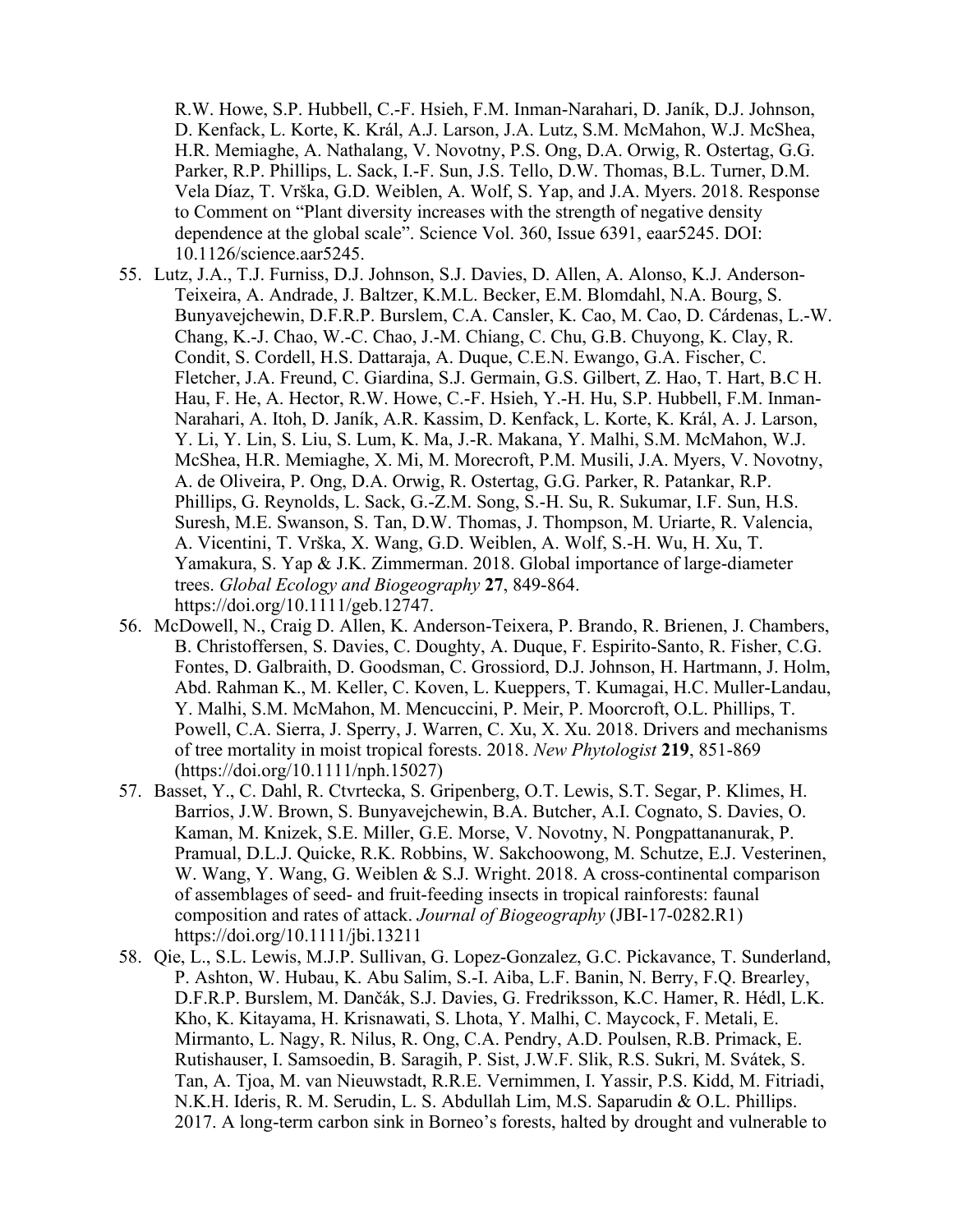R.W. Howe, S.P. Hubbell, C.-F. Hsieh, F.M. Inman-Narahari, D. Janík, D.J. Johnson, D. Kenfack, L. Korte, K. Král, A.J. Larson, J.A. Lutz, S.M. McMahon, W.J. McShea, H.R. Memiaghe, A. Nathalang, V. Novotny, P.S. Ong, D.A. Orwig, R. Ostertag, G.G. Parker, R.P. Phillips, L. Sack, I.-F. Sun, J.S. Tello, D.W. Thomas, B.L. Turner, D.M. Vela Díaz, T. Vrška, G.D. Weiblen, A. Wolf, S. Yap, and J.A. Myers. 2018. Response to Comment on "Plant diversity increases with the strength of negative density dependence at the global scale". Science Vol. 360, Issue 6391, eaar5245. DOI: 10.1126/science.aar5245.

55. Lutz, J.A., T.J. Furniss, D.J. Johnson, S.J. Davies, D. Allen, A. Alonso, K.J. Anderson-Teixeira, A. Andrade, J. Baltzer, K.M.L. Becker, E.M. Blomdahl, N.A. Bourg, S. Bunyavejchewin, D.F.R.P. Burslem, C.A. Cansler, K. Cao, M. Cao, D. Cárdenas, L.-W. Chang, K.-J. Chao, W.-C. Chao, J.-M. Chiang, C. Chu, G.B. Chuyong, K. Clay, R. Condit, S. Cordell, H.S. Dattaraja, A. Duque, C.E.N. Ewango, G.A. Fischer, C. Fletcher, J.A. Freund, C. Giardina, S.J. Germain, G.S. Gilbert, Z. Hao, T. Hart, B.C H. Hau, F. He, A. Hector, R.W. Howe, C.-F. Hsieh, Y.-H. Hu, S.P. Hubbell, F.M. Inman-Narahari, A. Itoh, D. Janík, A.R. Kassim, D. Kenfack, L. Korte, K. Král, A. J. Larson, Y. Li, Y. Lin, S. Liu, S. Lum, K. Ma, J.-R. Makana, Y. Malhi, S.M. McMahon, W.J. McShea, H.R. Memiaghe, X. Mi, M. Morecroft, P.M. Musili, J.A. Myers, V. Novotny, A. de Oliveira, P. Ong, D.A. Orwig, R. Ostertag, G.G. Parker, R. Patankar, R.P. Phillips, G. Reynolds, L. Sack, G.-Z.M. Song, S.-H. Su, R. Sukumar, I.F. Sun, H.S. Suresh, M.E. Swanson, S. Tan, D.W. Thomas, J. Thompson, M. Uriarte, R. Valencia, A. Vicentini, T. Vrška, X. Wang, G.D. Weiblen, A. Wolf, S.-H. Wu, H. Xu, T. Yamakura, S. Yap & J.K. Zimmerman. 2018. Global importance of large-diameter trees. *Global Ecology and Biogeography* **27**, 849-864. https://doi.org/10.1111/geb.12747.

56. McDowell, N., Craig D. Allen, K. Anderson-Teixera, P. Brando, R. Brienen, J. Chambers, B. Christoffersen, S. Davies, C. Doughty, A. Duque, F. Espirito-Santo, R. Fisher, C.G. Fontes, D. Galbraith, D. Goodsman, C. Grossiord, D.J. Johnson, H. Hartmann, J. Holm, Abd. Rahman K., M. Keller, C. Koven, L. Kueppers, T. Kumagai, H.C. Muller-Landau, Y. Malhi, S.M. McMahon, M. Mencuccini, P. Meir, P. Moorcroft, O.L. Phillips, T. Powell, C.A. Sierra, J. Sperry, J. Warren, C. Xu, X. Xu. 2018. Drivers and mechanisms of tree mortality in moist tropical forests. 2018. *New Phytologist* **219**, 851-869 (https://doi.org/10.1111/nph.15027)

57. Basset, Y., C. Dahl, R. Ctvrtecka, S. Gripenberg, O.T. Lewis, S.T. Segar, P. Klimes, H. Barrios, J.W. Brown, S. Bunyavejchewin, B.A. Butcher, A.I. Cognato, S. Davies, O. Kaman, M. Knizek, S.E. Miller, G.E. Morse, V. Novotny, N. Pongpattananurak, P. Pramual, D.L.J. Quicke, R.K. Robbins, W. Sakchoowong, M. Schutze, E.J. Vesterinen, W. Wang, Y. Wang, G. Weiblen & S.J. Wright. 2018. A cross-continental comparison of assemblages of seed- and fruit-feeding insects in tropical rainforests: faunal composition and rates of attack. *Journal of Biogeography* (JBI-17-0282.R1) https://doi.org/10.1111/jbi.13211

58. Qie, L., S.L. Lewis, M.J.P. Sullivan, G. Lopez-Gonzalez, G.C. Pickavance, T. Sunderland, P. Ashton, W. Hubau, K. Abu Salim, S.-I. Aiba, L.F. Banin, N. Berry, F.Q. Brearley, D.F.R.P. Burslem, M. Dančák, S.J. Davies, G. Fredriksson, K.C. Hamer, R. Hédl, L.K. Kho, K. Kitayama, H. Krisnawati, S. Lhota, Y. Malhi, C. Maycock, F. Metali, E. Mirmanto, L. Nagy, R. Nilus, R. Ong, C.A. Pendry, A.D. Poulsen, R.B. Primack, E. Rutishauser, I. Samsoedin, B. Saragih, P. Sist, J.W.F. Slik, R.S. Sukri, M. Svátek, S. Tan, A. Tjoa, M. van Nieuwstadt, R.R.E. Vernimmen, I. Yassir, P.S. Kidd, M. Fitriadi, N.K.H. Ideris, R. M. Serudin, L. S. Abdullah Lim, M.S. Saparudin & O.L. Phillips. 2017. A long-term carbon sink in Borneo's forests, halted by drought and vulnerable to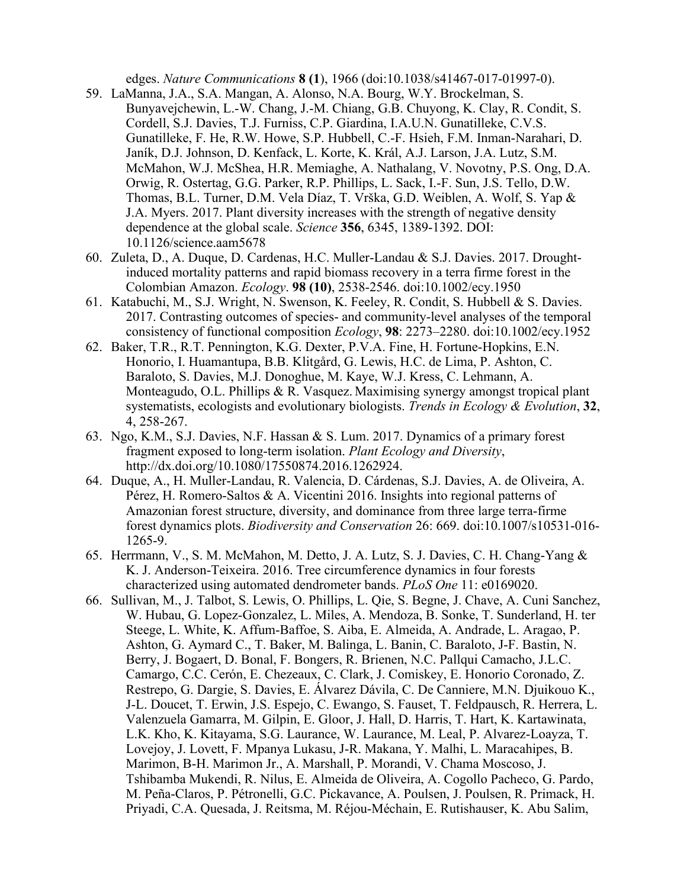edges. *Nature Communications* **8 (1)**, 1966 (doi:10.1038/s41467-017-01997-0).

59. LaManna, J.A., S.A. Mangan, A. Alonso, N.A. Bourg, W.Y. Brockelman, S. Bunyavejchewin, L.-W. Chang, J.-M. Chiang, G.B. Chuyong, K. Clay, R. Condit, S. Cordell, S.J. Davies, T.J. Furniss, C.P. Giardina, I.A.U.N. Gunatilleke, C.V.S. Gunatilleke, F. He, R.W. Howe, S.P. Hubbell, C.-F. Hsieh, F.M. Inman-Narahari, D. Janík, D.J. Johnson, D. Kenfack, L. Korte, K. Král, A.J. Larson, J.A. Lutz, S.M. McMahon, W.J. McShea, H.R. Memiaghe, A. Nathalang, V. Novotny, P.S. Ong, D.A. Orwig, R. Ostertag, G.G. Parker, R.P. Phillips, L. Sack, I.-F. Sun, J.S. Tello, D.W. Thomas, B.L. Turner, D.M. Vela Díaz, T. Vrška, G.D. Weiblen, A. Wolf, S. Yap & J.A. Myers. 2017. Plant diversity increases with the strength of negative density dependence at the global scale. *Science* **356**, 6345, 1389-1392. DOI: 10.1126/science.aam5678
60. Zuleta, D., A. Duque, D. Cardenas, H.C. Muller-Landau & S.J. Davies. 2017. Drought-induced mortality patterns and rapid biomass recovery in a terra firme forest in the Colombian Amazon. *Ecology*. **98 (10)**, 2538-2546. doi:10.1002/ecy.1950
61. Katabuchi, M., S.J. Wright, N. Swenson, K. Feeley, R. Condit, S. Hubbell & S. Davies. 2017. Contrasting outcomes of species- and community-level analyses of the temporal consistency of functional composition *Ecology*, **98**: 2273–2280. doi:10.1002/ecy.1952
62. Baker, T.R., R.T. Pennington, K.G. Dexter, P.V.A. Fine, H. Fortune-Hopkins, E.N. Honorio, I. Huamantupa, B.B. Klitgård, G. Lewis, H.C. de Lima, P. Ashton, C. Baraloto, S. Davies, M.J. Donoghue, M. Kaye, W.J. Kress, C. Lehmann, A. Monteagudo, O.L. Phillips & R. Vasquez. Maximising synergy amongst tropical plant systematists, ecologists and evolutionary biologists. *Trends in Ecology & Evolution*, **32**, 4, 258-267.
63. Ngo, K.M., S.J. Davies, N.F. Hassan & S. Lum. 2017. Dynamics of a primary forest fragment exposed to long-term isolation. *Plant Ecology and Diversity*, http://dx.doi.org/10.1080/17550874.2016.1262924.
64. Duque, A., H. Muller-Landau, R. Valencia, D. Cárdenas, S.J. Davies, A. de Oliveira, A. Pérez, H. Romero-Saltos & A. Vicentini 2016. Insights into regional patterns of Amazonian forest structure, diversity, and dominance from three large terra-firme forest dynamics plots. *Biodiversity and Conservation* 26: 669. doi:10.1007/s10531-016-1265-9.
65. Herrmann, V., S. M. McMahon, M. Detto, J. A. Lutz, S. J. Davies, C. H. Chang-Yang & K. J. Anderson-Teixeira. 2016. Tree circumference dynamics in four forests characterized using automated dendrometer bands. *PLoS One* 11: e0169020.
66. Sullivan, M., J. Talbot, S. Lewis, O. Phillips, L. Qie, S. Begne, J. Chave, A. Cuni Sanchez, W. Hubau, G. Lopez-Gonzalez, L. Miles, A. Mendoza, B. Sonke, T. Sunderland, H. ter Steege, L. White, K. Affum-Baffoe, S. Aiba, E. Almeida, A. Andrade, L. Aragao, P. Ashton, G. Aymard C., T. Baker, M. Balinga, L. Banin, C. Baraloto, J-F. Bastin, N. Berry, J. Bogaert, D. Bonal, F. Bongers, R. Brienen, N.C. Pallqui Camacho, J.L.C. Camargo, C.C. Cerón, E. Chezeaux, C. Clark, J. Comiskey, E. Honorio Coronado, Z. Restrepo, G. Dargie, S. Davies, E. Álvarez Dávila, C. De Canniere, M.N. Djuikouo K., J-L. Doucet, T. Erwin, J.S. Espejo, C. Ewango, S. Fauset, T. Feldpausch, R. Herrera, L. Valenzuela Gamarra, M. Gilpin, E. Gloor, J. Hall, D. Harris, T. Hart, K. Kartawinata, L.K. Kho, K. Kitayama, S.G. Laurance, W. Laurance, M. Leal, P. Alvarez-Loayza, T. Lovejoy, J. Lovett, F. Mpanya Lukasu, J-R. Makana, Y. Malhi, L. Maracahipes, B. Marimon, B-H. Marimon Jr., A. Marshall, P. Morandi, V. Chama Moscoso, J. Tshibamba Mukendi, R. Nilus, E. Almeida de Oliveira, A. Cogollo Pacheco, G. Pardo, M. Peña-Claros, P. Pétronelli, G.C. Pickavance, A. Poulsen, J. Poulsen, R. Primack, H. Priyadi, C.A. Quesada, J. Reitsma, M. Réjou-Méchain, E. Rutishauser, K. Abu Salim,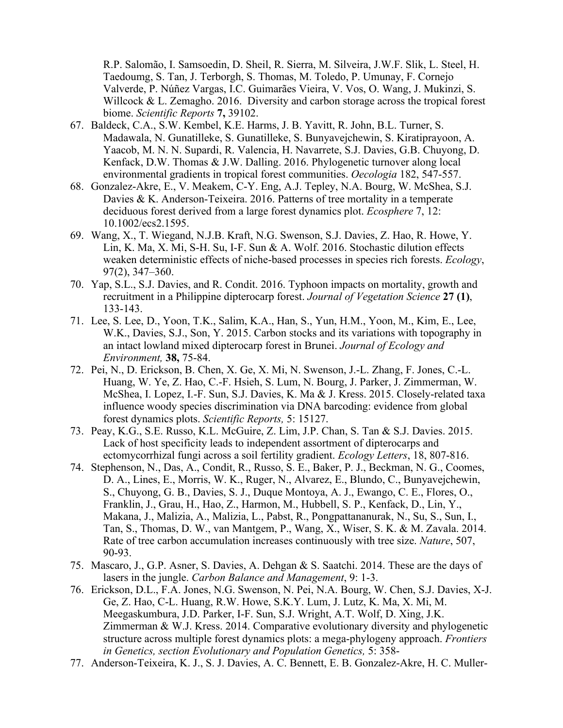R.P. Salomão, I. Samsoedin, D. Sheil, R. Sierra, M. Silveira, J.W.F. Slik, L. Steel, H. Taedoumg, S. Tan, J. Terborgh, S. Thomas, M. Toledo, P. Umunay, F. Cornejo Valverde, P. Núñez Vargas, I.C. Guimarães Vieira, V. Vos, O. Wang, J. Mukinzi, S. Willcock & L. Zemagho. 2016. Diversity and carbon storage across the tropical forest biome. *Scientific Reports* **7,** 39102.

67. Baldeck, C.A., S.W. Kembel, K.E. Harms, J. B. Yavitt, R. John, B.L. Turner, S. Madawala, N. Gunatilleke, S. Gunatilleke, S. Bunyavejchewin, S. Kiratiprayoon, A. Yaacob, M. N. N. Supardi, R. Valencia, H. Navarrete, S.J. Davies, G.B. Chuyong, D. Kenfack, D.W. Thomas & J.W. Dalling. 2016. Phylogenetic turnover along local environmental gradients in tropical forest communities. *Oecologia* 182, 547-557.
68. Gonzalez-Akre, E., V. Meakem, C-Y. Eng, A.J. Tepley, N.A. Bourg, W. McShea, S.J. Davies & K. Anderson-Teixeira. 2016. Patterns of tree mortality in a temperate deciduous forest derived from a large forest dynamics plot. *Ecosphere* 7, 12: 10.1002/ecs2.1595.
69. Wang, X., T. Wiegand, N.J.B. Kraft, N.G. Swenson, S.J. Davies, Z. Hao, R. Howe, Y. Lin, K. Ma, X. Mi, S-H. Su, I-F. Sun & A. Wolf. 2016. Stochastic dilution effects weaken deterministic effects of niche-based processes in species rich forests. *Ecology*, 97(2), 347–360.
70. Yap, S.L., S.J. Davies, and R. Condit. 2016. Typhoon impacts on mortality, growth and recruitment in a Philippine dipterocarp forest. *Journal of Vegetation Science* **27 (1)**, 133-143.
71. Lee, S. Lee, D., Yoon, T.K., Salim, K.A., Han, S., Yun, H.M., Yoon, M., Kim, E., Lee, W.K., Davies, S.J., Son, Y. 2015. Carbon stocks and its variations with topography in an intact lowland mixed dipterocarp forest in Brunei. *Journal of Ecology and Environment,* **38,** 75-84.
72. Pei, N., D. Erickson, B. Chen, X. Ge, X. Mi, N. Swenson, J.-L. Zhang, F. Jones, C.-L. Huang, W. Ye, Z. Hao, C.-F. Hsieh, S. Lum, N. Bourg, J. Parker, J. Zimmerman, W. McShea, I. Lopez, I.-F. Sun, S.J. Davies, K. Ma & J. Kress. 2015. Closely-related taxa influence woody species discrimination via DNA barcoding: evidence from global forest dynamics plots. *Scientific Reports,* 5: 15127.
73. Peay, K.G., S.E. Russo, K.L. McGuire, Z. Lim, J.P. Chan, S. Tan & S.J. Davies. 2015. Lack of host specificity leads to independent assortment of dipterocarps and ectomycorrhizal fungi across a soil fertility gradient. *Ecology Letters*, 18, 807-816.
74. Stephenson, N., Das, A., Condit, R., Russo, S. E., Baker, P. J., Beckman, N. G., Coomes, D. A., Lines, E., Morris, W. K., Ruger, N., Alvarez, E., Blundo, C., Bunyavejchewin, S., Chuyong, G. B., Davies, S. J., Duque Montoya, A. J., Ewango, C. E., Flores, O., Franklin, J., Grau, H., Hao, Z., Harmon, M., Hubbell, S. P., Kenfack, D., Lin, Y., Makana, J., Malizia, A., Malizia, L., Pabst, R., Pongpattananurak, N., Su, S., Sun, I., Tan, S., Thomas, D. W., van Mantgem, P., Wang, X., Wiser, S. K. & M. Zavala. 2014. Rate of tree carbon accumulation increases continuously with tree size. *Nature*, 507, 90-93.
75. Mascaro, J., G.P. Asner, S. Davies, A. Dehgan & S. Saatchi. 2014. These are the days of lasers in the jungle. *Carbon Balance and Management*, 9: 1-3.
76. Erickson, D.L., F.A. Jones, N.G. Swenson, N. Pei, N.A. Bourg, W. Chen, S.J. Davies, X-J. Ge, Z. Hao, C-L. Huang, R.W. Howe, S.K.Y. Lum, J. Lutz, K. Ma, X. Mi, M. Meegaskumbura, J.D. Parker, I-F. Sun, S.J. Wright, A.T. Wolf, D. Xing, J.K. Zimmerman & W.J. Kress. 2014. Comparative evolutionary diversity and phylogenetic structure across multiple forest dynamics plots: a mega-phylogeny approach. *Frontiers in Genetics, section Evolutionary and Population Genetics,* 5: 358-
77. Anderson-Teixeira, K. J., S. J. Davies, A. C. Bennett, E. B. Gonzalez-Akre, H. C. Muller-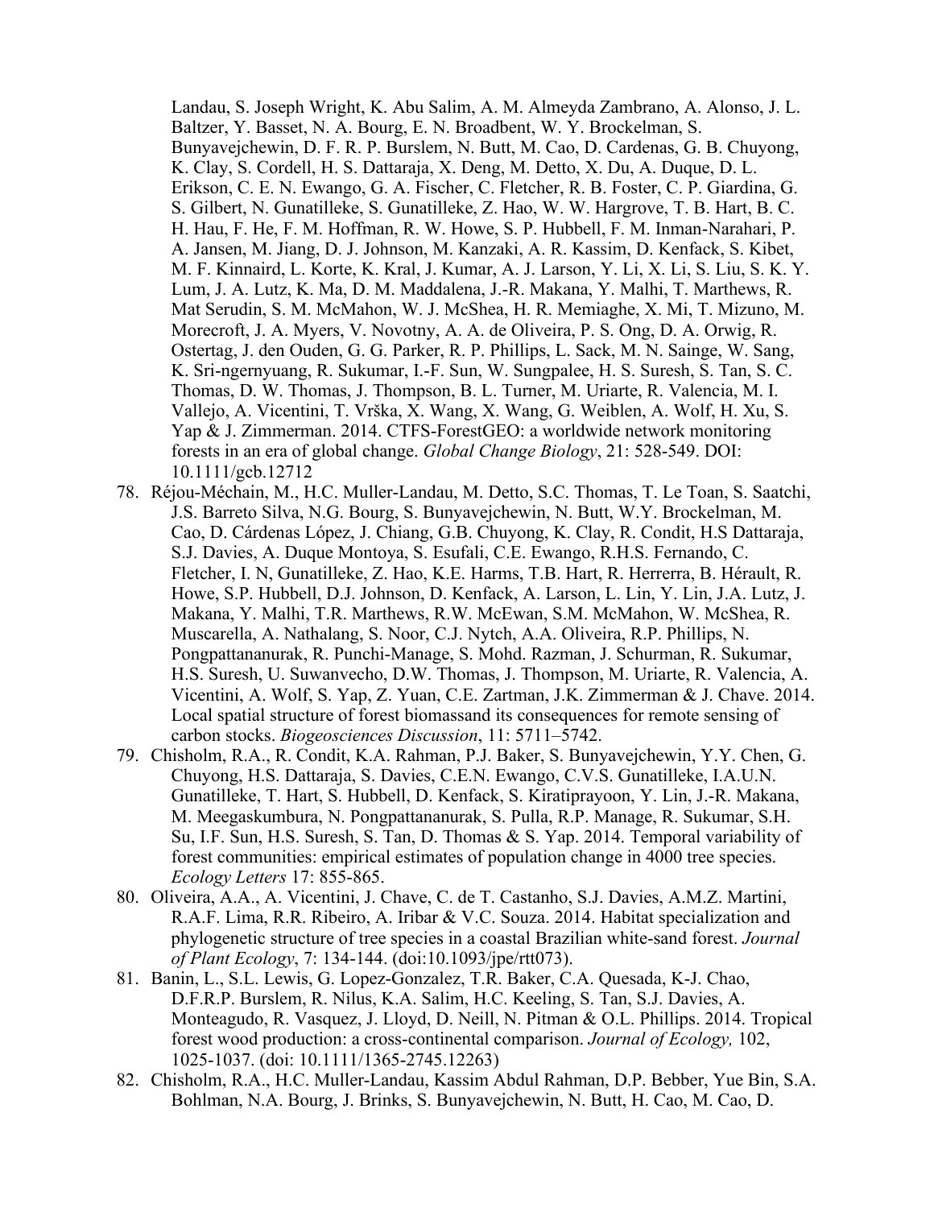Landau, S. Joseph Wright, K. Abu Salim, A. M. Almeyda Zambrano, A. Alonso, J. L. Baltzer, Y. Basset, N. A. Bourg, E. N. Broadbent, W. Y. Brockelman, S. Bunyavejchewin, D. F. R. P. Burslem, N. Butt, M. Cao, D. Cardenas, G. B. Chuyong, K. Clay, S. Cordell, H. S. Dattaraja, X. Deng, M. Detto, X. Du, A. Duque, D. L. Erikson, C. E. N. Ewango, G. A. Fischer, C. Fletcher, R. B. Foster, C. P. Giardina, G. S. Gilbert, N. Gunatilleke, S. Gunatilleke, Z. Hao, W. W. Hargrove, T. B. Hart, B. C. H. Hau, F. He, F. M. Hoffman, R. W. Howe, S. P. Hubbell, F. M. Inman-Narahari, P. A. Jansen, M. Jiang, D. J. Johnson, M. Kanzaki, A. R. Kassim, D. Kenfack, S. Kibet, M. F. Kinnaird, L. Korte, K. Kral, J. Kumar, A. J. Larson, Y. Li, X. Li, S. Liu, S. K. Y. Lum, J. A. Lutz, K. Ma, D. M. Maddalena, J.-R. Makana, Y. Malhi, T. Marthews, R. Mat Serudin, S. M. McMahon, W. J. McShea, H. R. Memiaghe, X. Mi, T. Mizuno, M. Morecroft, J. A. Myers, V. Novotny, A. A. de Oliveira, P. S. Ong, D. A. Orwig, R. Ostertag, J. den Ouden, G. G. Parker, R. P. Phillips, L. Sack, M. N. Sainge, W. Sang, K. Sri-ngernyuang, R. Sukumar, I.-F. Sun, W. Sungpalee, H. S. Suresh, S. Tan, S. C. Thomas, D. W. Thomas, J. Thompson, B. L. Turner, M. Uriarte, R. Valencia, M. I. Vallejo, A. Vicentini, T. Vrška, X. Wang, X. Wang, G. Weiblen, A. Wolf, H. Xu, S. Yap & J. Zimmerman. 2014. CTFS-ForestGEO: a worldwide network monitoring forests in an era of global change. *Global Change Biology*, 21: 528-549. DOI: 10.1111/gcb.12712

78. Réjou-Méchain, M., H.C. Muller-Landau, M. Detto, S.C. Thomas, T. Le Toan, S. Saatchi, J.S. Barreto Silva, N.G. Bourg, S. Bunyavejchewin, N. Butt, W.Y. Brockelman, M. Cao, D. Cárdenas López, J. Chiang, G.B. Chuyong, K. Clay, R. Condit, H.S Dattaraja, S.J. Davies, A. Duque Montoya, S. Esufali, C.E. Ewango, R.H.S. Fernando, C. Fletcher, I. N, Gunatilleke, Z. Hao, K.E. Harms, T.B. Hart, R. Herrerra, B. Hérault, R. Howe, S.P. Hubbell, D.J. Johnson, D. Kenfack, A. Larson, L. Lin, Y. Lin, J.A. Lutz, J. Makana, Y. Malhi, T.R. Marthews, R.W. McEwan, S.M. McMahon, W. McShea, R. Muscarella, A. Nathalang, S. Noor, C.J. Nytch, A.A. Oliveira, R.P. Phillips, N. Pongpattananurak, R. Punchi-Manage, S. Mohd. Razman, J. Schurman, R. Sukumar, H.S. Suresh, U. Suwanvecho, D.W. Thomas, J. Thompson, M. Uriarte, R. Valencia, A. Vicentini, A. Wolf, S. Yap, Z. Yuan, C.E. Zartman, J.K. Zimmerman & J. Chave. 2014. Local spatial structure of forest biomassand its consequences for remote sensing of carbon stocks. *Biogeosciences Discussion*, 11: 5711–5742.
79. Chisholm, R.A., R. Condit, K.A. Rahman, P.J. Baker, S. Bunyavejchewin, Y.Y. Chen, G. Chuyong, H.S. Dattaraja, S. Davies, C.E.N. Ewango, C.V.S. Gunatilleke, I.A.U.N. Gunatilleke, T. Hart, S. Hubbell, D. Kenfack, S. Kiratiprayoon, Y. Lin, J.-R. Makana, M. Meegaskumbura, N. Pongpattananurak, S. Pulla, R.P. Manage, R. Sukumar, S.H. Su, I.F. Sun, H.S. Suresh, S. Tan, D. Thomas & S. Yap. 2014. Temporal variability of forest communities: empirical estimates of population change in 4000 tree species. *Ecology Letters* 17: 855-865.
80. Oliveira, A.A., A. Vicentini, J. Chave, C. de T. Castanho, S.J. Davies, A.M.Z. Martini, R.A.F. Lima, R.R. Ribeiro, A. Iribar & V.C. Souza. 2014. Habitat specialization and phylogenetic structure of tree species in a coastal Brazilian white-sand forest. *Journal of Plant Ecology*, 7: 134-144. (doi:10.1093/jpe/rtt073).
81. Banin, L., S.L. Lewis, G. Lopez-Gonzalez, T.R. Baker, C.A. Quesada, K-J. Chao, D.F.R.P. Burslem, R. Nilus, K.A. Salim, H.C. Keeling, S. Tan, S.J. Davies, A. Monteagudo, R. Vasquez, J. Lloyd, D. Neill, N. Pitman & O.L. Phillips. 2014. Tropical forest wood production: a cross-continental comparison. *Journal of Ecology,* 102, 1025-1037. (doi: 10.1111/1365-2745.12263)
82. Chisholm, R.A., H.C. Muller-Landau, Kassim Abdul Rahman, D.P. Bebber, Yue Bin, S.A. Bohlman, N.A. Bourg, J. Brinks, S. Bunyavejchewin, N. Butt, H. Cao, M. Cao, D.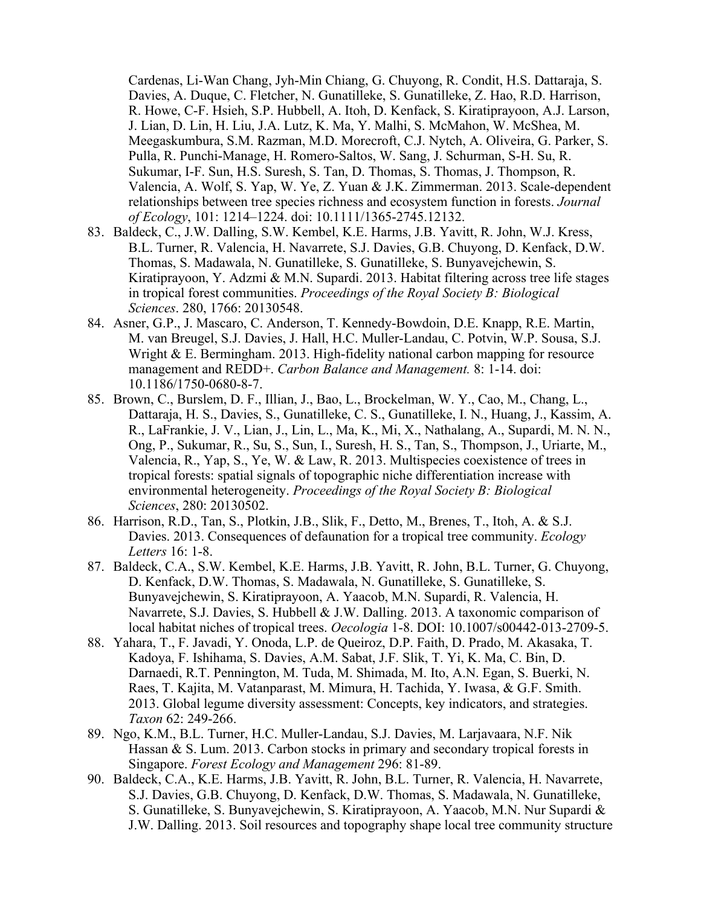Cardenas, Li-Wan Chang, Jyh-Min Chiang, G. Chuyong, R. Condit, H.S. Dattaraja, S. Davies, A. Duque, C. Fletcher, N. Gunatilleke, S. Gunatilleke, Z. Hao, R.D. Harrison, R. Howe, C-F. Hsieh, S.P. Hubbell, A. Itoh, D. Kenfack, S. Kiratiprayoon, A.J. Larson, J. Lian, D. Lin, H. Liu, J.A. Lutz, K. Ma, Y. Malhi, S. McMahon, W. McShea, M. Meegaskumbura, S.M. Razman, M.D. Morecroft, C.J. Nytch, A. Oliveira, G. Parker, S. Pulla, R. Punchi-Manage, H. Romero-Saltos, W. Sang, J. Schurman, S-H. Su, R. Sukumar, I-F. Sun, H.S. Suresh, S. Tan, D. Thomas, S. Thomas, J. Thompson, R. Valencia, A. Wolf, S. Yap, W. Ye, Z. Yuan & J.K. Zimmerman. 2013. Scale-dependent relationships between tree species richness and ecosystem function in forests. *Journal of Ecology*, 101: 1214–1224. doi: 10.1111/1365-2745.12132.

83. Baldeck, C., J.W. Dalling, S.W. Kembel, K.E. Harms, J.B. Yavitt, R. John, W.J. Kress, B.L. Turner, R. Valencia, H. Navarrete, S.J. Davies, G.B. Chuyong, D. Kenfack, D.W. Thomas, S. Madawala, N. Gunatilleke, S. Gunatilleke, S. Bunyavejchewin, S. Kiratiprayoon, Y. Adzmi & M.N. Supardi. 2013. Habitat filtering across tree life stages in tropical forest communities. *Proceedings of the Royal Society B: Biological Sciences*. 280, 1766: 20130548.
84. Asner, G.P., J. Mascaro, C. Anderson, T. Kennedy-Bowdoin, D.E. Knapp, R.E. Martin, M. van Breugel, S.J. Davies, J. Hall, H.C. Muller-Landau, C. Potvin, W.P. Sousa, S.J. Wright & E. Bermingham. 2013. High-fidelity national carbon mapping for resource management and REDD+. *Carbon Balance and Management.* 8: 1-14. doi: 10.1186/1750-0680-8-7.
85. Brown, C., Burslem, D. F., Illian, J., Bao, L., Brockelman, W. Y., Cao, M., Chang, L., Dattaraja, H. S., Davies, S., Gunatilleke, C. S., Gunatilleke, I. N., Huang, J., Kassim, A. R., LaFrankie, J. V., Lian, J., Lin, L., Ma, K., Mi, X., Nathalang, A., Supardi, M. N. N., Ong, P., Sukumar, R., Su, S., Sun, I., Suresh, H. S., Tan, S., Thompson, J., Uriarte, M., Valencia, R., Yap, S., Ye, W., & Law, R. 2013. Multispecies coexistence of trees in tropical forests: spatial signals of topographic niche differentiation increase with environmental heterogeneity. *Proceedings of the Royal Society B: Biological Sciences*, 280: 20130502.
86. Harrison, R.D., Tan, S., Plotkin, J.B., Slik, F., Detto, M., Brenes, T., Itoh, A. & S.J. Davies. 2013. Consequences of defaunation for a tropical tree community. *Ecology Letters* 16: 1-8.
87. Baldeck, C.A., S.W. Kembel, K.E. Harms, J.B. Yavitt, R. John, B.L. Turner, G. Chuyong, D. Kenfack, D.W. Thomas, S. Madawala, N. Gunatilleke, S. Gunatilleke, S. Bunyavejchewin, S. Kiratiprayoon, A. Yaacob, M.N. Supardi, R. Valencia, H. Navarrete, S.J. Davies, S. Hubbell & J.W. Dalling. 2013. A taxonomic comparison of local habitat niches of tropical trees. *Oecologia* 1-8. DOI: 10.1007/s00442-013-2709-5.
88. Yahara, T., F. Javadi, Y. Onoda, L.P. de Queiroz, D.P. Faith, D. Prado, M. Akasaka, T. Kadoya, F. Ishihama, S. Davies, A.M. Sabat, J.F. Slik, T. Yi, K. Ma, C. Bin, D. Darnaedi, R.T. Pennington, M. Tuda, M. Shimada, M. Ito, A.N. Egan, S. Buerki, N. Raes, T. Kajita, M. Vatanparast, M. Mimura, H. Tachida, Y. Iwasa, & G.F. Smith. 2013. Global legume diversity assessment: Concepts, key indicators, and strategies. *Taxon* 62: 249-266.
89. Ngo, K.M., B.L. Turner, H.C. Muller-Landau, S.J. Davies, M. Larjavaara, N.F. Nik Hassan & S. Lum. 2013. Carbon stocks in primary and secondary tropical forests in Singapore. *Forest Ecology and Management* 296: 81-89.
90. Baldeck, C.A., K.E. Harms, J.B. Yavitt, R. John, B.L. Turner, R. Valencia, H. Navarrete, S.J. Davies, G.B. Chuyong, D. Kenfack, D.W. Thomas, S. Madawala, N. Gunatilleke, S. Gunatilleke, S. Bunyavejchewin, S. Kiratiprayoon, A. Yaacob, M.N. Nur Supardi & J.W. Dalling. 2013. Soil resources and topography shape local tree community structure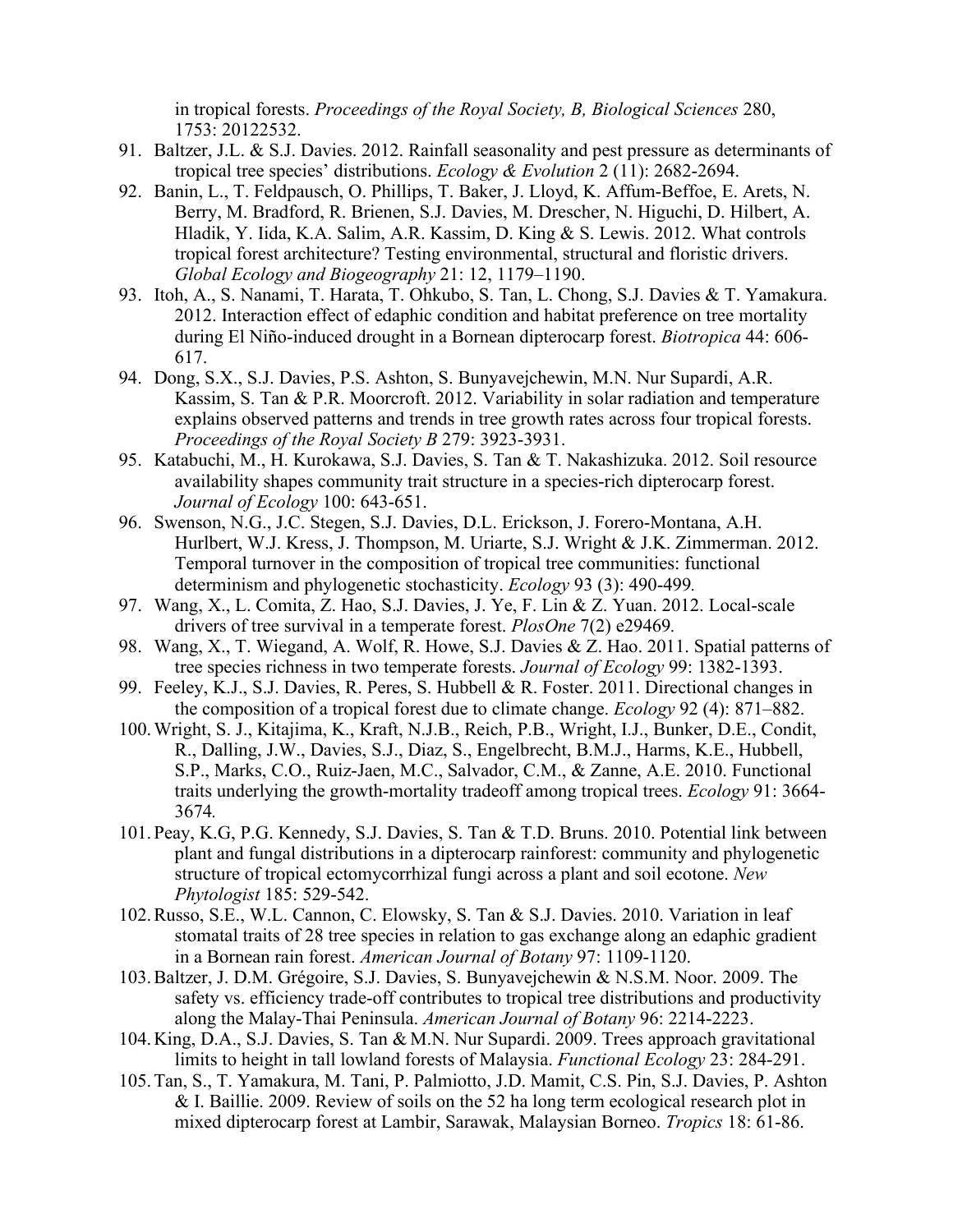in tropical forests. *Proceedings of the Royal Society, B, Biological Sciences* 280, 1753: 20122532.

91. Baltzer, J.L. & S.J. Davies. 2012. Rainfall seasonality and pest pressure as determinants of tropical tree species' distributions. *Ecology & Evolution* 2 (11): 2682-2694.
92. Banin, L., T. Feldpausch, O. Phillips, T. Baker, J. Lloyd, K. Affum-Beffoe, E. Arets, N. Berry, M. Bradford, R. Brienen, S.J. Davies, M. Drescher, N. Higuchi, D. Hilbert, A. Hladik, Y. Iida, K.A. Salim, A.R. Kassim, D. King & S. Lewis. 2012. What controls tropical forest architecture? Testing environmental, structural and floristic drivers. *Global Ecology and Biogeography* 21: 12, 1179–1190.
93. Itoh, A., S. Nanami, T. Harata, T. Ohkubo, S. Tan, L. Chong, S.J. Davies & T. Yamakura. 2012. Interaction effect of edaphic condition and habitat preference on tree mortality during El Niño-induced drought in a Bornean dipterocarp forest. *Biotropica* 44: 606-617.
94. Dong, S.X., S.J. Davies, P.S. Ashton, S. Bunyavejchewin, M.N. Nur Supardi, A.R. Kassim, S. Tan & P.R. Moorcroft. 2012. Variability in solar radiation and temperature explains observed patterns and trends in tree growth rates across four tropical forests. *Proceedings of the Royal Society B* 279: 3923-3931.
95. Katabuchi, M., H. Kurokawa, S.J. Davies, S. Tan & T. Nakashizuka. 2012. Soil resource availability shapes community trait structure in a species-rich dipterocarp forest. *Journal of Ecology* 100: 643-651.
96. Swenson, N.G., J.C. Stegen, S.J. Davies, D.L. Erickson, J. Forero-Montana, A.H. Hurlbert, W.J. Kress, J. Thompson, M. Uriarte, S.J. Wright & J.K. Zimmerman. 2012. Temporal turnover in the composition of tropical tree communities: functional determinism and phylogenetic stochasticity. *Ecology* 93 (3): 490-499.
97. Wang, X., L. Comita, Z. Hao, S.J. Davies, J. Ye, F. Lin & Z. Yuan. 2012. Local-scale drivers of tree survival in a temperate forest. *PlosOne* 7(2) e29469.
98. Wang, X., T. Wiegand, A. Wolf, R. Howe, S.J. Davies & Z. Hao. 2011. Spatial patterns of tree species richness in two temperate forests. *Journal of Ecology* 99: 1382-1393.
99. Feeley, K.J., S.J. Davies, R. Peres, S. Hubbell & R. Foster. 2011. Directional changes in the composition of a tropical forest due to climate change. *Ecology* 92 (4): 871–882.
100. Wright, S. J., Kitajima, K., Kraft, N.J.B., Reich, P.B., Wright, I.J., Bunker, D.E., Condit, R., Dalling, J.W., Davies, S.J., Diaz, S., Engelbrecht, B.M.J., Harms, K.E., Hubbell, S.P., Marks, C.O., Ruiz-Jaen, M.C., Salvador, C.M., & Zanne, A.E. 2010. Functional traits underlying the growth-mortality tradeoff among tropical trees. *Ecology* 91: 3664-3674.
101. Peay, K.G, P.G. Kennedy, S.J. Davies, S. Tan & T.D. Bruns. 2010. Potential link between plant and fungal distributions in a dipterocarp rainforest: community and phylogenetic structure of tropical ectomycorrhizal fungi across a plant and soil ecotone. *New Phytologist* 185: 529-542.
102. Russo, S.E., W.L. Cannon, C. Elowsky, S. Tan & S.J. Davies. 2010. Variation in leaf stomatal traits of 28 tree species in relation to gas exchange along an edaphic gradient in a Bornean rain forest. *American Journal of Botany* 97: 1109-1120.
103. Baltzer, J. D.M. Grégoire, S.J. Davies, S. Bunyavejchewin & N.S.M. Noor. 2009. The safety vs. efficiency trade-off contributes to tropical tree distributions and productivity along the Malay-Thai Peninsula. *American Journal of Botany* 96: 2214-2223.
104. King, D.A., S.J. Davies, S. Tan & M.N. Nur Supardi. 2009. Trees approach gravitational limits to height in tall lowland forests of Malaysia. *Functional Ecology* 23: 284-291.
105. Tan, S., T. Yamakura, M. Tani, P. Palmiotto, J.D. Mamit, C.S. Pin, S.J. Davies, P. Ashton & I. Baillie. 2009. Review of soils on the 52 ha long term ecological research plot in mixed dipterocarp forest at Lambir, Sarawak, Malaysian Borneo. *Tropics* 18: 61-86.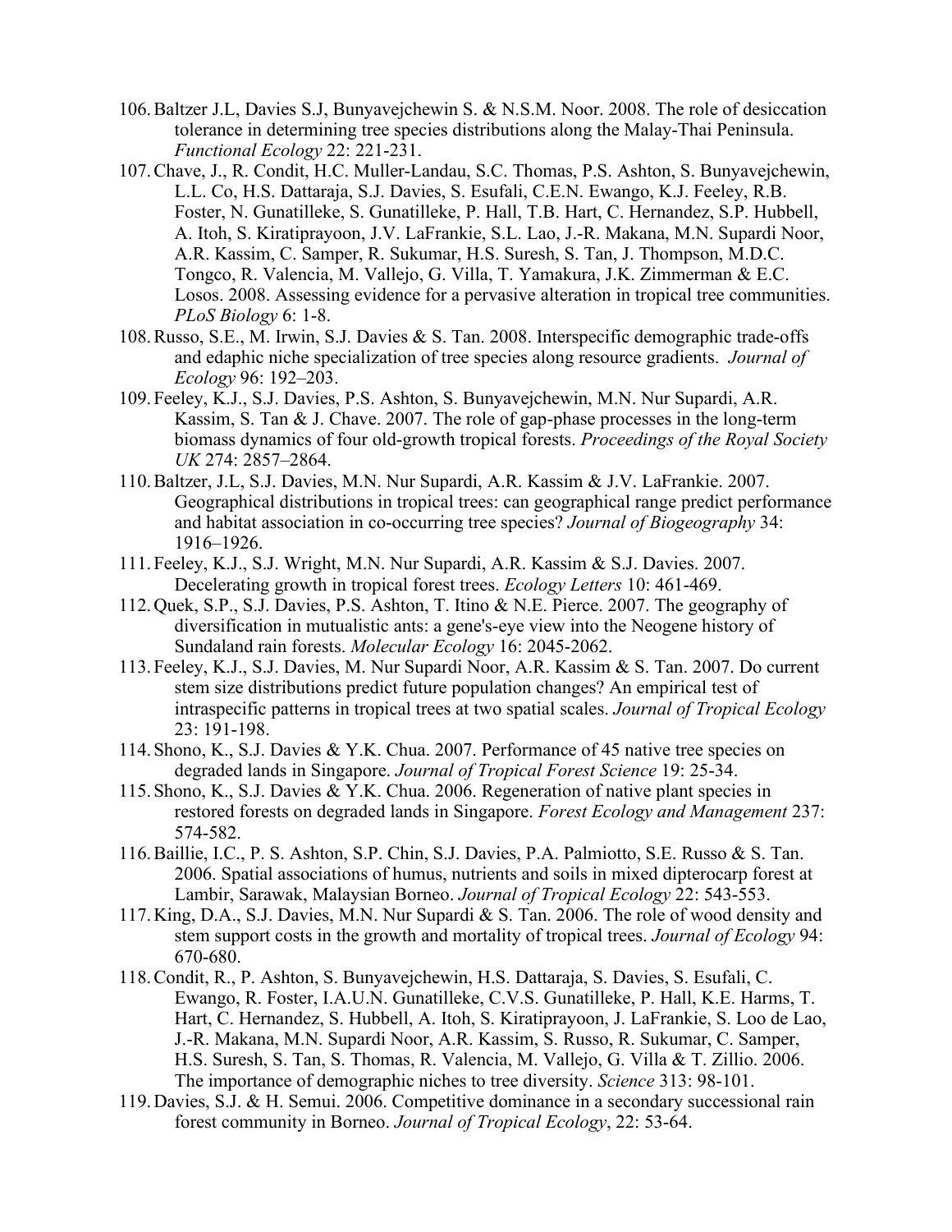106. Baltzer J.L, Davies S.J, Bunyavejchewin S. & N.S.M. Noor. 2008. The role of desiccation tolerance in determining tree species distributions along the Malay-Thai Peninsula. *Functional Ecology* 22: 221-231.
107. Chave, J., R. Condit, H.C. Muller-Landau, S.C. Thomas, P.S. Ashton, S. Bunyavejchewin, L.L. Co, H.S. Dattaraja, S.J. Davies, S. Esufali, C.E.N. Ewango, K.J. Feeley, R.B. Foster, N. Gunatilleke, S. Gunatilleke, P. Hall, T.B. Hart, C. Hernandez, S.P. Hubbell, A. Itoh, S. Kiratiprayoon, J.V. LaFrankie, S.L. Lao, J.-R. Makana, M.N. Supardi Noor, A.R. Kassim, C. Samper, R. Sukumar, H.S. Suresh, S. Tan, J. Thompson, M.D.C. Tongco, R. Valencia, M. Vallejo, G. Villa, T. Yamakura, J.K. Zimmerman & E.C. Losos. 2008. Assessing evidence for a pervasive alteration in tropical tree communities. *PLoS Biology* 6: 1-8.
108. Russo, S.E., M. Irwin, S.J. Davies & S. Tan. 2008. Interspecific demographic trade-offs and edaphic niche specialization of tree species along resource gradients. *Journal of Ecology* 96: 192–203.
109. Feeley, K.J., S.J. Davies, P.S. Ashton, S. Bunyavejchewin, M.N. Nur Supardi, A.R. Kassim, S. Tan & J. Chave. 2007. The role of gap-phase processes in the long-term biomass dynamics of four old-growth tropical forests. *Proceedings of the Royal Society UK* 274: 2857–2864.
110. Baltzer, J.L, S.J. Davies, M.N. Nur Supardi, A.R. Kassim & J.V. LaFrankie. 2007. Geographical distributions in tropical trees: can geographical range predict performance and habitat association in co-occurring tree species? *Journal of Biogeography* 34: 1916–1926.
111. Feeley, K.J., S.J. Wright, M.N. Nur Supardi, A.R. Kassim & S.J. Davies. 2007. Decelerating growth in tropical forest trees. *Ecology Letters* 10: 461-469.
112. Quek, S.P., S.J. Davies, P.S. Ashton, T. Itino & N.E. Pierce. 2007. The geography of diversification in mutualistic ants: a gene's-eye view into the Neogene history of Sundaland rain forests. *Molecular Ecology* 16: 2045-2062.
113. Feeley, K.J., S.J. Davies, M. Nur Supardi Noor, A.R. Kassim & S. Tan. 2007. Do current stem size distributions predict future population changes? An empirical test of intraspecific patterns in tropical trees at two spatial scales. *Journal of Tropical Ecology* 23: 191-198.
114. Shono, K., S.J. Davies & Y.K. Chua. 2007. Performance of 45 native tree species on degraded lands in Singapore. *Journal of Tropical Forest Science* 19: 25-34.
115. Shono, K., S.J. Davies & Y.K. Chua. 2006. Regeneration of native plant species in restored forests on degraded lands in Singapore. *Forest Ecology and Management* 237: 574-582.
116. Baillie, I.C., P. S. Ashton, S.P. Chin, S.J. Davies, P.A. Palmiotto, S.E. Russo & S. Tan. 2006. Spatial associations of humus, nutrients and soils in mixed dipterocarp forest at Lambir, Sarawak, Malaysian Borneo. *Journal of Tropical Ecology* 22: 543-553.
117. King, D.A., S.J. Davies, M.N. Nur Supardi & S. Tan. 2006. The role of wood density and stem support costs in the growth and mortality of tropical trees. *Journal of Ecology* 94: 670-680.
118. Condit, R., P. Ashton, S. Bunyavejchewin, H.S. Dattaraja, S. Davies, S. Esufali, C. Ewango, R. Foster, I.A.U.N. Gunatilleke, C.V.S. Gunatilleke, P. Hall, K.E. Harms, T. Hart, C. Hernandez, S. Hubbell, A. Itoh, S. Kiratiprayoon, J. LaFrankie, S. Loo de Lao, J.-R. Makana, M.N. Supardi Noor, A.R. Kassim, S. Russo, R. Sukumar, C. Samper, H.S. Suresh, S. Tan, S. Thomas, R. Valencia, M. Vallejo, G. Villa & T. Zillio. 2006. The importance of demographic niches to tree diversity. *Science* 313: 98-101.
119. Davies, S.J. & H. Semui. 2006. Competitive dominance in a secondary successional rain forest community in Borneo. *Journal of Tropical Ecology*, 22: 53-64.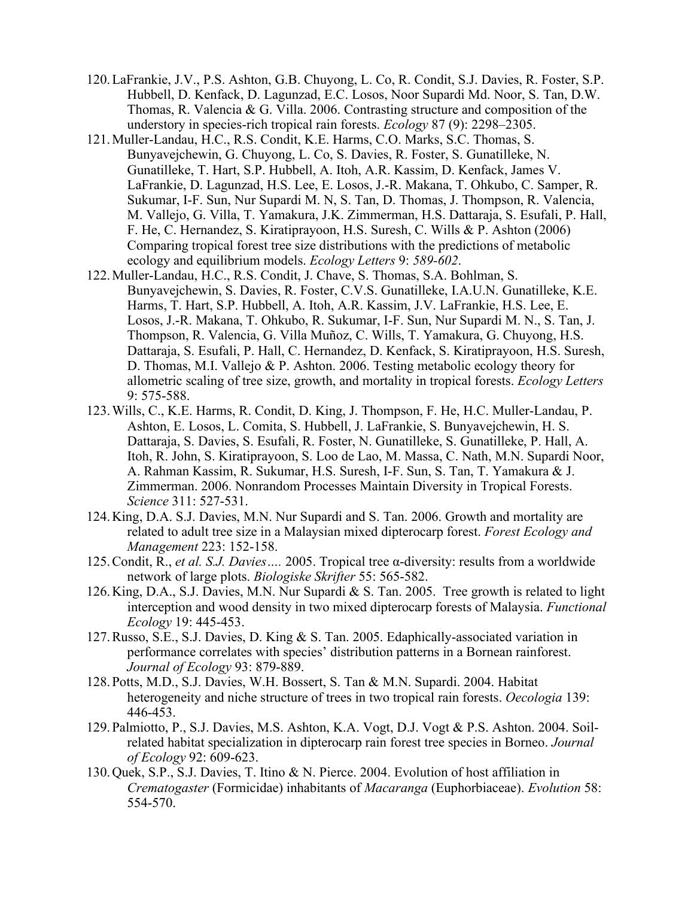120. LaFrankie, J.V., P.S. Ashton, G.B. Chuyong, L. Co, R. Condit, S.J. Davies, R. Foster, S.P. Hubbell, D. Kenfack, D. Lagunzad, E.C. Losos, Noor Supardi Md. Noor, S. Tan, D.W. Thomas, R. Valencia & G. Villa. 2006. Contrasting structure and composition of the understory in species-rich tropical rain forests. *Ecology* 87 (9): 2298–2305.
121. Muller-Landau, H.C., R.S. Condit, K.E. Harms, C.O. Marks, S.C. Thomas, S. Bunyavejchewin, G. Chuyong, L. Co, S. Davies, R. Foster, S. Gunatilleke, N. Gunatilleke, T. Hart, S.P. Hubbell, A. Itoh, A.R. Kassim, D. Kenfack, James V. LaFrankie, D. Lagunzad, H.S. Lee, E. Losos, J.-R. Makana, T. Ohkubo, C. Samper, R. Sukumar, I-F. Sun, Nur Supardi M. N, S. Tan, D. Thomas, J. Thompson, R. Valencia, M. Vallejo, G. Villa, T. Yamakura, J.K. Zimmerman, H.S. Dattaraja, S. Esufali, P. Hall, F. He, C. Hernandez, S. Kiratiprayoon, H.S. Suresh, C. Wills & P. Ashton (2006) Comparing tropical forest tree size distributions with the predictions of metabolic ecology and equilibrium models. *Ecology Letters* 9: *589-602*.
122. Muller-Landau, H.C., R.S. Condit, J. Chave, S. Thomas, S.A. Bohlman, S. Bunyavejchewin, S. Davies, R. Foster, C.V.S. Gunatilleke, I.A.U.N. Gunatilleke, K.E. Harms, T. Hart, S.P. Hubbell, A. Itoh, A.R. Kassim, J.V. LaFrankie, H.S. Lee, E. Losos, J.-R. Makana, T. Ohkubo, R. Sukumar, I-F. Sun, Nur Supardi M. N., S. Tan, J. Thompson, R. Valencia, G. Villa Muñoz, C. Wills, T. Yamakura, G. Chuyong, H.S. Dattaraja, S. Esufali, P. Hall, C. Hernandez, D. Kenfack, S. Kiratiprayoon, H.S. Suresh, D. Thomas, M.I. Vallejo & P. Ashton. 2006. Testing metabolic ecology theory for allometric scaling of tree size, growth, and mortality in tropical forests. *Ecology Letters* 9: 575-588.
123. Wills, C., K.E. Harms, R. Condit, D. King, J. Thompson, F. He, H.C. Muller-Landau, P. Ashton, E. Losos, L. Comita, S. Hubbell, J. LaFrankie, S. Bunyavejchewin, H. S. Dattaraja, S. Davies, S. Esufali, R. Foster, N. Gunatilleke, S. Gunatilleke, P. Hall, A. Itoh, R. John, S. Kiratiprayoon, S. Loo de Lao, M. Massa, C. Nath, M.N. Supardi Noor, A. Rahman Kassim, R. Sukumar, H.S. Suresh, I-F. Sun, S. Tan, T. Yamakura & J. Zimmerman. 2006. Nonrandom Processes Maintain Diversity in Tropical Forests. *Science* 311: 527-531.
124. King, D.A. S.J. Davies, M.N. Nur Supardi and S. Tan. 2006. Growth and mortality are related to adult tree size in a Malaysian mixed dipterocarp forest. *Forest Ecology and Management* 223: 152-158.
125. Condit, R., *et al. S.J. Davies….* 2005. Tropical tree α-diversity: results from a worldwide network of large plots. *Biologiske Skrifter* 55: 565-582.
126. King, D.A., S.J. Davies, M.N. Nur Supardi & S. Tan. 2005. Tree growth is related to light interception and wood density in two mixed dipterocarp forests of Malaysia. *Functional Ecology* 19: 445-453.
127. Russo, S.E., S.J. Davies, D. King & S. Tan. 2005. Edaphically-associated variation in performance correlates with species' distribution patterns in a Bornean rainforest. *Journal of Ecology* 93: 879-889.
128. Potts, M.D., S.J. Davies, W.H. Bossert, S. Tan & M.N. Supardi. 2004. Habitat heterogeneity and niche structure of trees in two tropical rain forests. *Oecologia* 139: 446-453.
129. Palmiotto, P., S.J. Davies, M.S. Ashton, K.A. Vogt, D.J. Vogt & P.S. Ashton. 2004. Soil-related habitat specialization in dipterocarp rain forest tree species in Borneo. *Journal of Ecology* 92: 609-623.
130. Quek, S.P., S.J. Davies, T. Itino & N. Pierce. 2004. Evolution of host affiliation in *Crematogaster* (Formicidae) inhabitants of *Macaranga* (Euphorbiaceae). *Evolution* 58: 554-570.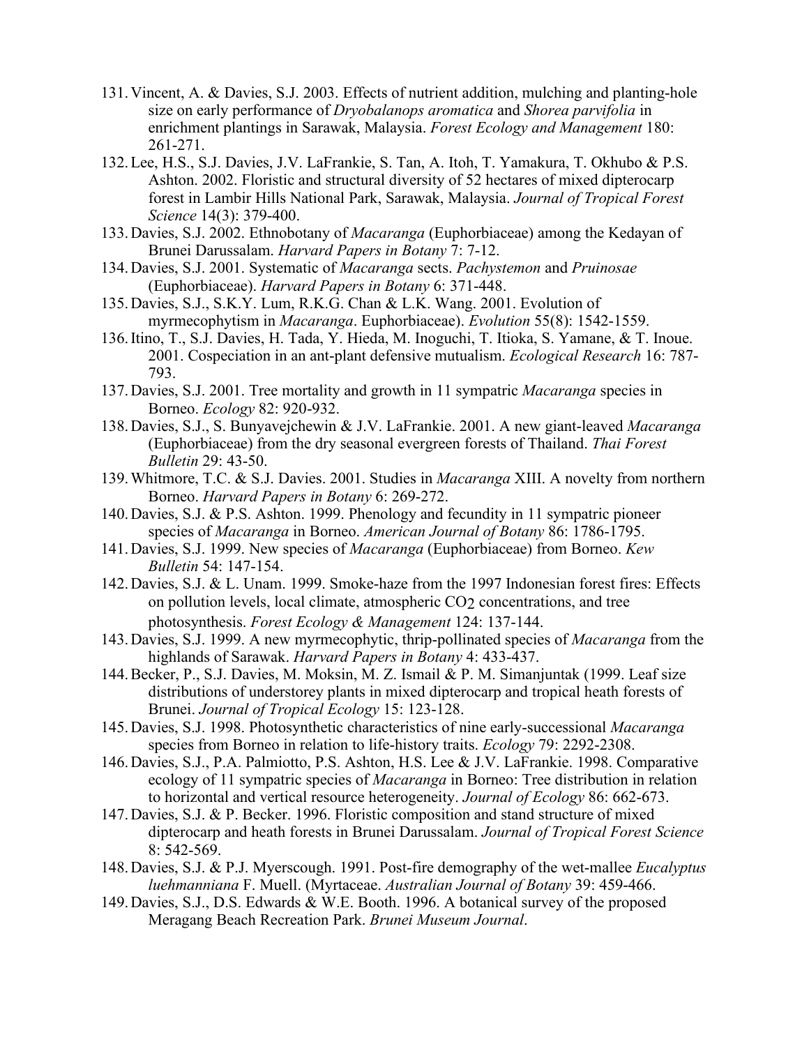131. Vincent, A. & Davies, S.J. 2003. Effects of nutrient addition, mulching and planting-hole size on early performance of *Dryobalanops aromatica* and *Shorea parvifolia* in enrichment plantings in Sarawak, Malaysia. *Forest Ecology and Management* 180: 261-271.
132. Lee, H.S., S.J. Davies, J.V. LaFrankie, S. Tan, A. Itoh, T. Yamakura, T. Okhubo & P.S. Ashton. 2002. Floristic and structural diversity of 52 hectares of mixed dipterocarp forest in Lambir Hills National Park, Sarawak, Malaysia. *Journal of Tropical Forest Science* 14(3): 379-400.
133. Davies, S.J. 2002. Ethnobotany of *Macaranga* (Euphorbiaceae) among the Kedayan of Brunei Darussalam. *Harvard Papers in Botany* 7: 7-12.
134. Davies, S.J. 2001. Systematic of *Macaranga* sects. *Pachystemon* and *Pruinosae* (Euphorbiaceae). *Harvard Papers in Botany* 6: 371-448.
135. Davies, S.J., S.K.Y. Lum, R.K.G. Chan & L.K. Wang. 2001. Evolution of myrmecophytism in *Macaranga*. Euphorbiaceae). *Evolution* 55(8): 1542-1559.
136. Itino, T., S.J. Davies, H. Tada, Y. Hieda, M. Inoguchi, T. Itioka, S. Yamane, & T. Inoue. 2001. Cospeciation in an ant-plant defensive mutualism. *Ecological Research* 16: 787-793.
137. Davies, S.J. 2001. Tree mortality and growth in 11 sympatric *Macaranga* species in Borneo. *Ecology* 82: 920-932.
138. Davies, S.J., S. Bunyavejchewin & J.V. LaFrankie. 2001. A new giant-leaved *Macaranga* (Euphorbiaceae) from the dry seasonal evergreen forests of Thailand. *Thai Forest Bulletin* 29: 43-50.
139. Whitmore, T.C. & S.J. Davies. 2001. Studies in *Macaranga* XIII. A novelty from northern Borneo. *Harvard Papers in Botany* 6: 269-272.
140. Davies, S.J. & P.S. Ashton. 1999. Phenology and fecundity in 11 sympatric pioneer species of *Macaranga* in Borneo. *American Journal of Botany* 86: 1786-1795.
141. Davies, S.J. 1999. New species of *Macaranga* (Euphorbiaceae) from Borneo. *Kew Bulletin* 54: 147-154.
142. Davies, S.J. & L. Unam. 1999. Smoke-haze from the 1997 Indonesian forest fires: Effects on pollution levels, local climate, atmospheric $CO_2$ concentrations, and tree photosynthesis. *Forest Ecology & Management* 124: 137-144.
143. Davies, S.J. 1999. A new myrmecophytic, thrip-pollinated species of *Macaranga* from the highlands of Sarawak. *Harvard Papers in Botany* 4: 433-437.
144. Becker, P., S.J. Davies, M. Moksin, M. Z. Ismail & P. M. Simanjuntak (1999. Leaf size distributions of understorey plants in mixed dipterocarp and tropical heath forests of Brunei. *Journal of Tropical Ecology* 15: 123-128.
145. Davies, S.J. 1998. Photosynthetic characteristics of nine early-successional *Macaranga* species from Borneo in relation to life-history traits. *Ecology* 79: 2292-2308.
146. Davies, S.J., P.A. Palmiotto, P.S. Ashton, H.S. Lee & J.V. LaFrankie. 1998. Comparative ecology of 11 sympatric species of *Macaranga* in Borneo: Tree distribution in relation to horizontal and vertical resource heterogeneity. *Journal of Ecology* 86: 662-673.
147. Davies, S.J. & P. Becker. 1996. Floristic composition and stand structure of mixed dipterocarp and heath forests in Brunei Darussalam. *Journal of Tropical Forest Science* 8: 542-569.
148. Davies, S.J. & P.J. Myerscough. 1991. Post-fire demography of the wet-mallee *Eucalyptus luehmanniana* F. Muell. (Myrtaceae. *Australian Journal of Botany* 39: 459-466.
149. Davies, S.J., D.S. Edwards & W.E. Booth. 1996. A botanical survey of the proposed Meragang Beach Recreation Park. *Brunei Museum Journal*.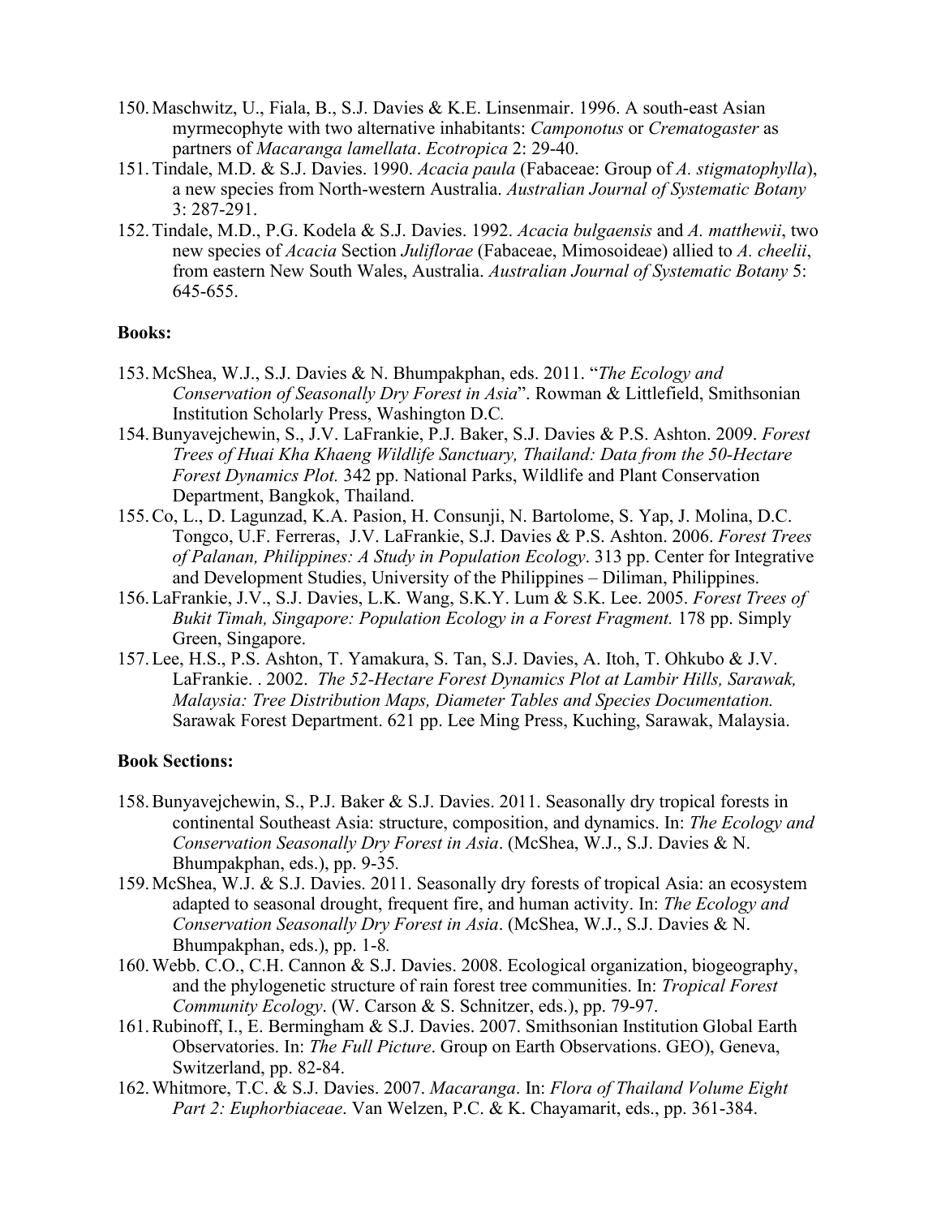150. Maschwitz, U., Fiala, B., S.J. Davies & K.E. Linsenmair. 1996. A south-east Asian myrmecophyte with two alternative inhabitants: *Camponotus* or *Crematogaster* as partners of *Macaranga lamellata*. *Ecotropica* 2: 29-40.
151. Tindale, M.D. & S.J. Davies. 1990. *Acacia paula* (Fabaceae: Group of *A. stigmatophylla*), a new species from North-western Australia. *Australian Journal of Systematic Botany* 3: 287-291.
152. Tindale, M.D., P.G. Kodela & S.J. Davies. 1992. *Acacia bulgaensis* and *A. matthewii*, two new species of *Acacia* Section *Juliflorae* (Fabaceae, Mimosoideae) allied to *A. cheelii*, from eastern New South Wales, Australia. *Australian Journal of Systematic Botany* 5: 645-655.

**Books:**

153. McShea, W.J., S.J. Davies & N. Bhumpakphan, eds. 2011. "*The Ecology and Conservation of Seasonally Dry Forest in Asia*". Rowman & Littlefield, Smithsonian Institution Scholarly Press, Washington D.C.
154. Bunyavejchewin, S., J.V. LaFrankie, P.J. Baker, S.J. Davies & P.S. Ashton. 2009. *Forest Trees of Huai Kha Khaeng Wildlife Sanctuary, Thailand: Data from the 50-Hectare Forest Dynamics Plot.* 342 pp. National Parks, Wildlife and Plant Conservation Department, Bangkok, Thailand.
155. Co, L., D. Lagunzad, K.A. Pasion, H. Consunji, N. Bartolome, S. Yap, J. Molina, D.C. Tongco, U.F. Ferreras, J.V. LaFrankie, S.J. Davies & P.S. Ashton. 2006. *Forest Trees of Palanan, Philippines: A Study in Population Ecology*. 313 pp. Center for Integrative and Development Studies, University of the Philippines – Diliman, Philippines.
156. LaFrankie, J.V., S.J. Davies, L.K. Wang, S.K.Y. Lum & S.K. Lee. 2005. *Forest Trees of Bukit Timah, Singapore: Population Ecology in a Forest Fragment.* 178 pp. Simply Green, Singapore.
157. Lee, H.S., P.S. Ashton, T. Yamakura, S. Tan, S.J. Davies, A. Itoh, T. Ohkubo & J.V. LaFrankie. . 2002. *The 52-Hectare Forest Dynamics Plot at Lambir Hills, Sarawak, Malaysia: Tree Distribution Maps, Diameter Tables and Species Documentation.* Sarawak Forest Department. 621 pp. Lee Ming Press, Kuching, Sarawak, Malaysia.

**Book Sections:**

158. Bunyavejchewin, S., P.J. Baker & S.J. Davies. 2011. Seasonally dry tropical forests in continental Southeast Asia: structure, composition, and dynamics. In: *The Ecology and Conservation Seasonally Dry Forest in Asia*. (McShea, W.J., S.J. Davies & N. Bhumpakphan, eds.), pp. 9-35.
159. McShea, W.J. & S.J. Davies. 2011. Seasonally dry forests of tropical Asia: an ecosystem adapted to seasonal drought, frequent fire, and human activity. In: *The Ecology and Conservation Seasonally Dry Forest in Asia*. (McShea, W.J., S.J. Davies & N. Bhumpakphan, eds.), pp. 1-8.
160. Webb. C.O., C.H. Cannon & S.J. Davies. 2008. Ecological organization, biogeography, and the phylogenetic structure of rain forest tree communities. In: *Tropical Forest Community Ecology*. (W. Carson & S. Schnitzer, eds.), pp. 79-97.
161. Rubinoff, I., E. Bermingham & S.J. Davies. 2007. Smithsonian Institution Global Earth Observatories. In: *The Full Picture*. Group on Earth Observations. GEO), Geneva, Switzerland, pp. 82-84.
162. Whitmore, T.C. & S.J. Davies. 2007. *Macaranga*. In: *Flora of Thailand Volume Eight Part 2: Euphorbiaceae*. Van Welzen, P.C. & K. Chayamarit, eds., pp. 361-384.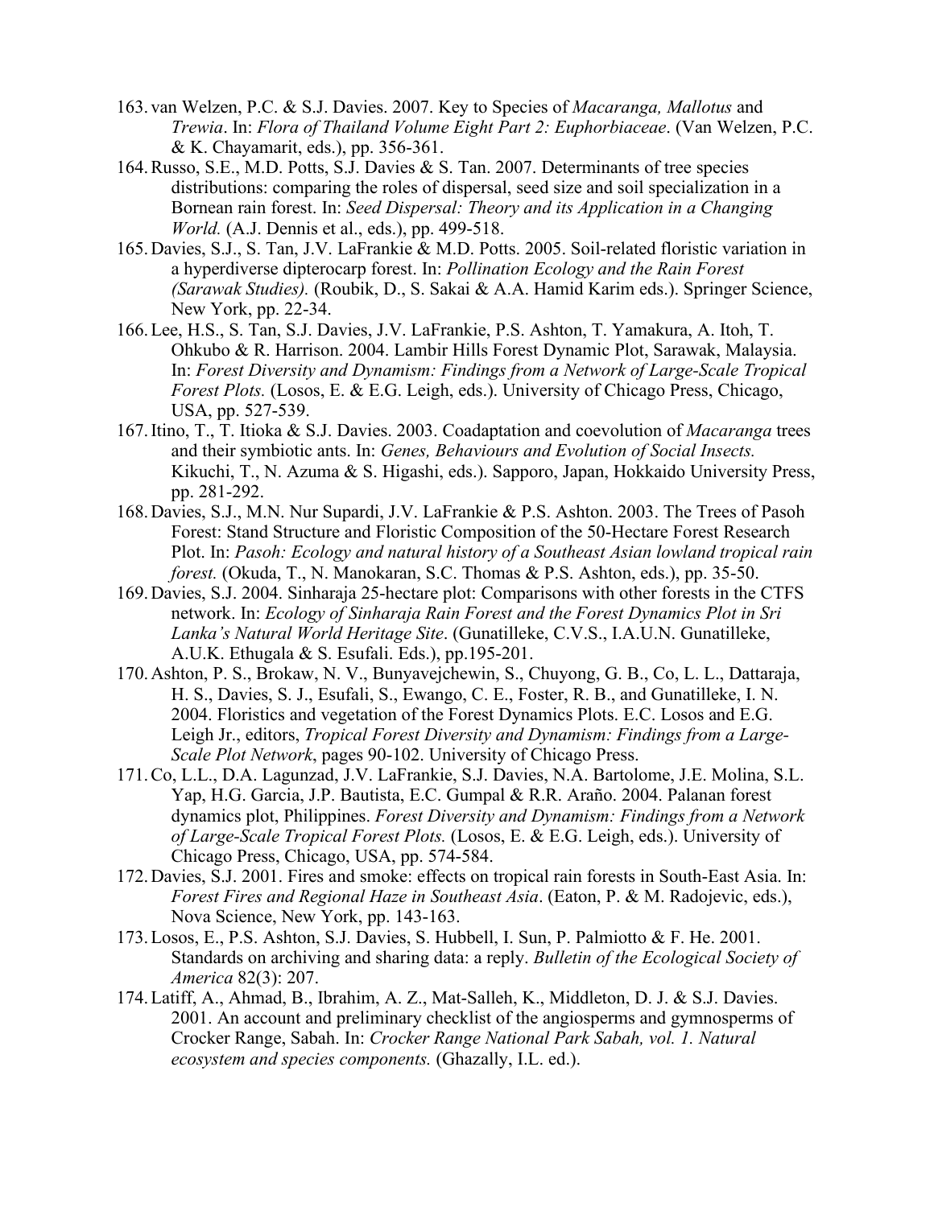163. van Welzen, P.C. & S.J. Davies. 2007. Key to Species of *Macaranga, Mallotus* and *Trewia*. In: *Flora of Thailand Volume Eight Part 2: Euphorbiaceae*. (Van Welzen, P.C. & K. Chayamarit, eds.), pp. 356-361.
164. Russo, S.E., M.D. Potts, S.J. Davies & S. Tan. 2007. Determinants of tree species distributions: comparing the roles of dispersal, seed size and soil specialization in a Bornean rain forest. In: *Seed Dispersal: Theory and its Application in a Changing World.* (A.J. Dennis et al., eds.), pp. 499-518.
165. Davies, S.J., S. Tan, J.V. LaFrankie & M.D. Potts. 2005. Soil-related floristic variation in a hyperdiverse dipterocarp forest. In: *Pollination Ecology and the Rain Forest (Sarawak Studies).* (Roubik, D., S. Sakai & A.A. Hamid Karim eds.). Springer Science, New York, pp. 22-34.
166. Lee, H.S., S. Tan, S.J. Davies, J.V. LaFrankie, P.S. Ashton, T. Yamakura, A. Itoh, T. Ohkubo & R. Harrison. 2004. Lambir Hills Forest Dynamic Plot, Sarawak, Malaysia. In: *Forest Diversity and Dynamism: Findings from a Network of Large-Scale Tropical Forest Plots.* (Losos, E. & E.G. Leigh, eds.). University of Chicago Press, Chicago, USA, pp. 527-539.
167. Itino, T., T. Itioka & S.J. Davies. 2003. Coadaptation and coevolution of *Macaranga* trees and their symbiotic ants. In: *Genes, Behaviours and Evolution of Social Insects.* Kikuchi, T., N. Azuma & S. Higashi, eds.). Sapporo, Japan, Hokkaido University Press, pp. 281-292.
168. Davies, S.J., M.N. Nur Supardi, J.V. LaFrankie & P.S. Ashton. 2003. The Trees of Pasoh Forest: Stand Structure and Floristic Composition of the 50-Hectare Forest Research Plot. In: *Pasoh: Ecology and natural history of a Southeast Asian lowland tropical rain forest.* (Okuda, T., N. Manokaran, S.C. Thomas & P.S. Ashton, eds.), pp. 35-50.
169. Davies, S.J. 2004. Sinharaja 25-hectare plot: Comparisons with other forests in the CTFS network. In: *Ecology of Sinharaja Rain Forest and the Forest Dynamics Plot in Sri Lanka's Natural World Heritage Site*. (Gunatilleke, C.V.S., I.A.U.N. Gunatilleke, A.U.K. Ethugala & S. Esufali. Eds.), pp.195-201.
170. Ashton, P. S., Brokaw, N. V., Bunyavejchewin, S., Chuyong, G. B., Co, L. L., Dattaraja, H. S., Davies, S. J., Esufali, S., Ewango, C. E., Foster, R. B., and Gunatilleke, I. N. 2004. Floristics and vegetation of the Forest Dynamics Plots. E.C. Losos and E.G. Leigh Jr., editors, *Tropical Forest Diversity and Dynamism: Findings from a Large-Scale Plot Network*, pages 90-102. University of Chicago Press.
171. Co, L.L., D.A. Lagunzad, J.V. LaFrankie, S.J. Davies, N.A. Bartolome, J.E. Molina, S.L. Yap, H.G. Garcia, J.P. Bautista, E.C. Gumpal & R.R. Araño. 2004. Palanan forest dynamics plot, Philippines. *Forest Diversity and Dynamism: Findings from a Network of Large-Scale Tropical Forest Plots.* (Losos, E. & E.G. Leigh, eds.). University of Chicago Press, Chicago, USA, pp. 574-584.
172. Davies, S.J. 2001. Fires and smoke: effects on tropical rain forests in South-East Asia. In: *Forest Fires and Regional Haze in Southeast Asia*. (Eaton, P. & M. Radojevic, eds.), Nova Science, New York, pp. 143-163.
173. Losos, E., P.S. Ashton, S.J. Davies, S. Hubbell, I. Sun, P. Palmiotto & F. He. 2001. Standards on archiving and sharing data: a reply. *Bulletin of the Ecological Society of America* 82(3): 207.
174. Latiff, A., Ahmad, B., Ibrahim, A. Z., Mat-Salleh, K., Middleton, D. J. & S.J. Davies. 2001. An account and preliminary checklist of the angiosperms and gymnosperms of Crocker Range, Sabah. In: *Crocker Range National Park Sabah, vol. 1. Natural ecosystem and species components.* (Ghazally, I.L. ed.).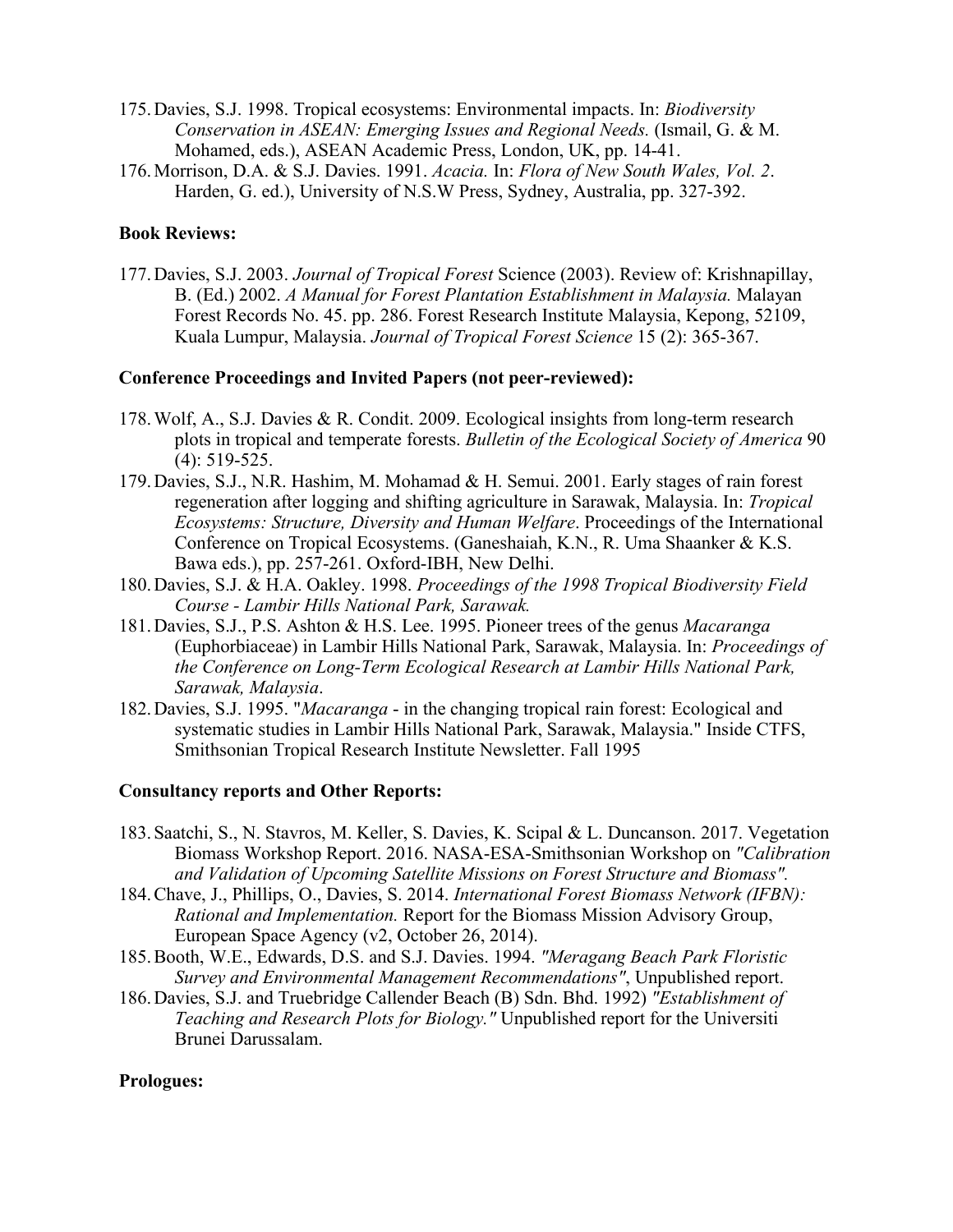175. Davies, S.J. 1998. Tropical ecosystems: Environmental impacts. In: *Biodiversity Conservation in ASEAN: Emerging Issues and Regional Needs.* (Ismail, G. & M. Mohamed, eds.), ASEAN Academic Press, London, UK, pp. 14-41.
176. Morrison, D.A. & S.J. Davies. 1991. *Acacia.* In: *Flora of New South Wales, Vol. 2*. Harden, G. ed.), University of N.S.W Press, Sydney, Australia, pp. 327-392.

**Book Reviews:**

177. Davies, S.J. 2003. *Journal of Tropical Forest* Science (2003). Review of: Krishnapillay, B. (Ed.) 2002. *A Manual for Forest Plantation Establishment in Malaysia.* Malayan Forest Records No. 45. pp. 286. Forest Research Institute Malaysia, Kepong, 52109, Kuala Lumpur, Malaysia. *Journal of Tropical Forest Science* 15 (2): 365-367.

**Conference Proceedings and Invited Papers (not peer-reviewed):**

178. Wolf, A., S.J. Davies & R. Condit. 2009. Ecological insights from long-term research plots in tropical and temperate forests. *Bulletin of the Ecological Society of America* 90 (4): 519-525.
179. Davies, S.J., N.R. Hashim, M. Mohamad & H. Semui. 2001. Early stages of rain forest regeneration after logging and shifting agriculture in Sarawak, Malaysia. In: *Tropical Ecosystems: Structure, Diversity and Human Welfare*. Proceedings of the International Conference on Tropical Ecosystems. (Ganeshaiah, K.N., R. Uma Shaanker & K.S. Bawa eds.), pp. 257-261. Oxford-IBH, New Delhi.
180. Davies, S.J. & H.A. Oakley. 1998. *Proceedings of the 1998 Tropical Biodiversity Field Course - Lambir Hills National Park, Sarawak.*
181. Davies, S.J., P.S. Ashton & H.S. Lee. 1995. Pioneer trees of the genus *Macaranga* (Euphorbiaceae) in Lambir Hills National Park, Sarawak, Malaysia. In: *Proceedings of the Conference on Long-Term Ecological Research at Lambir Hills National Park, Sarawak, Malaysia*.
182. Davies, S.J. 1995. "*Macaranga* - in the changing tropical rain forest: Ecological and systematic studies in Lambir Hills National Park, Sarawak, Malaysia." Inside CTFS, Smithsonian Tropical Research Institute Newsletter. Fall 1995

**Consultancy reports and Other Reports:**

183. Saatchi, S., N. Stavros, M. Keller, S. Davies, K. Scipal & L. Duncanson. 2017. Vegetation Biomass Workshop Report. 2016. NASA-ESA-Smithsonian Workshop on *"Calibration and Validation of Upcoming Satellite Missions on Forest Structure and Biomass".*
184. Chave, J., Phillips, O., Davies, S. 2014. *International Forest Biomass Network (IFBN): Rational and Implementation.* Report for the Biomass Mission Advisory Group, European Space Agency (v2, October 26, 2014).
185. Booth, W.E., Edwards, D.S. and S.J. Davies. 1994. *"Meragang Beach Park Floristic Survey and Environmental Management Recommendations"*, Unpublished report.
186. Davies, S.J. and Truebridge Callender Beach (B) Sdn. Bhd. 1992) *"Establishment of Teaching and Research Plots for Biology."* Unpublished report for the Universiti Brunei Darussalam.

**Prologues:**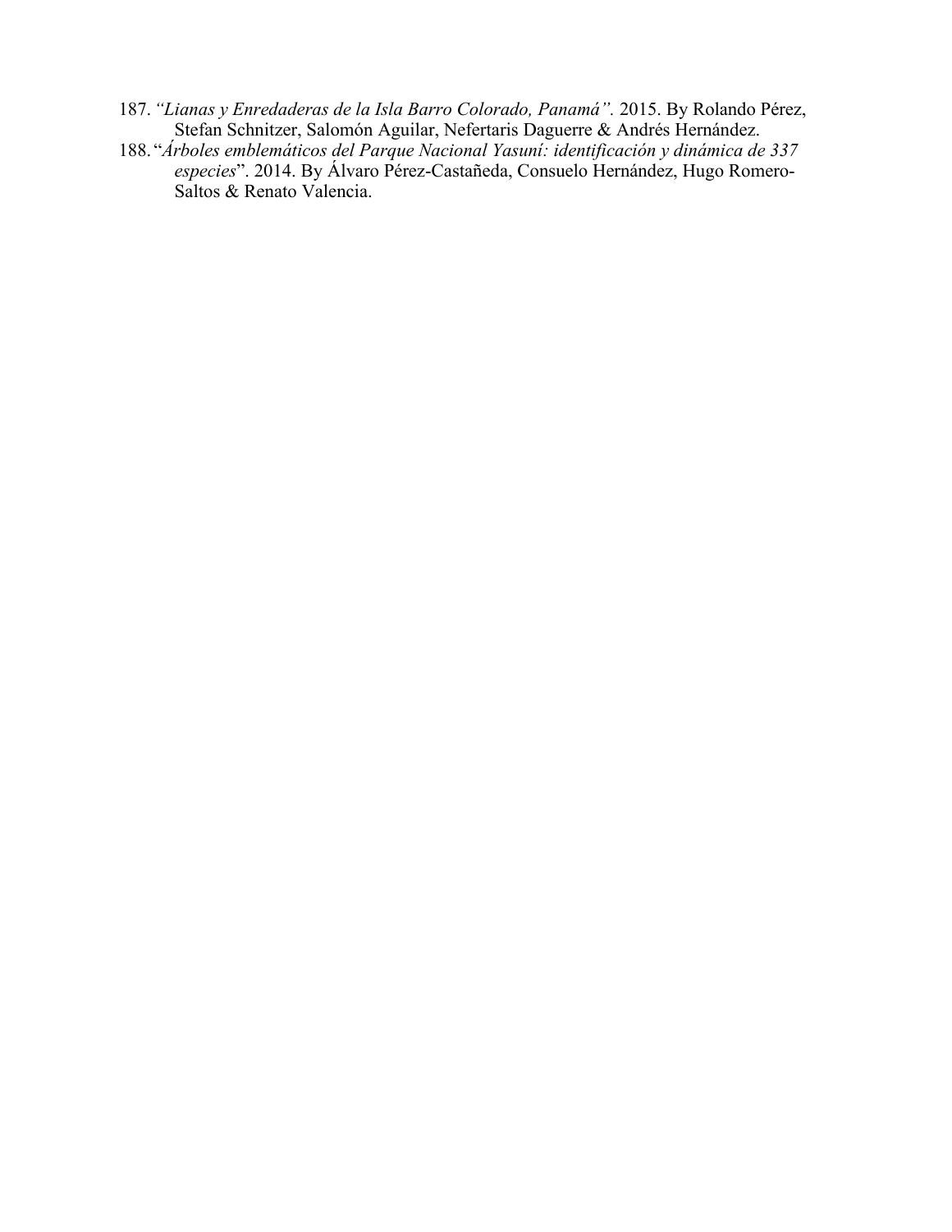187. *"Lianas y Enredaderas de la Isla Barro Colorado, Panamá".* 2015. By Rolando Pérez, Stefan Schnitzer, Salomón Aguilar, Nefertaris Daguerre & Andrés Hernández.
188. "*Árboles emblemáticos del Parque Nacional Yasuní: identificación y dinámica de 337 especies*". 2014. By Álvaro Pérez-Castañeda, Consuelo Hernández, Hugo Romero-Saltos & Renato Valencia.